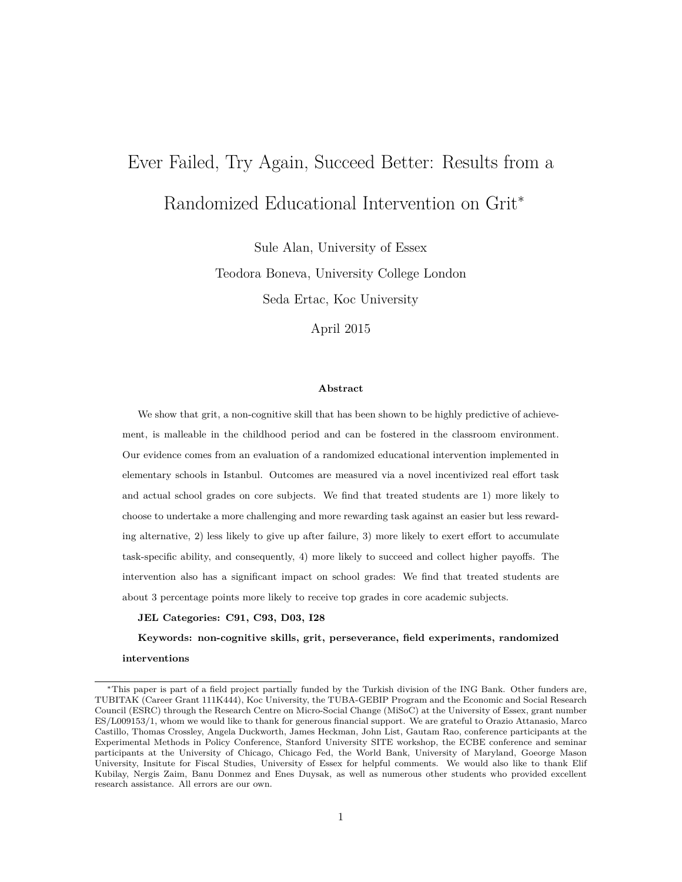# Ever Failed, Try Again, Succeed Better: Results from a Randomized Educational Intervention on Grit*

Sule Alan, University of Essex

Teodora Boneva, University College London

Seda Ertac, Koc University

April 2015

### Abstract

We show that grit, a non-cognitive skill that has been shown to be highly predictive of achievement, is malleable in the childhood period and can be fostered in the classroom environment. Our evidence comes from an evaluation of a randomized educational intervention implemented in elementary schools in Istanbul. Outcomes are measured via a novel incentivized real effort task and actual school grades on core subjects. We find that treated students are 1) more likely to choose to undertake a more challenging and more rewarding task against an easier but less rewarding alternative, 2) less likely to give up after failure, 3) more likely to exert effort to accumulate task-specific ability, and consequently, 4) more likely to succeed and collect higher payoffs. The intervention also has a significant impact on school grades: We find that treated students are about 3 percentage points more likely to receive top grades in core academic subjects.

**JEL Categories: C91, C93, D03, I28**

**Keywords: non-cognitive skills, grit, perseverance, field experiments, randomized interventions**

---

*This paper is part of a field project partially funded by the Turkish division of the ING Bank. Other funders are, TUBITAK (Career Grant 111K444), Koc University, the TUBA-GEBIP Program and the Economic and Social Research Council (ESRC) through the Research Centre on Micro-Social Change (MiSoC) at the University of Essex, grant number ES/L009153/1, whom we would like to thank for generous financial support. We are grateful to Orazio Attanasio, Marco Castillo, Thomas Crossley, Angela Duckworth, James Heckman, John List, Gautam Rao, conference participants at the Experimental Methods in Policy Conference, Stanford University SITE workshop, the ECBE conference and seminar participants at the University of Chicago, Chicago Fed, the World Bank, University of Maryland, Goeorge Mason University, Insitute for Fiscal Studies, University of Essex for helpful comments. We would also like to thank Elif Kubilay, Nergis Zaim, Banu Donmez and Enes Duysak, as well as numerous other students who provided excellent research assistance. All errors are our own.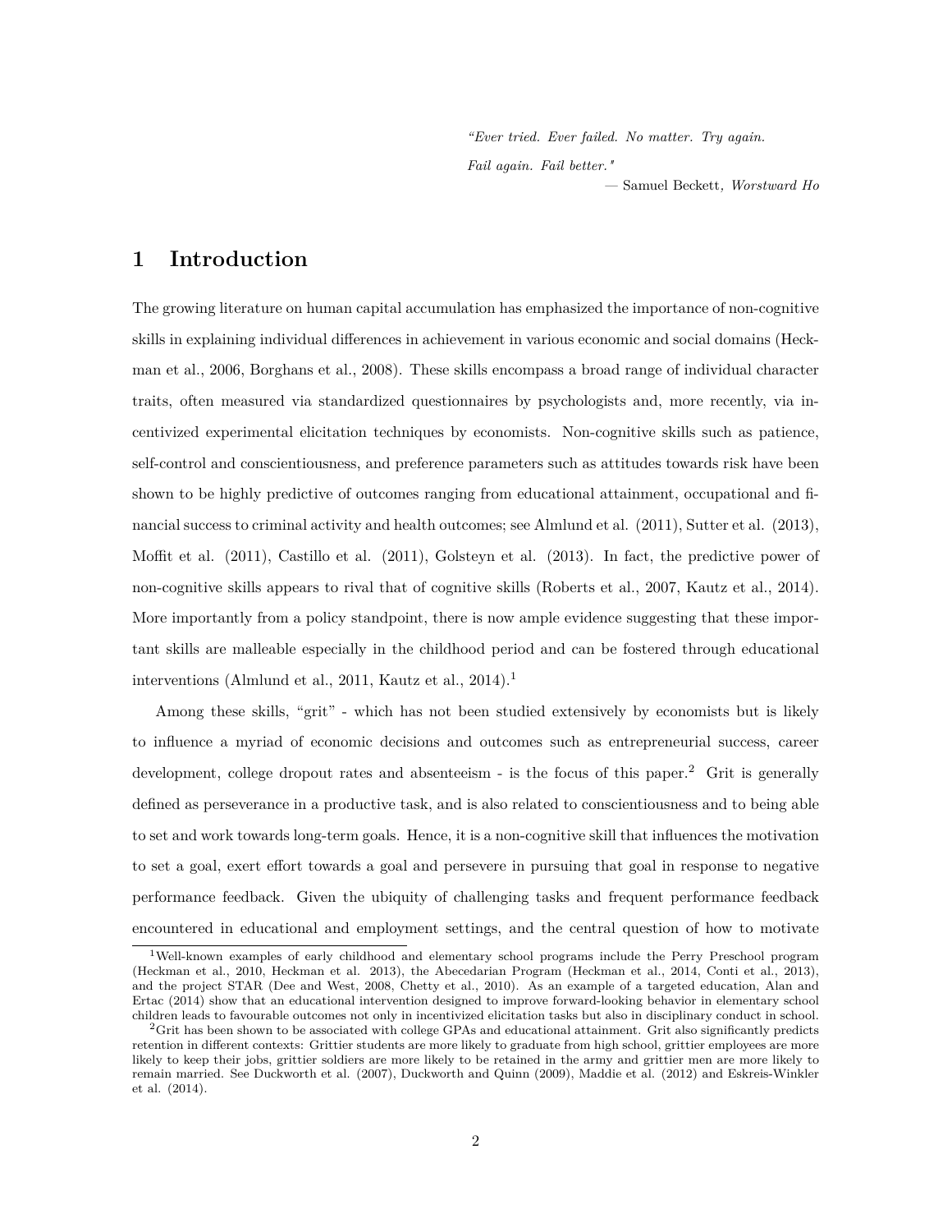> *"Ever tried. Ever failed. No matter. Try again.*
>
> *Fail again. Fail better."*
>
> — Samuel Beckett, *Worstward Ho*

# 1 Introduction

The growing literature on human capital accumulation has emphasized the importance of non-cognitive skills in explaining individual differences in achievement in various economic and social domains (Heckman et al., 2006, Borghans et al., 2008). These skills encompass a broad range of individual character traits, often measured via standardized questionnaires by psychologists and, more recently, via incentivized experimental elicitation techniques by economists. Non-cognitive skills such as patience, self-control and conscientiousness, and preference parameters such as attitudes towards risk have been shown to be highly predictive of outcomes ranging from educational attainment, occupational and financial success to criminal activity and health outcomes; see Almlund et al. (2011), Sutter et al. (2013), Moffit et al. (2011), Castillo et al. (2011), Golsteyn et al. (2013). In fact, the predictive power of non-cognitive skills appears to rival that of cognitive skills (Roberts et al., 2007, Kautz et al., 2014). More importantly from a policy standpoint, there is now ample evidence suggesting that these important skills are malleable especially in the childhood period and can be fostered through educational interventions (Almlund et al., 2011, Kautz et al., 2014).[1]

Among these skills, "grit" - which has not been studied extensively by economists but is likely to influence a myriad of economic decisions and outcomes such as entrepreneurial success, career development, college dropout rates and absenteeism - is the focus of this paper.[2] Grit is generally defined as perseverance in a productive task, and is also related to conscientiousness and to being able to set and work towards long-term goals. Hence, it is a non-cognitive skill that influences the motivation to set a goal, exert effort towards a goal and persevere in pursuing that goal in response to negative performance feedback. Given the ubiquity of challenging tasks and frequent performance feedback encountered in educational and employment settings, and the central question of how to motivate

[1] Well-known examples of early childhood and elementary school programs include the Perry Preschool program (Heckman et al., 2010, Heckman et al. 2013), the Abecedarian Program (Heckman et al., 2014, Conti et al., 2013), and the project STAR (Dee and West, 2008, Chetty et al., 2010). As an example of a targeted education, Alan and Ertac (2014) show that an educational intervention designed to improve forward-looking behavior in elementary school children leads to favourable outcomes not only in incentivized elicitation tasks but also in disciplinary conduct in school.

[2] Grit has been shown to be associated with college GPAs and educational attainment. Grit also significantly predicts retention in different contexts: Grittier students are more likely to graduate from high school, grittier employees are more likely to keep their jobs, grittier soldiers are more likely to be retained in the army and grittier men are more likely to remain married. See Duckworth et al. (2007), Duckworth and Quinn (2009), Maddie et al. (2012) and Eskreis-Winkler et al. (2014).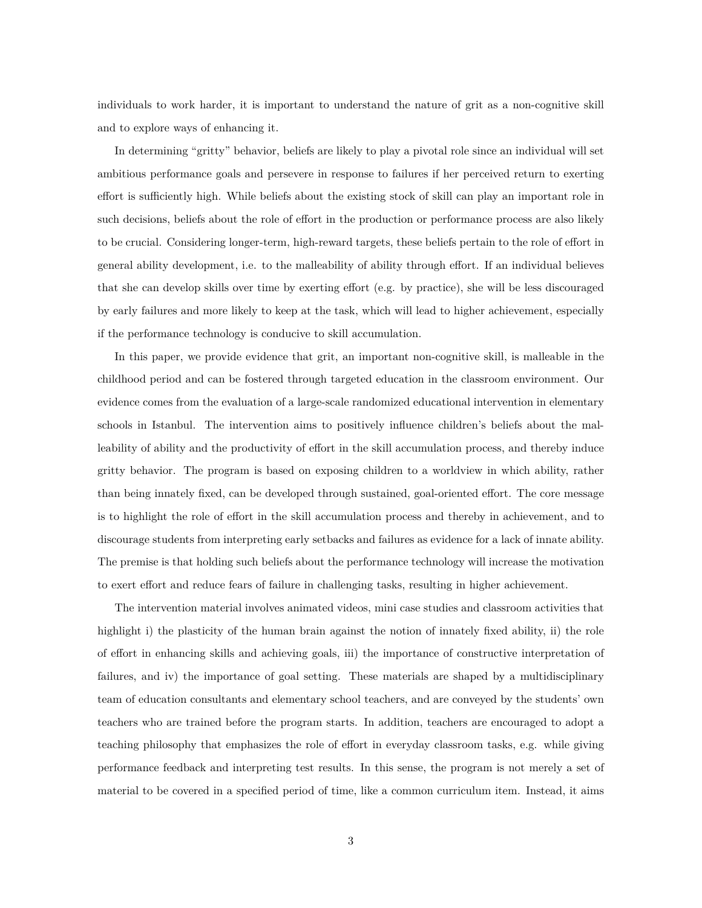individuals to work harder, it is important to understand the nature of grit as a non-cognitive skill and to explore ways of enhancing it.

In determining "gritty" behavior, beliefs are likely to play a pivotal role since an individual will set ambitious performance goals and persevere in response to failures if her perceived return to exerting effort is sufficiently high. While beliefs about the existing stock of skill can play an important role in such decisions, beliefs about the role of effort in the production or performance process are also likely to be crucial. Considering longer-term, high-reward targets, these beliefs pertain to the role of effort in general ability development, i.e. to the malleability of ability through effort. If an individual believes that she can develop skills over time by exerting effort (e.g. by practice), she will be less discouraged by early failures and more likely to keep at the task, which will lead to higher achievement, especially if the performance technology is conducive to skill accumulation.

In this paper, we provide evidence that grit, an important non-cognitive skill, is malleable in the childhood period and can be fostered through targeted education in the classroom environment. Our evidence comes from the evaluation of a large-scale randomized educational intervention in elementary schools in Istanbul. The intervention aims to positively influence children's beliefs about the malleability of ability and the productivity of effort in the skill accumulation process, and thereby induce gritty behavior. The program is based on exposing children to a worldview in which ability, rather than being innately fixed, can be developed through sustained, goal-oriented effort. The core message is to highlight the role of effort in the skill accumulation process and thereby in achievement, and to discourage students from interpreting early setbacks and failures as evidence for a lack of innate ability. The premise is that holding such beliefs about the performance technology will increase the motivation to exert effort and reduce fears of failure in challenging tasks, resulting in higher achievement.

The intervention material involves animated videos, mini case studies and classroom activities that highlight i) the plasticity of the human brain against the notion of innately fixed ability, ii) the role of effort in enhancing skills and achieving goals, iii) the importance of constructive interpretation of failures, and iv) the importance of goal setting. These materials are shaped by a multidisciplinary team of education consultants and elementary school teachers, and are conveyed by the students' own teachers who are trained before the program starts. In addition, teachers are encouraged to adopt a teaching philosophy that emphasizes the role of effort in everyday classroom tasks, e.g. while giving performance feedback and interpreting test results. In this sense, the program is not merely a set of material to be covered in a specified period of time, like a common curriculum item. Instead, it aims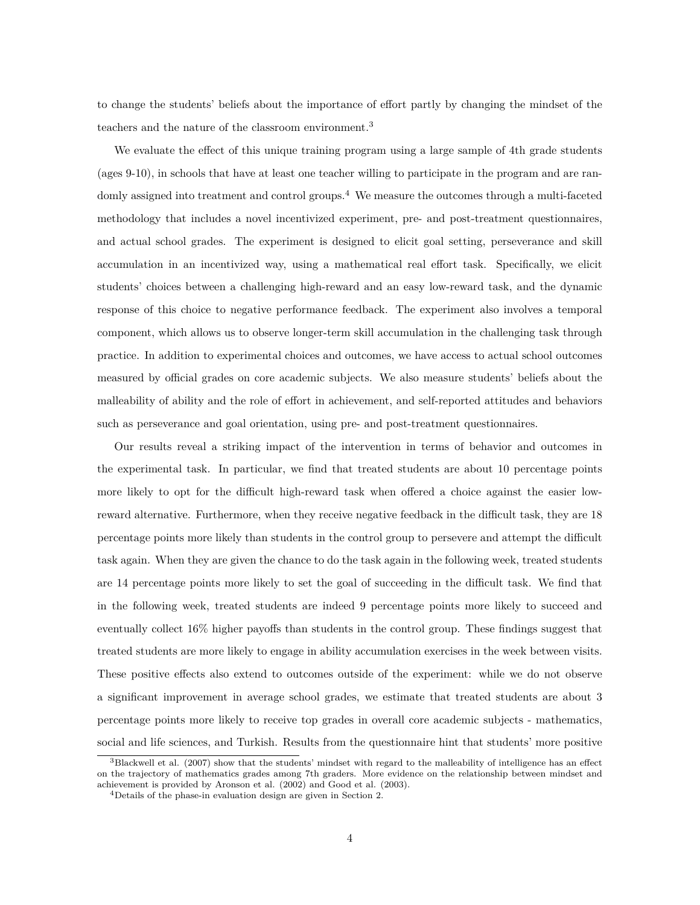to change the students' beliefs about the importance of effort partly by changing the mindset of the teachers and the nature of the classroom environment.[3]

We evaluate the effect of this unique training program using a large sample of 4th grade students (ages 9-10), in schools that have at least one teacher willing to participate in the program and are randomly assigned into treatment and control groups.[4] We measure the outcomes through a multi-faceted methodology that includes a novel incentivized experiment, pre- and post-treatment questionnaires, and actual school grades. The experiment is designed to elicit goal setting, perseverance and skill accumulation in an incentivized way, using a mathematical real effort task. Specifically, we elicit students' choices between a challenging high-reward and an easy low-reward task, and the dynamic response of this choice to negative performance feedback. The experiment also involves a temporal component, which allows us to observe longer-term skill accumulation in the challenging task through practice. In addition to experimental choices and outcomes, we have access to actual school outcomes measured by official grades on core academic subjects. We also measure students' beliefs about the malleability of ability and the role of effort in achievement, and self-reported attitudes and behaviors such as perseverance and goal orientation, using pre- and post-treatment questionnaires.

Our results reveal a striking impact of the intervention in terms of behavior and outcomes in the experimental task. In particular, we find that treated students are about 10 percentage points more likely to opt for the difficult high-reward task when offered a choice against the easier low-reward alternative. Furthermore, when they receive negative feedback in the difficult task, they are 18 percentage points more likely than students in the control group to persevere and attempt the difficult task again. When they are given the chance to do the task again in the following week, treated students are 14 percentage points more likely to set the goal of succeeding in the difficult task. We find that in the following week, treated students are indeed 9 percentage points more likely to succeed and eventually collect 16% higher payoffs than students in the control group. These findings suggest that treated students are more likely to engage in ability accumulation exercises in the week between visits. These positive effects also extend to outcomes outside of the experiment: while we do not observe a significant improvement in average school grades, we estimate that treated students are about 3 percentage points more likely to receive top grades in overall core academic subjects - mathematics, social and life sciences, and Turkish. Results from the questionnaire hint that students' more positive

[3] Blackwell et al. (2007) show that the students' mindset with regard to the malleability of intelligence has an effect on the trajectory of mathematics grades among 7th graders. More evidence on the relationship between mindset and achievement is provided by Aronson et al. (2002) and Good et al. (2003).

[4] Details of the phase-in evaluation design are given in Section 2.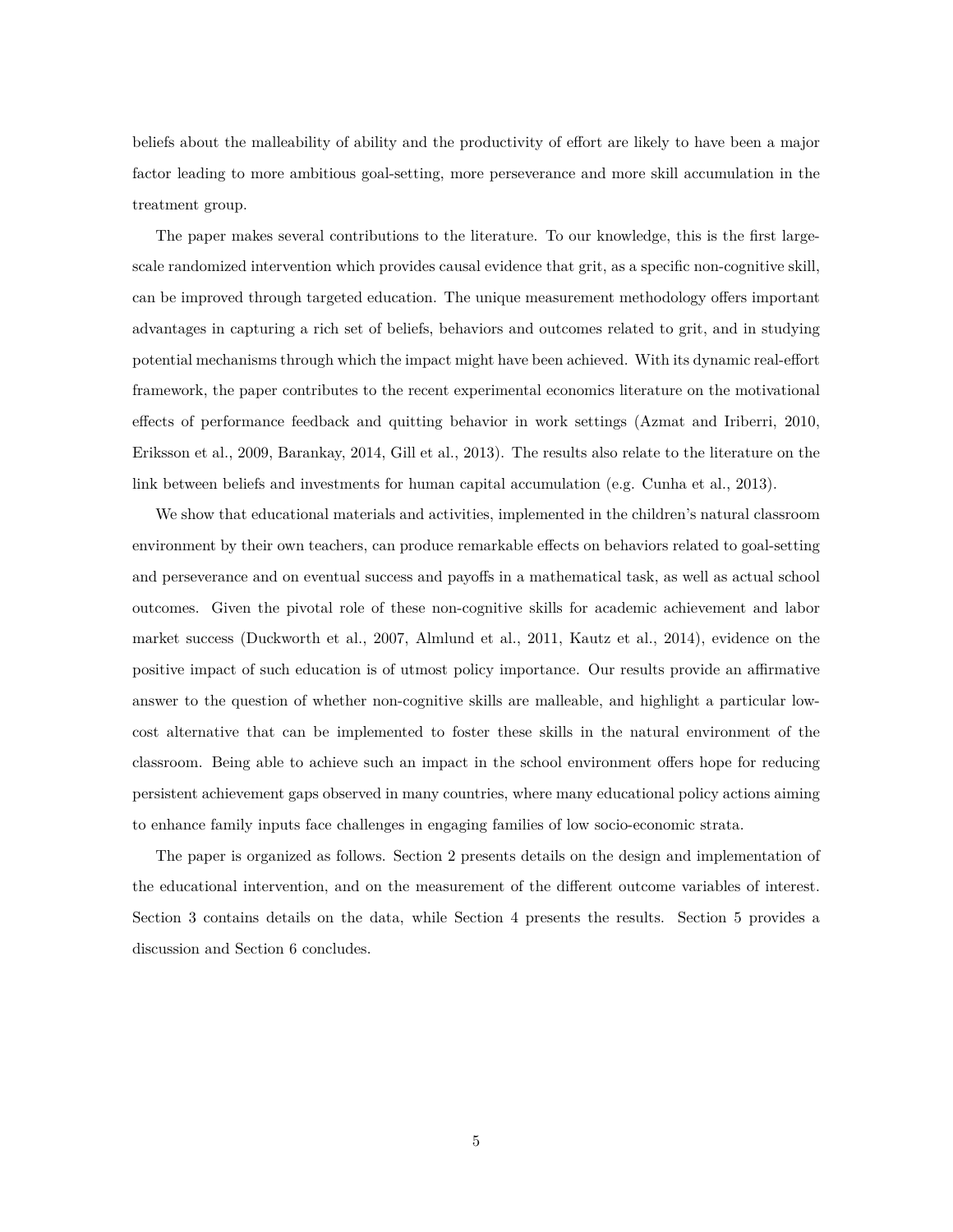beliefs about the malleability of ability and the productivity of effort are likely to have been a major factor leading to more ambitious goal-setting, more perseverance and more skill accumulation in the treatment group.

The paper makes several contributions to the literature. To our knowledge, this is the first large-scale randomized intervention which provides causal evidence that grit, as a specific non-cognitive skill, can be improved through targeted education. The unique measurement methodology offers important advantages in capturing a rich set of beliefs, behaviors and outcomes related to grit, and in studying potential mechanisms through which the impact might have been achieved. With its dynamic real-effort framework, the paper contributes to the recent experimental economics literature on the motivational effects of performance feedback and quitting behavior in work settings (Azmat and Iriberri, 2010, Eriksson et al., 2009, Barankay, 2014, Gill et al., 2013). The results also relate to the literature on the link between beliefs and investments for human capital accumulation (e.g. Cunha et al., 2013).

We show that educational materials and activities, implemented in the children's natural classroom environment by their own teachers, can produce remarkable effects on behaviors related to goal-setting and perseverance and on eventual success and payoffs in a mathematical task, as well as actual school outcomes. Given the pivotal role of these non-cognitive skills for academic achievement and labor market success (Duckworth et al., 2007, Almlund et al., 2011, Kautz et al., 2014), evidence on the positive impact of such education is of utmost policy importance. Our results provide an affirmative answer to the question of whether non-cognitive skills are malleable, and highlight a particular low-cost alternative that can be implemented to foster these skills in the natural environment of the classroom. Being able to achieve such an impact in the school environment offers hope for reducing persistent achievement gaps observed in many countries, where many educational policy actions aiming to enhance family inputs face challenges in engaging families of low socio-economic strata.

The paper is organized as follows. Section 2 presents details on the design and implementation of the educational intervention, and on the measurement of the different outcome variables of interest. Section 3 contains details on the data, while Section 4 presents the results. Section 5 provides a discussion and Section 6 concludes.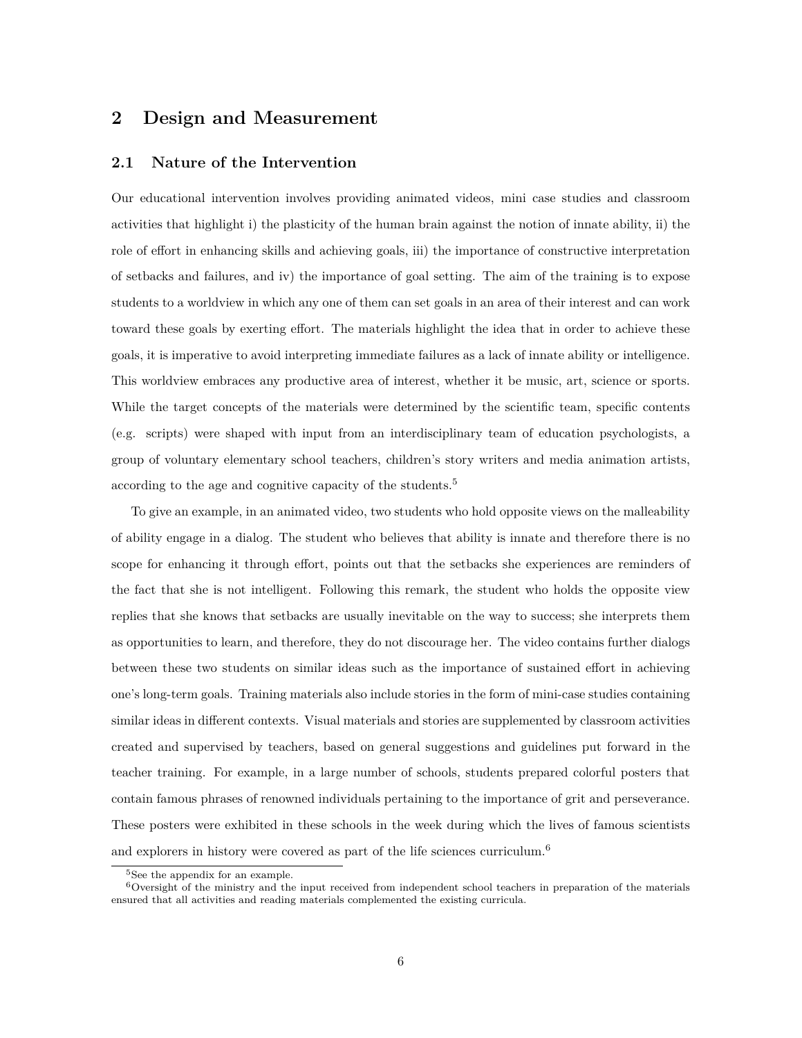## 2 Design and Measurement

### 2.1 Nature of the Intervention

Our educational intervention involves providing animated videos, mini case studies and classroom activities that highlight i) the plasticity of the human brain against the notion of innate ability, ii) the role of effort in enhancing skills and achieving goals, iii) the importance of constructive interpretation of setbacks and failures, and iv) the importance of goal setting. The aim of the training is to expose students to a worldview in which any one of them can set goals in an area of their interest and can work toward these goals by exerting effort. The materials highlight the idea that in order to achieve these goals, it is imperative to avoid interpreting immediate failures as a lack of innate ability or intelligence. This worldview embraces any productive area of interest, whether it be music, art, science or sports. While the target concepts of the materials were determined by the scientific team, specific contents (e.g. scripts) were shaped with input from an interdisciplinary team of education psychologists, a group of voluntary elementary school teachers, children's story writers and media animation artists, according to the age and cognitive capacity of the students.[5]

To give an example, in an animated video, two students who hold opposite views on the malleability of ability engage in a dialog. The student who believes that ability is innate and therefore there is no scope for enhancing it through effort, points out that the setbacks she experiences are reminders of the fact that she is not intelligent. Following this remark, the student who holds the opposite view replies that she knows that setbacks are usually inevitable on the way to success; she interprets them as opportunities to learn, and therefore, they do not discourage her. The video contains further dialogs between these two students on similar ideas such as the importance of sustained effort in achieving one's long-term goals. Training materials also include stories in the form of mini-case studies containing similar ideas in different contexts. Visual materials and stories are supplemented by classroom activities created and supervised by teachers, based on general suggestions and guidelines put forward in the teacher training. For example, in a large number of schools, students prepared colorful posters that contain famous phrases of renowned individuals pertaining to the importance of grit and perseverance. These posters were exhibited in these schools in the week during which the lives of famous scientists and explorers in history were covered as part of the life sciences curriculum.[6]

---

[5] See the appendix for an example.

[6] Oversight of the ministry and the input received from independent school teachers in preparation of the materials ensured that all activities and reading materials complemented the existing curricula.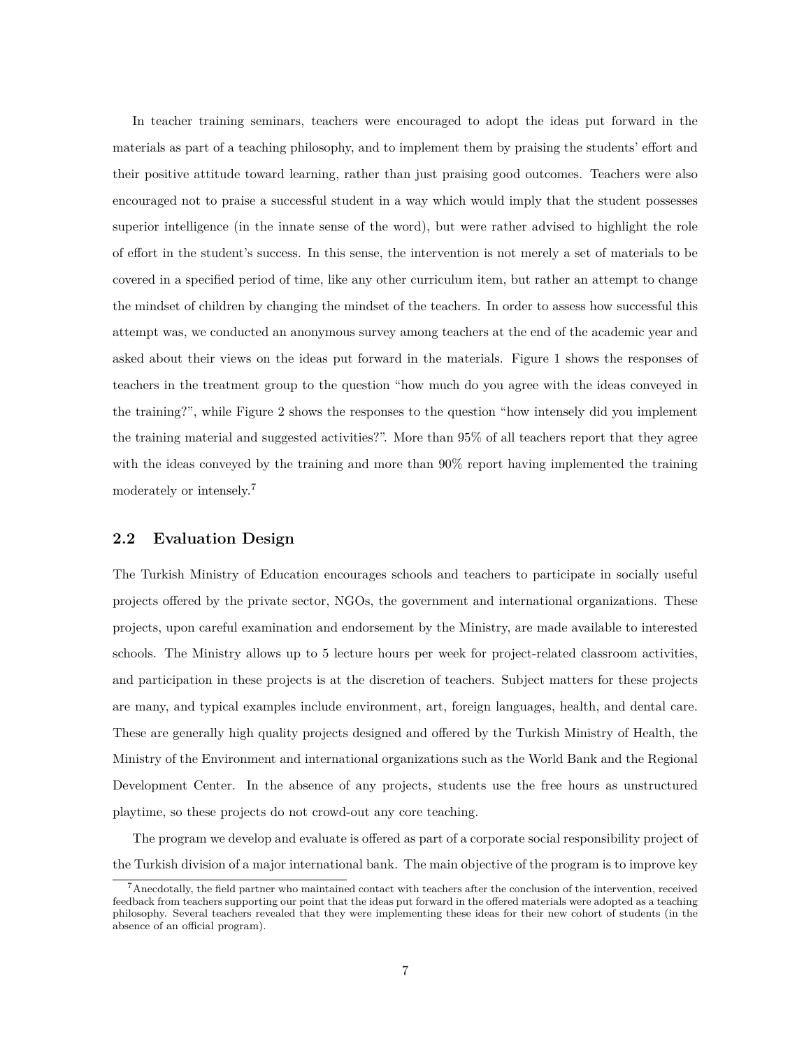In teacher training seminars, teachers were encouraged to adopt the ideas put forward in the materials as part of a teaching philosophy, and to implement them by praising the students' effort and their positive attitude toward learning, rather than just praising good outcomes. Teachers were also encouraged not to praise a successful student in a way which would imply that the student possesses superior intelligence (in the innate sense of the word), but were rather advised to highlight the role of effort in the student's success. In this sense, the intervention is not merely a set of materials to be covered in a specified period of time, like any other curriculum item, but rather an attempt to change the mindset of children by changing the mindset of the teachers. In order to assess how successful this attempt was, we conducted an anonymous survey among teachers at the end of the academic year and asked about their views on the ideas put forward in the materials. Figure 1 shows the responses of teachers in the treatment group to the question "how much do you agree with the ideas conveyed in the training?", while Figure 2 shows the responses to the question "how intensely did you implement the training material and suggested activities?". More than 95% of all teachers report that they agree with the ideas conveyed by the training and more than 90% report having implemented the training moderately or intensely.[7]

## 2.2 Evaluation Design

The Turkish Ministry of Education encourages schools and teachers to participate in socially useful projects offered by the private sector, NGOs, the government and international organizations. These projects, upon careful examination and endorsement by the Ministry, are made available to interested schools. The Ministry allows up to 5 lecture hours per week for project-related classroom activities, and participation in these projects is at the discretion of teachers. Subject matters for these projects are many, and typical examples include environment, art, foreign languages, health, and dental care. These are generally high quality projects designed and offered by the Turkish Ministry of Health, the Ministry of the Environment and international organizations such as the World Bank and the Regional Development Center. In the absence of any projects, students use the free hours as unstructured playtime, so these projects do not crowd-out any core teaching.

The program we develop and evaluate is offered as part of a corporate social responsibility project of the Turkish division of a major international bank. The main objective of the program is to improve key

[7] Anecdotally, the field partner who maintained contact with teachers after the conclusion of the intervention, received feedback from teachers supporting our point that the ideas put forward in the offered materials were adopted as a teaching philosophy. Several teachers revealed that they were implementing these ideas for their new cohort of students (in the absence of an official program).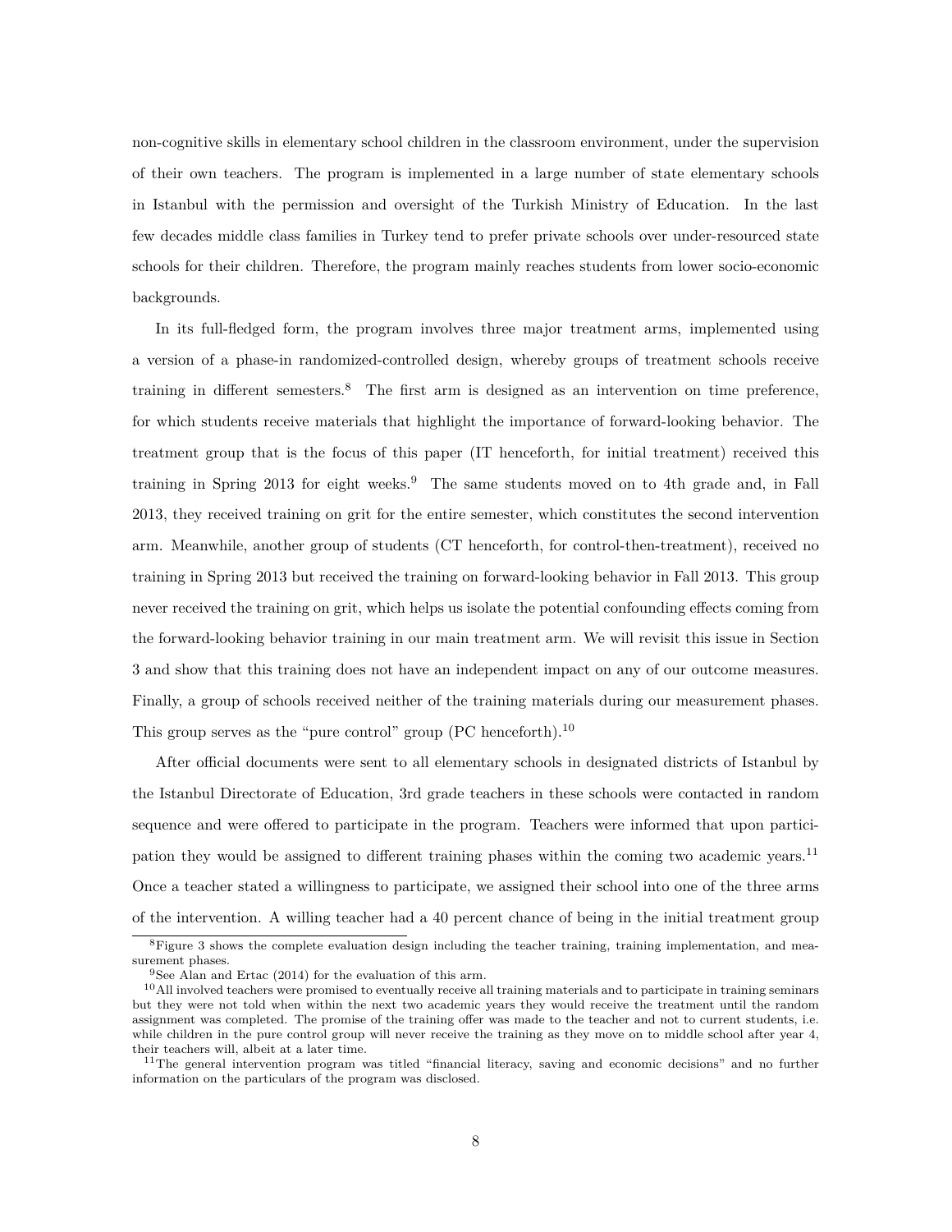non-cognitive skills in elementary school children in the classroom environment, under the supervision of their own teachers. The program is implemented in a large number of state elementary schools in Istanbul with the permission and oversight of the Turkish Ministry of Education. In the last few decades middle class families in Turkey tend to prefer private schools over under-resourced state schools for their children. Therefore, the program mainly reaches students from lower socio-economic backgrounds.

In its full-fledged form, the program involves three major treatment arms, implemented using a version of a phase-in randomized-controlled design, whereby groups of treatment schools receive training in different semesters.[8] The first arm is designed as an intervention on time preference, for which students receive materials that highlight the importance of forward-looking behavior. The treatment group that is the focus of this paper (IT henceforth, for initial treatment) received this training in Spring 2013 for eight weeks.[9] The same students moved on to 4th grade and, in Fall 2013, they received training on grit for the entire semester, which constitutes the second intervention arm. Meanwhile, another group of students (CT henceforth, for control-then-treatment), received no training in Spring 2013 but received the training on forward-looking behavior in Fall 2013. This group never received the training on grit, which helps us isolate the potential confounding effects coming from the forward-looking behavior training in our main treatment arm. We will revisit this issue in Section 3 and show that this training does not have an independent impact on any of our outcome measures. Finally, a group of schools received neither of the training materials during our measurement phases. This group serves as the "pure control" group (PC henceforth).[10]

After official documents were sent to all elementary schools in designated districts of Istanbul by the Istanbul Directorate of Education, 3rd grade teachers in these schools were contacted in random sequence and were offered to participate in the program. Teachers were informed that upon participation they would be assigned to different training phases within the coming two academic years.[11] Once a teacher stated a willingness to participate, we assigned their school into one of the three arms of the intervention. A willing teacher had a 40 percent chance of being in the initial treatment group

[8] Figure 3 shows the complete evaluation design including the teacher training, training implementation, and measurement phases.

[9] See Alan and Ertac (2014) for the evaluation of this arm.

[10] All involved teachers were promised to eventually receive all training materials and to participate in training seminars but they were not told when within the next two academic years they would receive the treatment until the random assignment was completed. The promise of the training offer was made to the teacher and not to current students, i.e. while children in the pure control group will never receive the training as they move on to middle school after year 4, their teachers will, albeit at a later time.

[11] The general intervention program was titled "financial literacy, saving and economic decisions" and no further information on the particulars of the program was disclosed.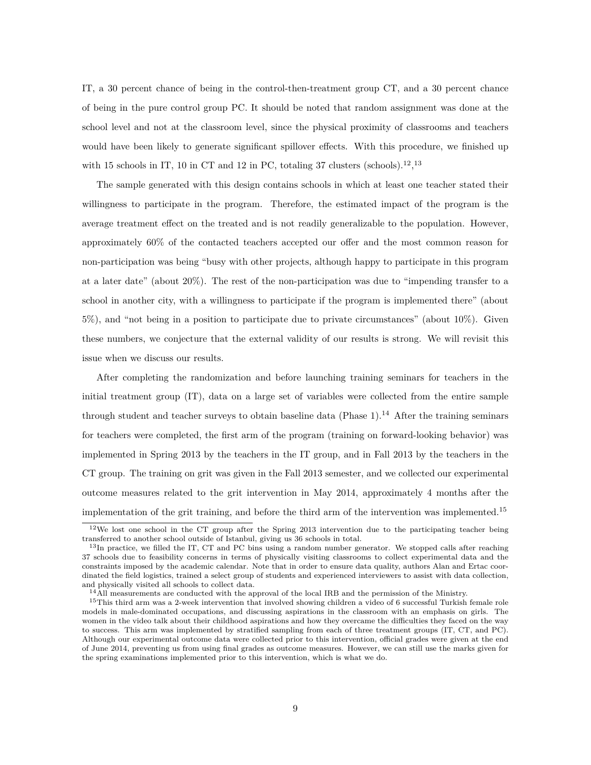IT, a 30 percent chance of being in the control-then-treatment group CT, and a 30 percent chance of being in the pure control group PC. It should be noted that random assignment was done at the school level and not at the classroom level, since the physical proximity of classrooms and teachers would have been likely to generate significant spillover effects. With this procedure, we finished up with 15 schools in IT, 10 in CT and 12 in PC, totaling 37 clusters (schools).[12],[13]

The sample generated with this design contains schools in which at least one teacher stated their willingness to participate in the program. Therefore, the estimated impact of the program is the average treatment effect on the treated and is not readily generalizable to the population. However, approximately 60% of the contacted teachers accepted our offer and the most common reason for non-participation was being "busy with other projects, although happy to participate in this program at a later date" (about 20%). The rest of the non-participation was due to "impending transfer to a school in another city, with a willingness to participate if the program is implemented there" (about 5%), and "not being in a position to participate due to private circumstances" (about 10%). Given these numbers, we conjecture that the external validity of our results is strong. We will revisit this issue when we discuss our results.

After completing the randomization and before launching training seminars for teachers in the initial treatment group (IT), data on a large set of variables were collected from the entire sample through student and teacher surveys to obtain baseline data (Phase 1).[14] After the training seminars for teachers were completed, the first arm of the program (training on forward-looking behavior) was implemented in Spring 2013 by the teachers in the IT group, and in Fall 2013 by the teachers in the CT group. The training on grit was given in the Fall 2013 semester, and we collected our experimental outcome measures related to the grit intervention in May 2014, approximately 4 months after the implementation of the grit training, and before the third arm of the intervention was implemented.[15]

[12] We lost one school in the CT group after the Spring 2013 intervention due to the participating teacher being transferred to another school outside of Istanbul, giving us 36 schools in total.

[13] In practice, we filled the IT, CT and PC bins using a random number generator. We stopped calls after reaching 37 schools due to feasibility concerns in terms of physically visiting classrooms to collect experimental data and the constraints imposed by the academic calendar. Note that in order to ensure data quality, authors Alan and Ertac coordinated the field logistics, trained a select group of students and experienced interviewers to assist with data collection, and physically visited all schools to collect data.

[14] All measurements are conducted with the approval of the local IRB and the permission of the Ministry.

[15] This third arm was a 2-week intervention that involved showing children a video of 6 successful Turkish female role models in male-dominated occupations, and discussing aspirations in the classroom with an emphasis on girls. The women in the video talk about their childhood aspirations and how they overcame the difficulties they faced on the way to success. This arm was implemented by stratified sampling from each of three treatment groups (IT, CT, and PC). Although our experimental outcome data were collected prior to this intervention, official grades were given at the end of June 2014, preventing us from using final grades as outcome measures. However, we can still use the marks given for the spring examinations implemented prior to this intervention, which is what we do.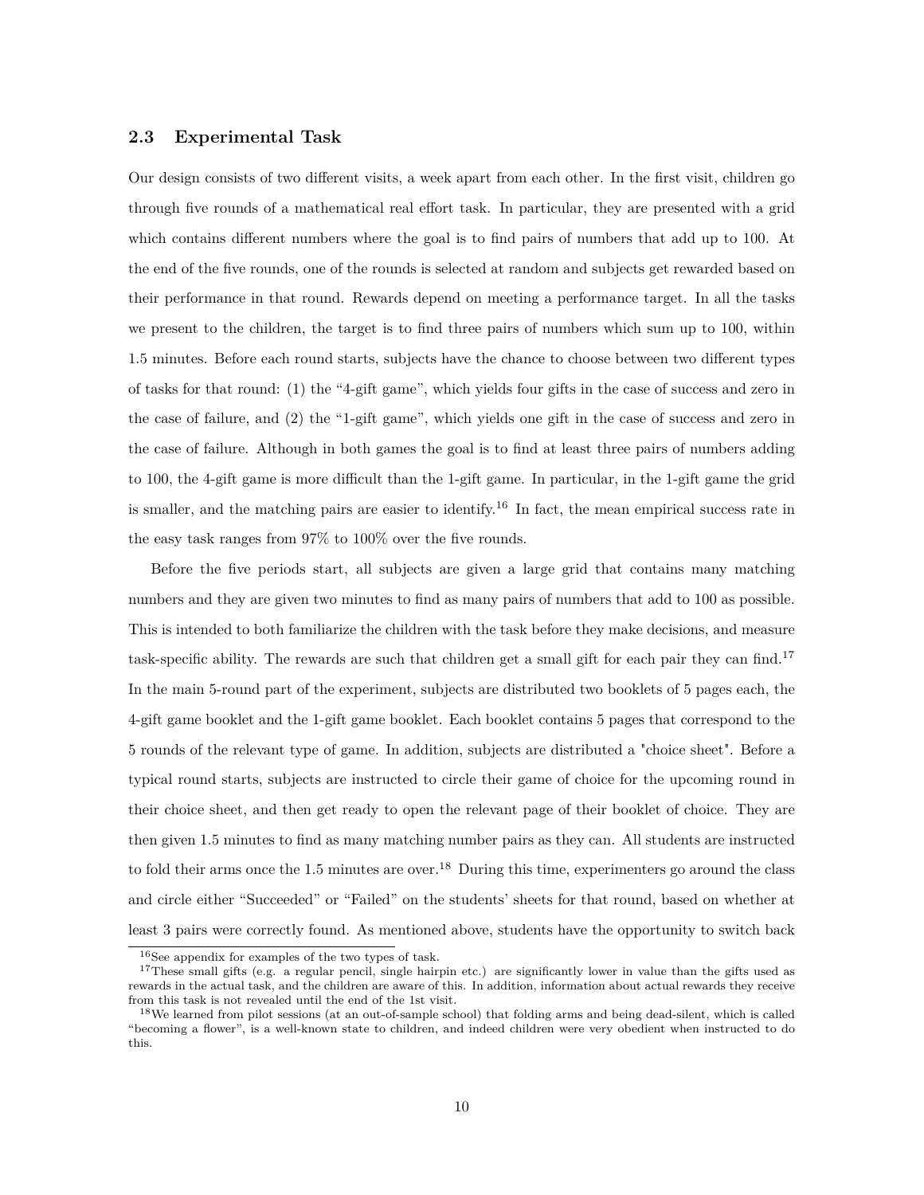### 2.3 Experimental Task

Our design consists of two different visits, a week apart from each other. In the first visit, children go through five rounds of a mathematical real effort task. In particular, they are presented with a grid which contains different numbers where the goal is to find pairs of numbers that add up to 100. At the end of the five rounds, one of the rounds is selected at random and subjects get rewarded based on their performance in that round. Rewards depend on meeting a performance target. In all the tasks we present to the children, the target is to find three pairs of numbers which sum up to 100, within 1.5 minutes. Before each round starts, subjects have the chance to choose between two different types of tasks for that round: (1) the "4-gift game", which yields four gifts in the case of success and zero in the case of failure, and (2) the "1-gift game", which yields one gift in the case of success and zero in the case of failure. Although in both games the goal is to find at least three pairs of numbers adding to 100, the 4-gift game is more difficult than the 1-gift game. In particular, in the 1-gift game the grid is smaller, and the matching pairs are easier to identify.[16] In fact, the mean empirical success rate in the easy task ranges from 97% to 100% over the five rounds.

Before the five periods start, all subjects are given a large grid that contains many matching numbers and they are given two minutes to find as many pairs of numbers that add to 100 as possible. This is intended to both familiarize the children with the task before they make decisions, and measure task-specific ability. The rewards are such that children get a small gift for each pair they can find.[17] In the main 5-round part of the experiment, subjects are distributed two booklets of 5 pages each, the 4-gift game booklet and the 1-gift game booklet. Each booklet contains 5 pages that correspond to the 5 rounds of the relevant type of game. In addition, subjects are distributed a "choice sheet". Before a typical round starts, subjects are instructed to circle their game of choice for the upcoming round in their choice sheet, and then get ready to open the relevant page of their booklet of choice. They are then given 1.5 minutes to find as many matching number pairs as they can. All students are instructed to fold their arms once the 1.5 minutes are over.[18] During this time, experimenters go around the class and circle either "Succeeded" or "Failed" on the students' sheets for that round, based on whether at least 3 pairs were correctly found. As mentioned above, students have the opportunity to switch back

---

[16] See appendix for examples of the two types of task.

[17] These small gifts (e.g. a regular pencil, single hairpin etc.) are significantly lower in value than the gifts used as rewards in the actual task, and the children are aware of this. In addition, information about actual rewards they receive from this task is not revealed until the end of the 1st visit.

[18] We learned from pilot sessions (at an out-of-sample school) that folding arms and being dead-silent, which is called "becoming a flower", is a well-known state to children, and indeed children were very obedient when instructed to do this.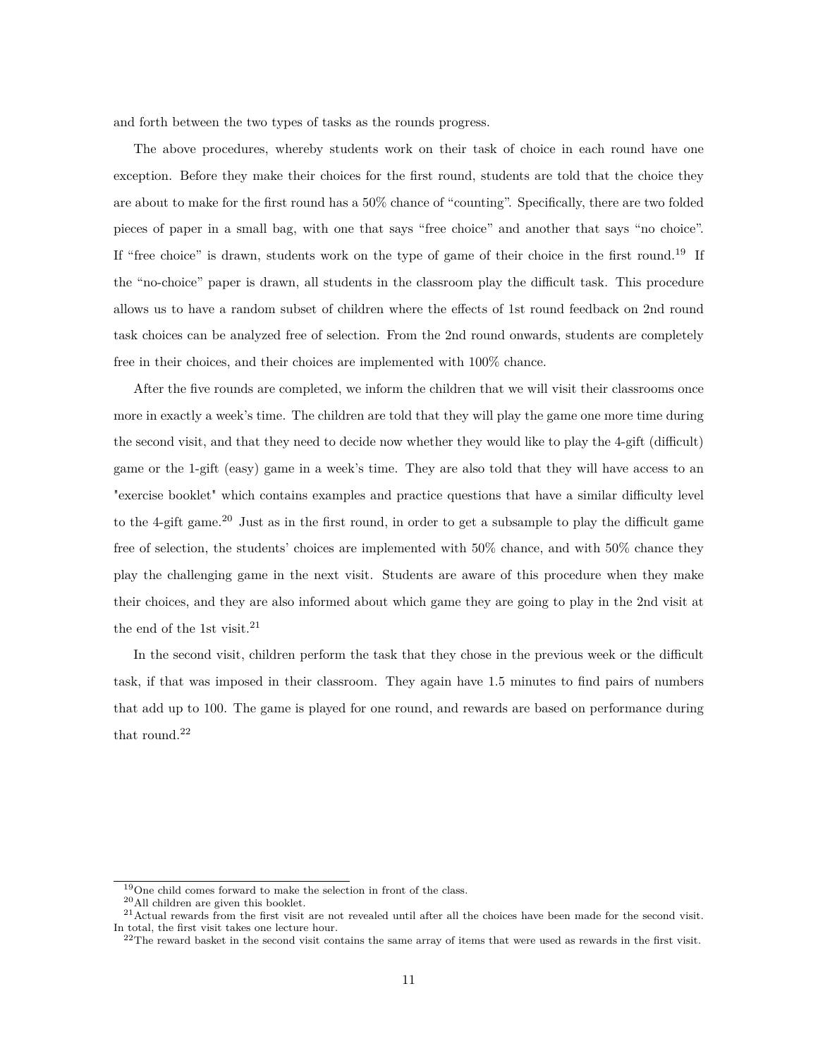and forth between the two types of tasks as the rounds progress.

The above procedures, whereby students work on their task of choice in each round have one exception. Before they make their choices for the first round, students are told that the choice they are about to make for the first round has a 50% chance of "counting". Specifically, there are two folded pieces of paper in a small bag, with one that says "free choice" and another that says "no choice". If "free choice" is drawn, students work on the type of game of their choice in the first round.[19] If the "no-choice" paper is drawn, all students in the classroom play the difficult task. This procedure allows us to have a random subset of children where the effects of 1st round feedback on 2nd round task choices can be analyzed free of selection. From the 2nd round onwards, students are completely free in their choices, and their choices are implemented with 100% chance.

After the five rounds are completed, we inform the children that we will visit their classrooms once more in exactly a week's time. The children are told that they will play the game one more time during the second visit, and that they need to decide now whether they would like to play the 4-gift (difficult) game or the 1-gift (easy) game in a week's time. They are also told that they will have access to an "exercise booklet" which contains examples and practice questions that have a similar difficulty level to the 4-gift game.[20] Just as in the first round, in order to get a subsample to play the difficult game free of selection, the students' choices are implemented with 50% chance, and with 50% chance they play the challenging game in the next visit. Students are aware of this procedure when they make their choices, and they are also informed about which game they are going to play in the 2nd visit at the end of the 1st visit.[21]

In the second visit, children perform the task that they chose in the previous week or the difficult task, if that was imposed in their classroom. They again have 1.5 minutes to find pairs of numbers that add up to 100. The game is played for one round, and rewards are based on performance during that round.[22]

[19] One child comes forward to make the selection in front of the class.

[20] All children are given this booklet.

[21] Actual rewards from the first visit are not revealed until after all the choices have been made for the second visit. In total, the first visit takes one lecture hour.

[22] The reward basket in the second visit contains the same array of items that were used as rewards in the first visit.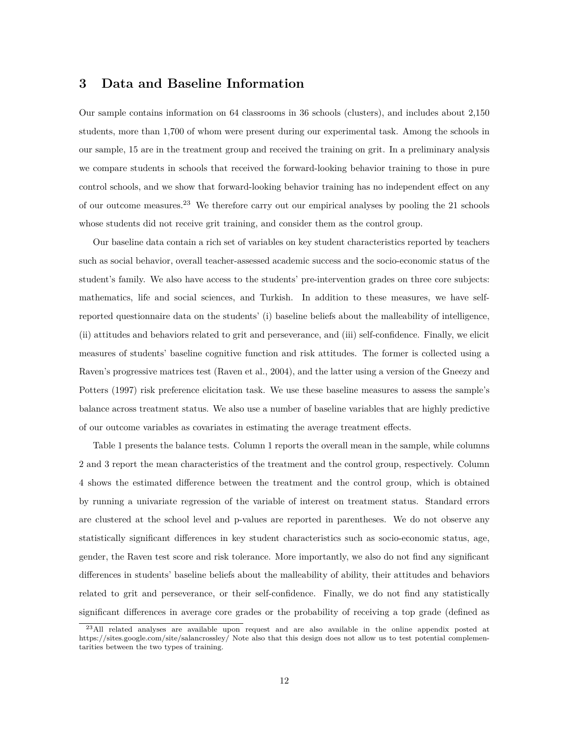## 3 Data and Baseline Information

Our sample contains information on 64 classrooms in 36 schools (clusters), and includes about 2,150 students, more than 1,700 of whom were present during our experimental task. Among the schools in our sample, 15 are in the treatment group and received the training on grit. In a preliminary analysis we compare students in schools that received the forward-looking behavior training to those in pure control schools, and we show that forward-looking behavior training has no independent effect on any of our outcome measures.[23] We therefore carry out our empirical analyses by pooling the 21 schools whose students did not receive grit training, and consider them as the control group.

Our baseline data contain a rich set of variables on key student characteristics reported by teachers such as social behavior, overall teacher-assessed academic success and the socio-economic status of the student's family. We also have access to the students' pre-intervention grades on three core subjects: mathematics, life and social sciences, and Turkish. In addition to these measures, we have self-reported questionnaire data on the students' (i) baseline beliefs about the malleability of intelligence, (ii) attitudes and behaviors related to grit and perseverance, and (iii) self-confidence. Finally, we elicit measures of students' baseline cognitive function and risk attitudes. The former is collected using a Raven's progressive matrices test (Raven et al., 2004), and the latter using a version of the Gneezy and Potters (1997) risk preference elicitation task. We use these baseline measures to assess the sample's balance across treatment status. We also use a number of baseline variables that are highly predictive of our outcome variables as covariates in estimating the average treatment effects.

Table 1 presents the balance tests. Column 1 reports the overall mean in the sample, while columns 2 and 3 report the mean characteristics of the treatment and the control group, respectively. Column 4 shows the estimated difference between the treatment and the control group, which is obtained by running a univariate regression of the variable of interest on treatment status. Standard errors are clustered at the school level and p-values are reported in parentheses. We do not observe any statistically significant differences in key student characteristics such as socio-economic status, age, gender, the Raven test score and risk tolerance. More importantly, we also do not find any significant differences in students' baseline beliefs about the malleability of ability, their attitudes and behaviors related to grit and perseverance, or their self-confidence. Finally, we do not find any statistically significant differences in average core grades or the probability of receiving a top grade (defined as

[23] All related analyses are available upon request and are also available in the online appendix posted at https://sites.google.com/site/salancrossley/ Note also that this design does not allow us to test potential complementarities between the two types of training.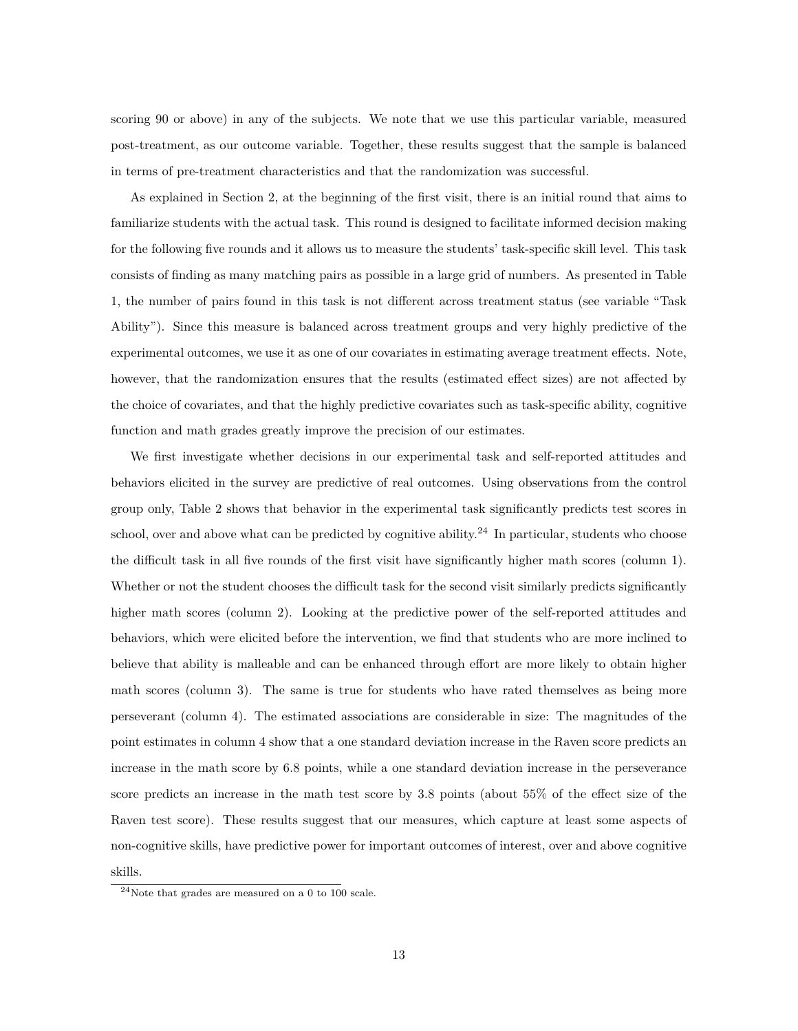scoring 90 or above) in any of the subjects. We note that we use this particular variable, measured post-treatment, as our outcome variable. Together, these results suggest that the sample is balanced in terms of pre-treatment characteristics and that the randomization was successful.

As explained in Section 2, at the beginning of the first visit, there is an initial round that aims to familiarize students with the actual task. This round is designed to facilitate informed decision making for the following five rounds and it allows us to measure the students' task-specific skill level. This task consists of finding as many matching pairs as possible in a large grid of numbers. As presented in Table 1, the number of pairs found in this task is not different across treatment status (see variable "Task Ability"). Since this measure is balanced across treatment groups and very highly predictive of the experimental outcomes, we use it as one of our covariates in estimating average treatment effects. Note, however, that the randomization ensures that the results (estimated effect sizes) are not affected by the choice of covariates, and that the highly predictive covariates such as task-specific ability, cognitive function and math grades greatly improve the precision of our estimates.

We first investigate whether decisions in our experimental task and self-reported attitudes and behaviors elicited in the survey are predictive of real outcomes. Using observations from the control group only, Table 2 shows that behavior in the experimental task significantly predicts test scores in school, over and above what can be predicted by cognitive ability.[24] In particular, students who choose the difficult task in all five rounds of the first visit have significantly higher math scores (column 1). Whether or not the student chooses the difficult task for the second visit similarly predicts significantly higher math scores (column 2). Looking at the predictive power of the self-reported attitudes and behaviors, which were elicited before the intervention, we find that students who are more inclined to believe that ability is malleable and can be enhanced through effort are more likely to obtain higher math scores (column 3). The same is true for students who have rated themselves as being more perseverant (column 4). The estimated associations are considerable in size: The magnitudes of the point estimates in column 4 show that a one standard deviation increase in the Raven score predicts an increase in the math score by 6.8 points, while a one standard deviation increase in the perseverance score predicts an increase in the math test score by 3.8 points (about 55% of the effect size of the Raven test score). These results suggest that our measures, which capture at least some aspects of non-cognitive skills, have predictive power for important outcomes of interest, over and above cognitive skills.

[24] Note that grades are measured on a 0 to 100 scale.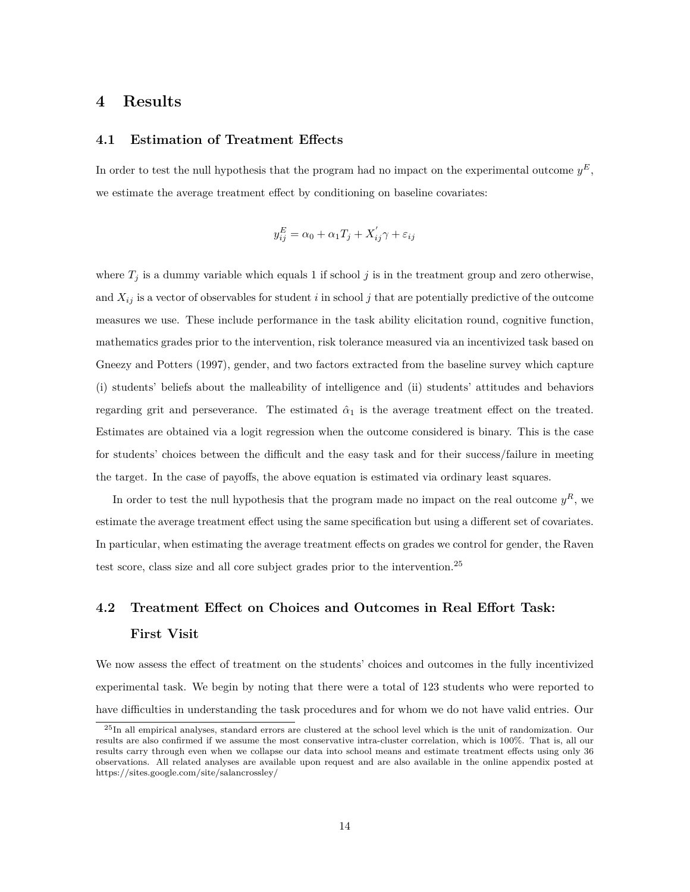# 4 Results

## 4.1 Estimation of Treatment Effects

In order to test the null hypothesis that the program had no impact on the experimental outcome $y^E$, we estimate the average treatment effect by conditioning on baseline covariates:

$$y^E_{ij} = \alpha_0 + \alpha_1 T_j + X^{'}_{ij}\gamma + \varepsilon_{ij}$$

where $T_j$ is a dummy variable which equals 1 if school $j$ is in the treatment group and zero otherwise, and $X_{ij}$ is a vector of observables for student $i$ in school $j$ that are potentially predictive of the outcome measures we use. These include performance in the task ability elicitation round, cognitive function, mathematics grades prior to the intervention, risk tolerance measured via an incentivized task based on Gneezy and Potters (1997), gender, and two factors extracted from the baseline survey which capture (i) students' beliefs about the malleability of intelligence and (ii) students' attitudes and behaviors regarding grit and perseverance. The estimated $\hat{\alpha}_1$ is the average treatment effect on the treated. Estimates are obtained via a logit regression when the outcome considered is binary. This is the case for students' choices between the difficult and the easy task and for their success/failure in meeting the target. In the case of payoffs, the above equation is estimated via ordinary least squares.

In order to test the null hypothesis that the program made no impact on the real outcome $y^R$, we estimate the average treatment effect using the same specification but using a different set of covariates. In particular, when estimating the average treatment effects on grades we control for gender, the Raven test score, class size and all core subject grades prior to the intervention.[25]

## 4.2 Treatment Effect on Choices and Outcomes in Real Effort Task: First Visit

We now assess the effect of treatment on the students' choices and outcomes in the fully incentivized experimental task. We begin by noting that there were a total of 123 students who were reported to have difficulties in understanding the task procedures and for whom we do not have valid entries. Our

[25] In all empirical analyses, standard errors are clustered at the school level which is the unit of randomization. Our results are also confirmed if we assume the most conservative intra-cluster correlation, which is 100%. That is, all our results carry through even when we collapse our data into school means and estimate treatment effects using only 36 observations. All related analyses are available upon request and are also available in the online appendix posted at https://sites.google.com/site/salancrossley/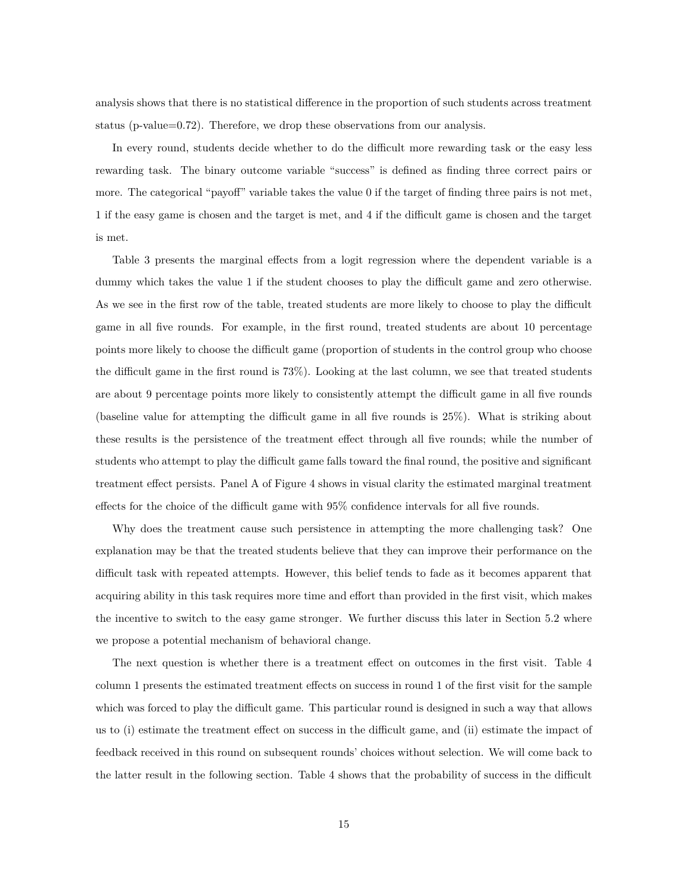analysis shows that there is no statistical difference in the proportion of such students across treatment status (p-value=0.72). Therefore, we drop these observations from our analysis.

In every round, students decide whether to do the difficult more rewarding task or the easy less rewarding task. The binary outcome variable "success" is defined as finding three correct pairs or more. The categorical "payoff" variable takes the value 0 if the target of finding three pairs is not met, 1 if the easy game is chosen and the target is met, and 4 if the difficult game is chosen and the target is met.

Table 3 presents the marginal effects from a logit regression where the dependent variable is a dummy which takes the value 1 if the student chooses to play the difficult game and zero otherwise. As we see in the first row of the table, treated students are more likely to choose to play the difficult game in all five rounds. For example, in the first round, treated students are about 10 percentage points more likely to choose the difficult game (proportion of students in the control group who choose the difficult game in the first round is 73%). Looking at the last column, we see that treated students are about 9 percentage points more likely to consistently attempt the difficult game in all five rounds (baseline value for attempting the difficult game in all five rounds is 25%). What is striking about these results is the persistence of the treatment effect through all five rounds; while the number of students who attempt to play the difficult game falls toward the final round, the positive and significant treatment effect persists. Panel A of Figure 4 shows in visual clarity the estimated marginal treatment effects for the choice of the difficult game with 95% confidence intervals for all five rounds.

Why does the treatment cause such persistence in attempting the more challenging task? One explanation may be that the treated students believe that they can improve their performance on the difficult task with repeated attempts. However, this belief tends to fade as it becomes apparent that acquiring ability in this task requires more time and effort than provided in the first visit, which makes the incentive to switch to the easy game stronger. We further discuss this later in Section 5.2 where we propose a potential mechanism of behavioral change.

The next question is whether there is a treatment effect on outcomes in the first visit. Table 4 column 1 presents the estimated treatment effects on success in round 1 of the first visit for the sample which was forced to play the difficult game. This particular round is designed in such a way that allows us to (i) estimate the treatment effect on success in the difficult game, and (ii) estimate the impact of feedback received in this round on subsequent rounds' choices without selection. We will come back to the latter result in the following section. Table 4 shows that the probability of success in the difficult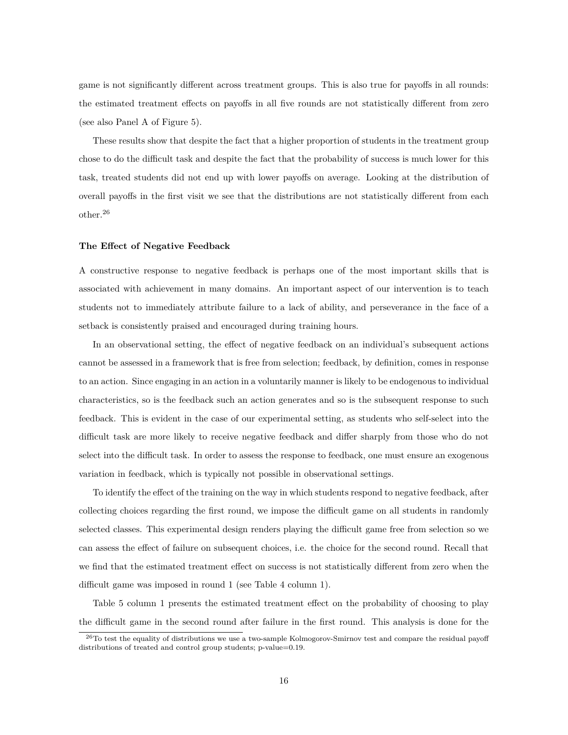game is not significantly different across treatment groups. This is also true for payoffs in all rounds: the estimated treatment effects on payoffs in all five rounds are not statistically different from zero (see also Panel A of Figure 5).

These results show that despite the fact that a higher proportion of students in the treatment group chose to do the difficult task and despite the fact that the probability of success is much lower for this task, treated students did not end up with lower payoffs on average. Looking at the distribution of overall payoffs in the first visit we see that the distributions are not statistically different from each other.[26]

**The Effect of Negative Feedback**

A constructive response to negative feedback is perhaps one of the most important skills that is associated with achievement in many domains. An important aspect of our intervention is to teach students not to immediately attribute failure to a lack of ability, and perseverance in the face of a setback is consistently praised and encouraged during training hours.

In an observational setting, the effect of negative feedback on an individual's subsequent actions cannot be assessed in a framework that is free from selection; feedback, by definition, comes in response to an action. Since engaging in an action in a voluntarily manner is likely to be endogenous to individual characteristics, so is the feedback such an action generates and so is the subsequent response to such feedback. This is evident in the case of our experimental setting, as students who self-select into the difficult task are more likely to receive negative feedback and differ sharply from those who do not select into the difficult task. In order to assess the response to feedback, one must ensure an exogenous variation in feedback, which is typically not possible in observational settings.

To identify the effect of the training on the way in which students respond to negative feedback, after collecting choices regarding the first round, we impose the difficult game on all students in randomly selected classes. This experimental design renders playing the difficult game free from selection so we can assess the effect of failure on subsequent choices, i.e. the choice for the second round. Recall that we find that the estimated treatment effect on success is not statistically different from zero when the difficult game was imposed in round 1 (see Table 4 column 1).

Table 5 column 1 presents the estimated treatment effect on the probability of choosing to play the difficult game in the second round after failure in the first round. This analysis is done for the

[26] To test the equality of distributions we use a two-sample Kolmogorov-Smirnov test and compare the residual payoff distributions of treated and control group students; p-value=0.19.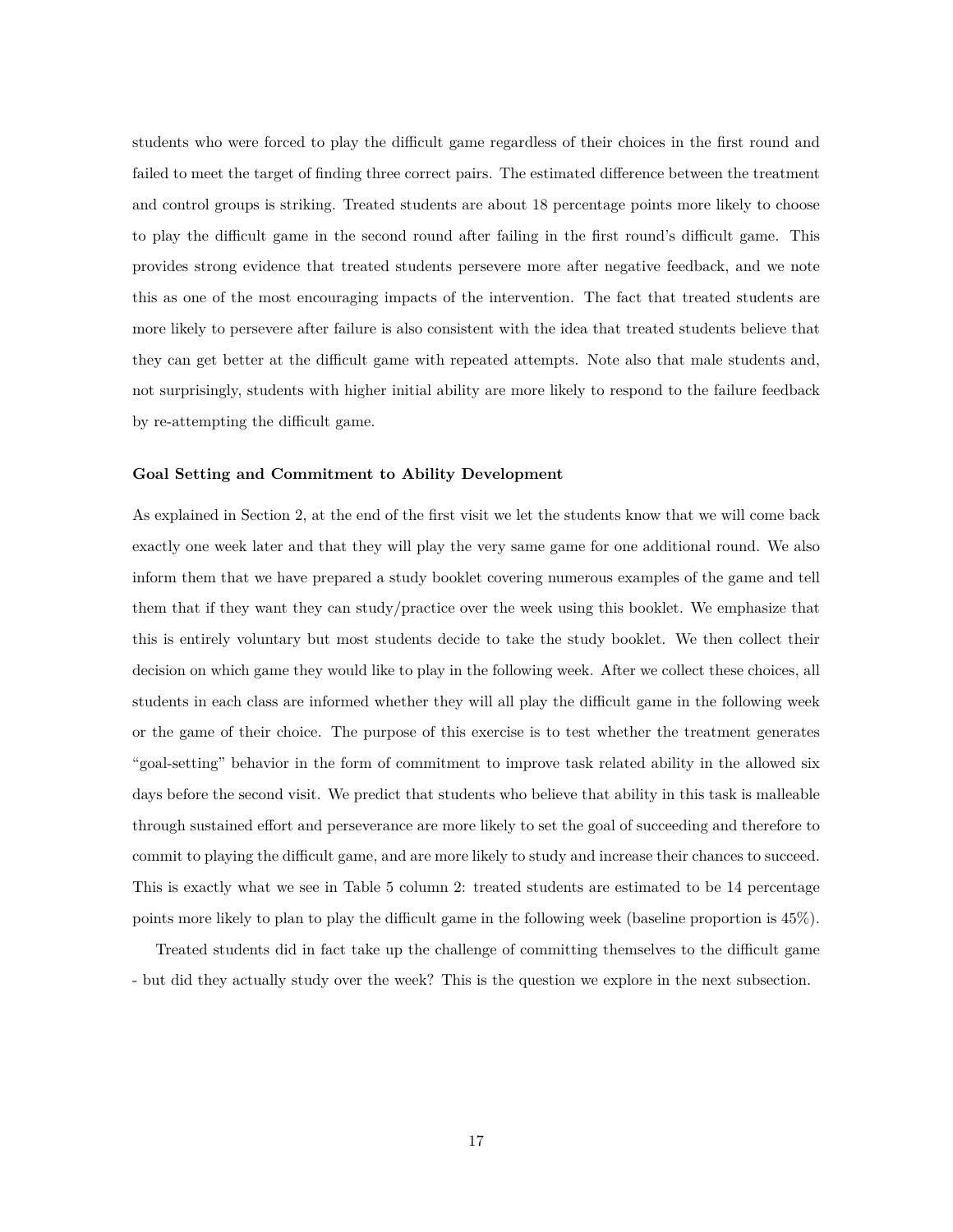students who were forced to play the difficult game regardless of their choices in the first round and failed to meet the target of finding three correct pairs. The estimated difference between the treatment and control groups is striking. Treated students are about 18 percentage points more likely to choose to play the difficult game in the second round after failing in the first round's difficult game. This provides strong evidence that treated students persevere more after negative feedback, and we note this as one of the most encouraging impacts of the intervention. The fact that treated students are more likely to persevere after failure is also consistent with the idea that treated students believe that they can get better at the difficult game with repeated attempts. Note also that male students and, not surprisingly, students with higher initial ability are more likely to respond to the failure feedback by re-attempting the difficult game.

**Goal Setting and Commitment to Ability Development**

As explained in Section 2, at the end of the first visit we let the students know that we will come back exactly one week later and that they will play the very same game for one additional round. We also inform them that we have prepared a study booklet covering numerous examples of the game and tell them that if they want they can study/practice over the week using this booklet. We emphasize that this is entirely voluntary but most students decide to take the study booklet. We then collect their decision on which game they would like to play in the following week. After we collect these choices, all students in each class are informed whether they will all play the difficult game in the following week or the game of their choice. The purpose of this exercise is to test whether the treatment generates "goal-setting" behavior in the form of commitment to improve task related ability in the allowed six days before the second visit. We predict that students who believe that ability in this task is malleable through sustained effort and perseverance are more likely to set the goal of succeeding and therefore to commit to playing the difficult game, and are more likely to study and increase their chances to succeed. This is exactly what we see in Table 5 column 2: treated students are estimated to be 14 percentage points more likely to plan to play the difficult game in the following week (baseline proportion is 45%).

Treated students did in fact take up the challenge of committing themselves to the difficult game - but did they actually study over the week? This is the question we explore in the next subsection.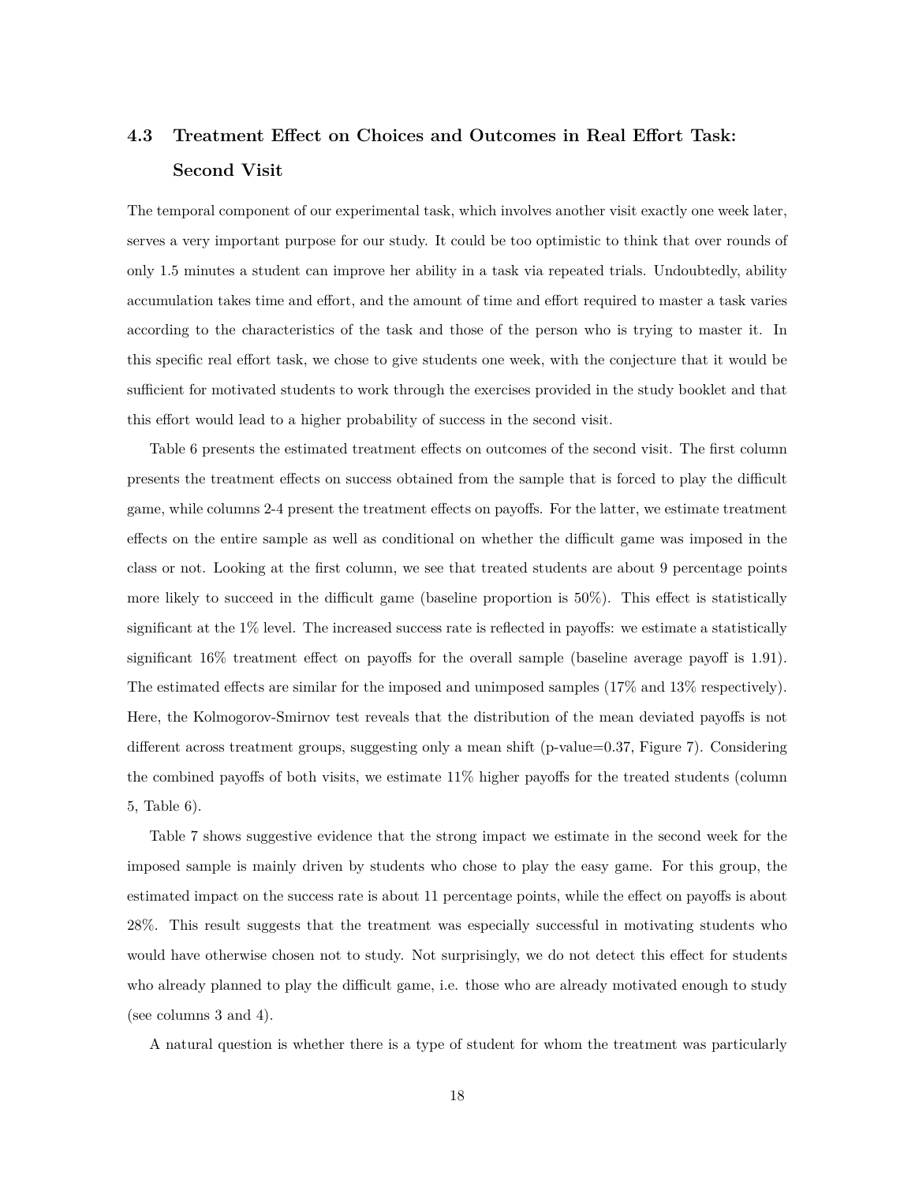### 4.3 Treatment Effect on Choices and Outcomes in Real Effort Task: Second Visit

The temporal component of our experimental task, which involves another visit exactly one week later, serves a very important purpose for our study. It could be too optimistic to think that over rounds of only 1.5 minutes a student can improve her ability in a task via repeated trials. Undoubtedly, ability accumulation takes time and effort, and the amount of time and effort required to master a task varies according to the characteristics of the task and those of the person who is trying to master it. In this specific real effort task, we chose to give students one week, with the conjecture that it would be sufficient for motivated students to work through the exercises provided in the study booklet and that this effort would lead to a higher probability of success in the second visit.

Table 6 presents the estimated treatment effects on outcomes of the second visit. The first column presents the treatment effects on success obtained from the sample that is forced to play the difficult game, while columns 2-4 present the treatment effects on payoffs. For the latter, we estimate treatment effects on the entire sample as well as conditional on whether the difficult game was imposed in the class or not. Looking at the first column, we see that treated students are about 9 percentage points more likely to succeed in the difficult game (baseline proportion is 50%). This effect is statistically significant at the 1% level. The increased success rate is reflected in payoffs: we estimate a statistically significant 16% treatment effect on payoffs for the overall sample (baseline average payoff is 1.91). The estimated effects are similar for the imposed and unimposed samples (17% and 13% respectively). Here, the Kolmogorov-Smirnov test reveals that the distribution of the mean deviated payoffs is not different across treatment groups, suggesting only a mean shift (p-value=0.37, Figure 7). Considering the combined payoffs of both visits, we estimate 11% higher payoffs for the treated students (column 5, Table 6).

Table 7 shows suggestive evidence that the strong impact we estimate in the second week for the imposed sample is mainly driven by students who chose to play the easy game. For this group, the estimated impact on the success rate is about 11 percentage points, while the effect on payoffs is about 28%. This result suggests that the treatment was especially successful in motivating students who would have otherwise chosen not to study. Not surprisingly, we do not detect this effect for students who already planned to play the difficult game, i.e. those who are already motivated enough to study (see columns 3 and 4).

A natural question is whether there is a type of student for whom the treatment was particularly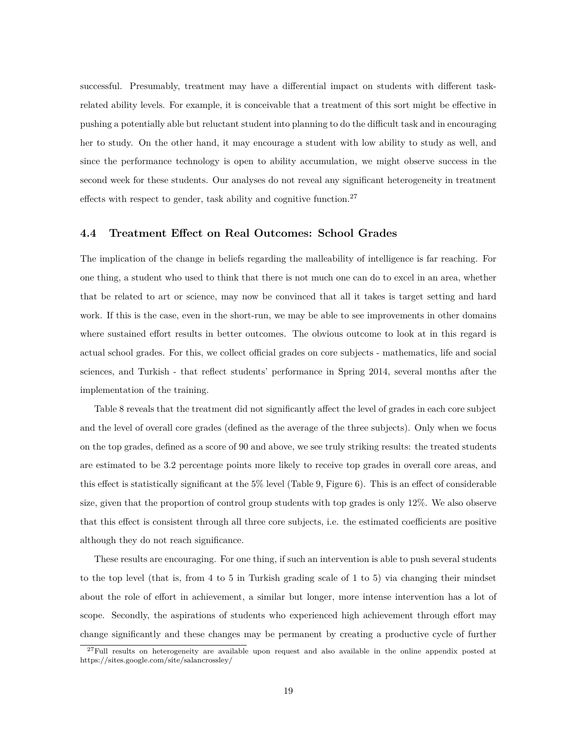successful. Presumably, treatment may have a differential impact on students with different task-related ability levels. For example, it is conceivable that a treatment of this sort might be effective in pushing a potentially able but reluctant student into planning to do the difficult task and in encouraging her to study. On the other hand, it may encourage a student with low ability to study as well, and since the performance technology is open to ability accumulation, we might observe success in the second week for these students. Our analyses do not reveal any significant heterogeneity in treatment effects with respect to gender, task ability and cognitive function.[27]

### 4.4 Treatment Effect on Real Outcomes: School Grades

The implication of the change in beliefs regarding the malleability of intelligence is far reaching. For one thing, a student who used to think that there is not much one can do to excel in an area, whether that be related to art or science, may now be convinced that all it takes is target setting and hard work. If this is the case, even in the short-run, we may be able to see improvements in other domains where sustained effort results in better outcomes. The obvious outcome to look at in this regard is actual school grades. For this, we collect official grades on core subjects - mathematics, life and social sciences, and Turkish - that reflect students' performance in Spring 2014, several months after the implementation of the training.

Table 8 reveals that the treatment did not significantly affect the level of grades in each core subject and the level of overall core grades (defined as the average of the three subjects). Only when we focus on the top grades, defined as a score of 90 and above, we see truly striking results: the treated students are estimated to be 3.2 percentage points more likely to receive top grades in overall core areas, and this effect is statistically significant at the 5% level (Table 9, Figure 6). This is an effect of considerable size, given that the proportion of control group students with top grades is only 12%. We also observe that this effect is consistent through all three core subjects, i.e. the estimated coefficients are positive although they do not reach significance.

These results are encouraging. For one thing, if such an intervention is able to push several students to the top level (that is, from 4 to 5 in Turkish grading scale of 1 to 5) via changing their mindset about the role of effort in achievement, a similar but longer, more intense intervention has a lot of scope. Secondly, the aspirations of students who experienced high achievement through effort may change significantly and these changes may be permanent by creating a productive cycle of further

[27] Full results on heterogeneity are available upon request and also available in the online appendix posted at https://sites.google.com/site/salancrossley/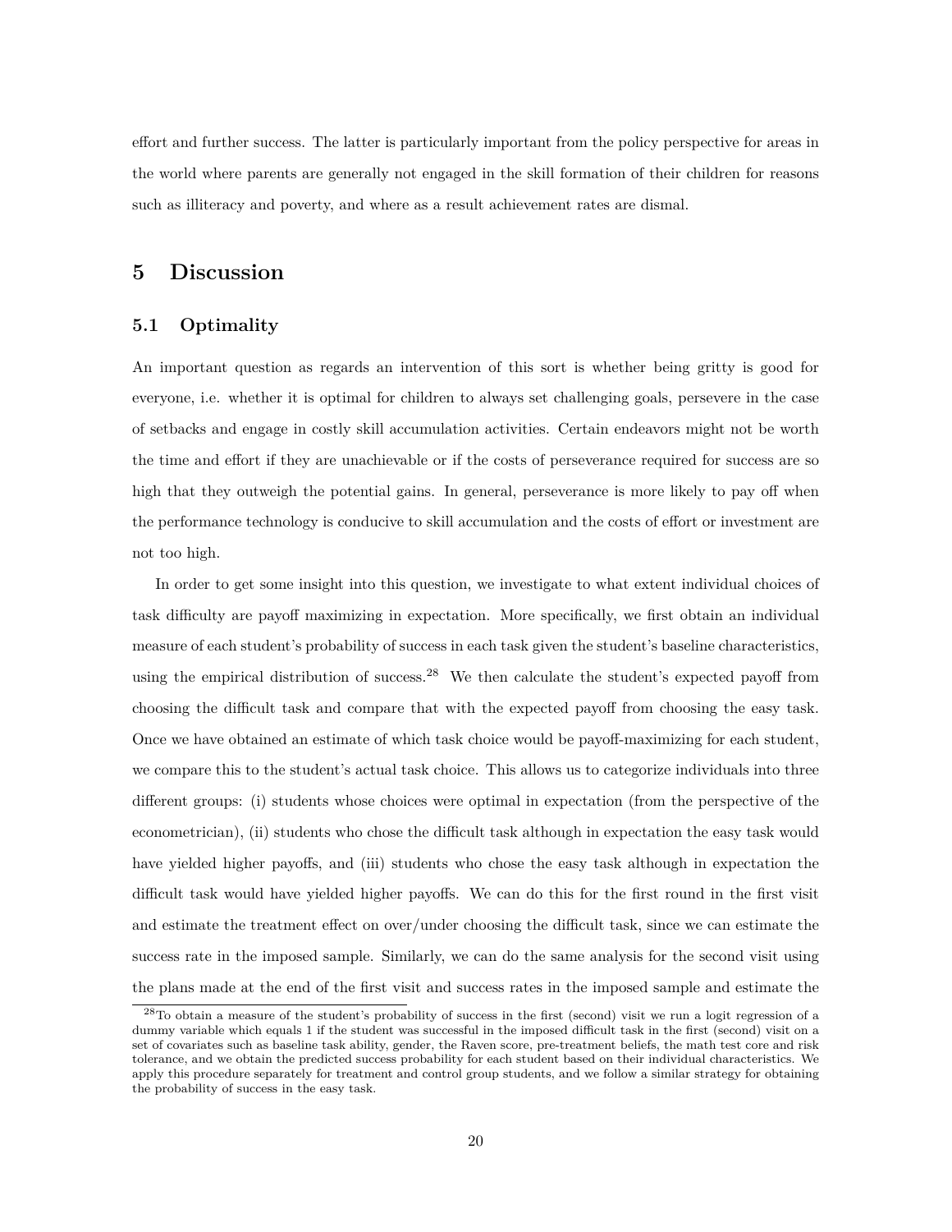effort and further success. The latter is particularly important from the policy perspective for areas in the world where parents are generally not engaged in the skill formation of their children for reasons such as illiteracy and poverty, and where as a result achievement rates are dismal.

# 5 Discussion

## 5.1 Optimality

An important question as regards an intervention of this sort is whether being gritty is good for everyone, i.e. whether it is optimal for children to always set challenging goals, persevere in the case of setbacks and engage in costly skill accumulation activities. Certain endeavors might not be worth the time and effort if they are unachievable or if the costs of perseverance required for success are so high that they outweigh the potential gains. In general, perseverance is more likely to pay off when the performance technology is conducive to skill accumulation and the costs of effort or investment are not too high.

In order to get some insight into this question, we investigate to what extent individual choices of task difficulty are payoff maximizing in expectation. More specifically, we first obtain an individual measure of each student's probability of success in each task given the student's baseline characteristics, using the empirical distribution of success.[28] We then calculate the student's expected payoff from choosing the difficult task and compare that with the expected payoff from choosing the easy task. Once we have obtained an estimate of which task choice would be payoff-maximizing for each student, we compare this to the student's actual task choice. This allows us to categorize individuals into three different groups: (i) students whose choices were optimal in expectation (from the perspective of the econometrician), (ii) students who chose the difficult task although in expectation the easy task would have yielded higher payoffs, and (iii) students who chose the easy task although in expectation the difficult task would have yielded higher payoffs. We can do this for the first round in the first visit and estimate the treatment effect on over/under choosing the difficult task, since we can estimate the success rate in the imposed sample. Similarly, we can do the same analysis for the second visit using the plans made at the end of the first visit and success rates in the imposed sample and estimate the

[28] To obtain a measure of the student's probability of success in the first (second) visit we run a logit regression of a dummy variable which equals 1 if the student was successful in the imposed difficult task in the first (second) visit on a set of covariates such as baseline task ability, gender, the Raven score, pre-treatment beliefs, the math test core and risk tolerance, and we obtain the predicted success probability for each student based on their individual characteristics. We apply this procedure separately for treatment and control group students, and we follow a similar strategy for obtaining the probability of success in the easy task.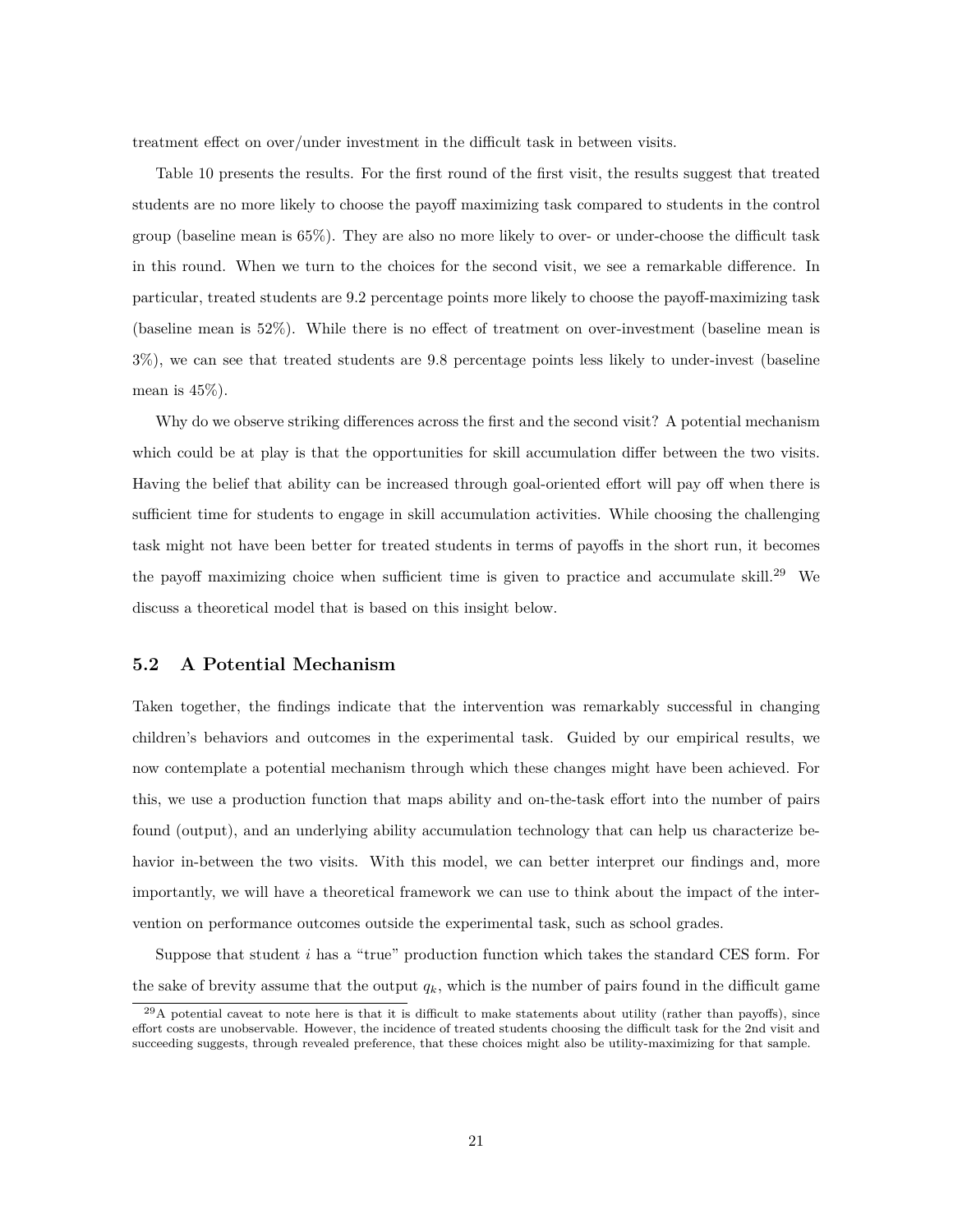treatment effect on over/under investment in the difficult task in between visits.

Table 10 presents the results. For the first round of the first visit, the results suggest that treated students are no more likely to choose the payoff maximizing task compared to students in the control group (baseline mean is 65%). They are also no more likely to over- or under-choose the difficult task in this round. When we turn to the choices for the second visit, we see a remarkable difference. In particular, treated students are 9.2 percentage points more likely to choose the payoff-maximizing task (baseline mean is 52%). While there is no effect of treatment on over-investment (baseline mean is 3%), we can see that treated students are 9.8 percentage points less likely to under-invest (baseline mean is 45%).

Why do we observe striking differences across the first and the second visit? A potential mechanism which could be at play is that the opportunities for skill accumulation differ between the two visits. Having the belief that ability can be increased through goal-oriented effort will pay off when there is sufficient time for students to engage in skill accumulation activities. While choosing the challenging task might not have been better for treated students in terms of payoffs in the short run, it becomes the payoff maximizing choice when sufficient time is given to practice and accumulate skill.[29] We discuss a theoretical model that is based on this insight below.

### 5.2 A Potential Mechanism

Taken together, the findings indicate that the intervention was remarkably successful in changing children's behaviors and outcomes in the experimental task. Guided by our empirical results, we now contemplate a potential mechanism through which these changes might have been achieved. For this, we use a production function that maps ability and on-the-task effort into the number of pairs found (output), and an underlying ability accumulation technology that can help us characterize behavior in-between the two visits. With this model, we can better interpret our findings and, more importantly, we will have a theoretical framework we can use to think about the impact of the intervention on performance outcomes outside the experimental task, such as school grades.

Suppose that student $i$ has a "true" production function which takes the standard CES form. For the sake of brevity assume that the output $q_k$, which is the number of pairs found in the difficult game

[29] A potential caveat to note here is that it is difficult to make statements about utility (rather than payoffs), since effort costs are unobservable. However, the incidence of treated students choosing the difficult task for the 2nd visit and succeeding suggests, through revealed preference, that these choices might also be utility-maximizing for that sample.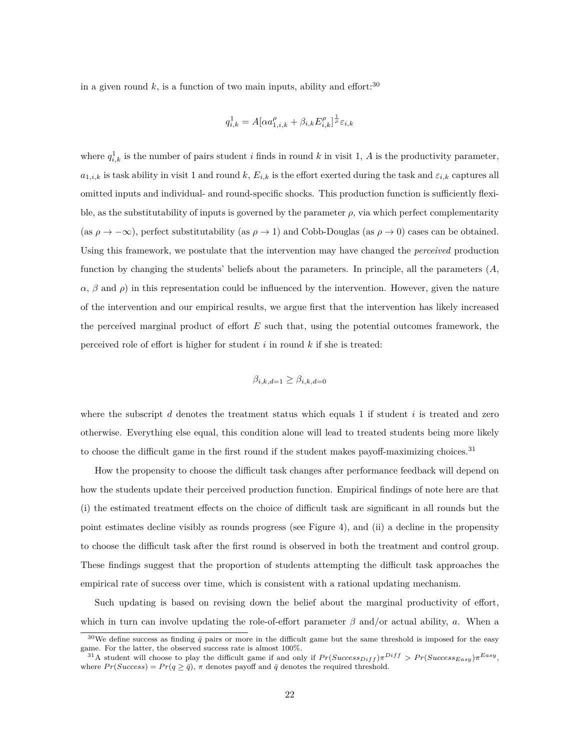in a given round $k$, is a function of two main inputs, ability and effort:[30]

$$q_{i,k}^{1} = A[\alpha a_{1,i,k}^{\rho} + \beta_{i,k} E_{i,k}^{\rho}]^{\frac{1}{\rho}} \varepsilon_{i,k}$$

where $q_{i,k}^{1}$ is the number of pairs student $i$ finds in round $k$ in visit 1, $A$ is the productivity parameter, $a_{1,i,k}$ is task ability in visit 1 and round $k$, $E_{i,k}$ is the effort exerted during the task and $\varepsilon_{i,k}$ captures all omitted inputs and individual- and round-specific shocks. This production function is sufficiently flexible, as the substitutability of inputs is governed by the parameter $\rho$, via which perfect complementarity (as $\rho \to -\infty$), perfect substitutability (as $\rho \to 1$) and Cobb-Douglas (as $\rho \to 0$) cases can be obtained. Using this framework, we postulate that the intervention may have changed the *perceived* production function by changing the students' beliefs about the parameters. In principle, all the parameters ($A$, $\alpha$, $\beta$ and $\rho$) in this representation could be influenced by the intervention. However, given the nature of the intervention and our empirical results, we argue first that the intervention has likely increased the perceived marginal product of effort $E$ such that, using the potential outcomes framework, the perceived role of effort is higher for student $i$ in round $k$ if she is treated:

$$\beta_{i,k,d=1} \geq \beta_{i,k,d=0}$$

where the subscript $d$ denotes the treatment status which equals 1 if student $i$ is treated and zero otherwise. Everything else equal, this condition alone will lead to treated students being more likely to choose the difficult game in the first round if the student makes payoff-maximizing choices.[31]

How the propensity to choose the difficult task changes after performance feedback will depend on how the students update their perceived production function. Empirical findings of note here are that (i) the estimated treatment effects on the choice of difficult task are significant in all rounds but the point estimates decline visibly as rounds progress (see Figure 4), and (ii) a decline in the propensity to choose the difficult task after the first round is observed in both the treatment and control group. These findings suggest that the proportion of students attempting the difficult task approaches the empirical rate of success over time, which is consistent with a rational updating mechanism.

Such updating is based on revising down the belief about the marginal productivity of effort, which in turn can involve updating the role-of-effort parameter $\beta$ and/or actual ability, $a$. When a

[30] We define success as finding $\bar{q}$ pairs or more in the difficult game but the same threshold is imposed for the easy game. For the latter, the observed success rate is almost 100%.

[31] A student will choose to play the difficult game if and only if $Pr(Success_{Diff})\pi^{Diff} > Pr(Success_{Easy})\pi^{Easy}$, where $Pr(Success) = Pr(q \geq \bar{q})$, $\pi$ denotes payoff and $\bar{q}$ denotes the required threshold.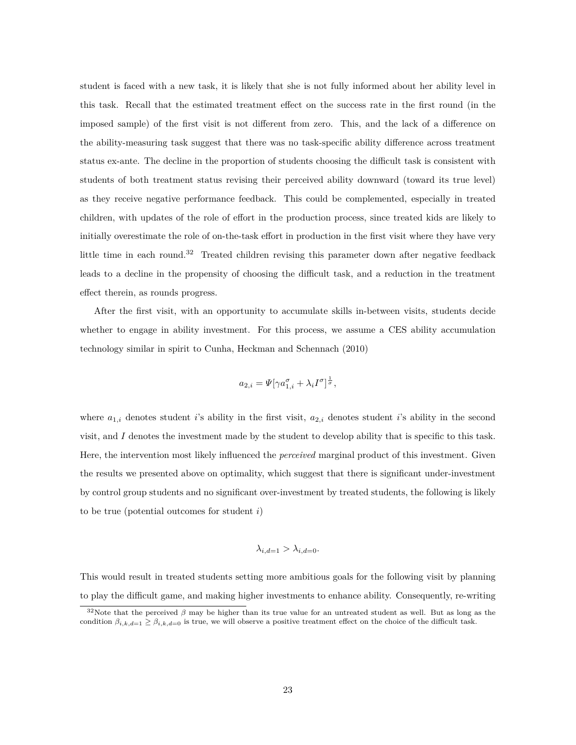student is faced with a new task, it is likely that she is not fully informed about her ability level in this task. Recall that the estimated treatment effect on the success rate in the first round (in the imposed sample) of the first visit is not different from zero. This, and the lack of a difference on the ability-measuring task suggest that there was no task-specific ability difference across treatment status ex-ante. The decline in the proportion of students choosing the difficult task is consistent with students of both treatment status revising their perceived ability downward (toward its true level) as they receive negative performance feedback. This could be complemented, especially in treated children, with updates of the role of effort in the production process, since treated kids are likely to initially overestimate the role of on-the-task effort in production in the first visit where they have very little time in each round.[32] Treated children revising this parameter down after negative feedback leads to a decline in the propensity of choosing the difficult task, and a reduction in the treatment effect therein, as rounds progress.

After the first visit, with an opportunity to accumulate skills in-between visits, students decide whether to engage in ability investment. For this process, we assume a CES ability accumulation technology similar in spirit to Cunha, Heckman and Schennach (2010)

$$a_{2,i} = \Psi[\gamma a_{1,i}^{\sigma} + \lambda_i I^{\sigma}]^{\frac{1}{\sigma}},$$

where $a_{1,i}$ denotes student $i$'s ability in the first visit, $a_{2,i}$ denotes student $i$'s ability in the second visit, and $I$ denotes the investment made by the student to develop ability that is specific to this task. Here, the intervention most likely influenced the *perceived* marginal product of this investment. Given the results we presented above on optimality, which suggest that there is significant under-investment by control group students and no significant over-investment by treated students, the following is likely to be true (potential outcomes for student $i$)

$$\lambda_{i,d=1} > \lambda_{i,d=0}.$$

This would result in treated students setting more ambitious goals for the following visit by planning to play the difficult game, and making higher investments to enhance ability. Consequently, re-writing

[32] Note that the perceived $\beta$ may be higher than its true value for an untreated student as well. But as long as the condition $\beta_{i,k,d=1} \geq \beta_{i,k,d=0}$ is true, we will observe a positive treatment effect on the choice of the difficult task.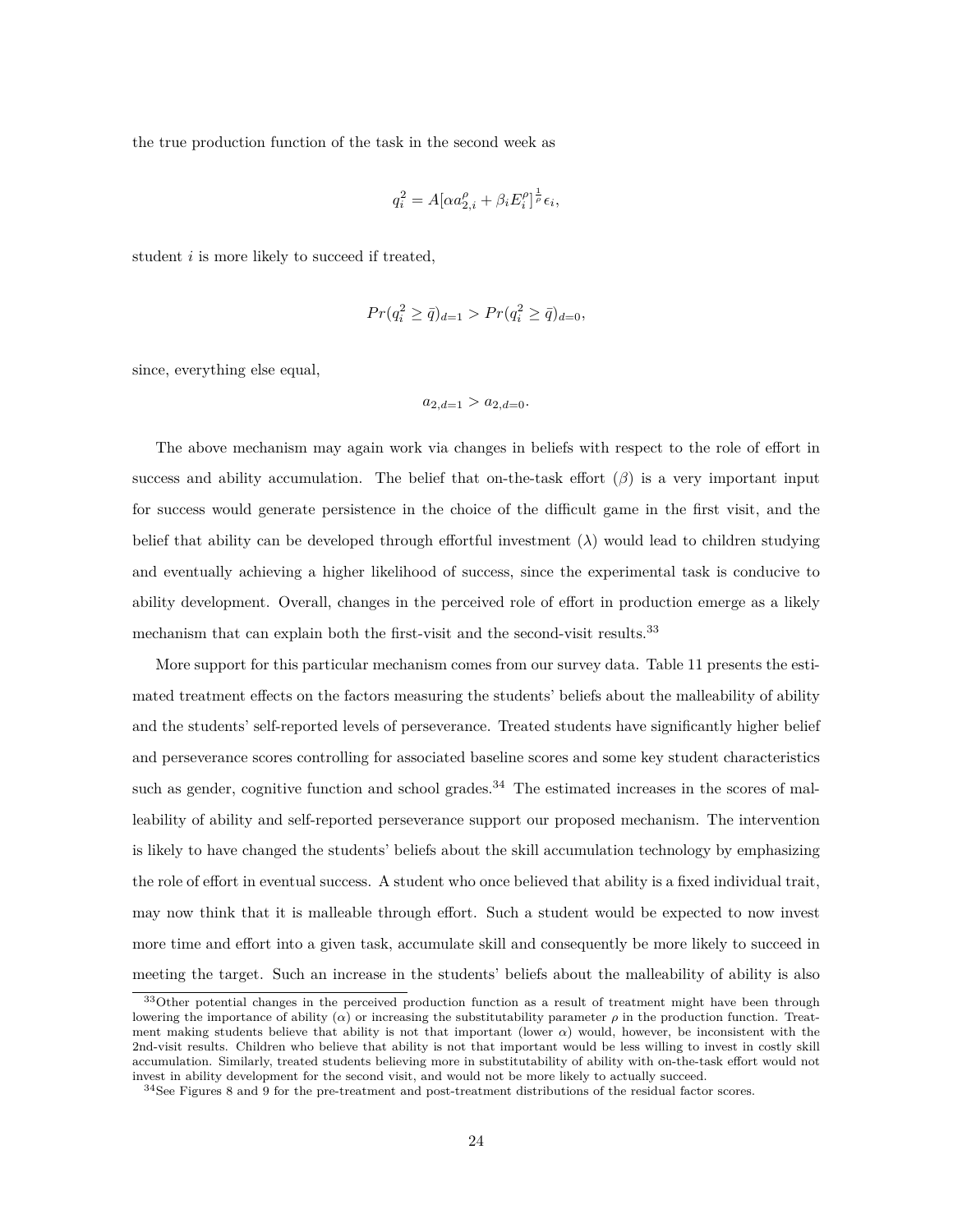the true production function of the task in the second week as

$$q_i^2 = A[\alpha a_{2,i}^{\rho} + \beta_i E_i^{\rho}]^{\frac{1}{\rho}} \epsilon_i,$$

student $i$ is more likely to succeed if treated,

$$Pr(q_i^2 \geq \bar{q})_{d=1} > Pr(q_i^2 \geq \bar{q})_{d=0},$$

since, everything else equal,

$$a_{2,d=1} > a_{2,d=0}.$$

The above mechanism may again work via changes in beliefs with respect to the role of effort in success and ability accumulation. The belief that on-the-task effort ($\beta$) is a very important input for success would generate persistence in the choice of the difficult game in the first visit, and the belief that ability can be developed through effortful investment ($\lambda$) would lead to children studying and eventually achieving a higher likelihood of success, since the experimental task is conducive to ability development. Overall, changes in the perceived role of effort in production emerge as a likely mechanism that can explain both the first-visit and the second-visit results.[33]

More support for this particular mechanism comes from our survey data. Table 11 presents the estimated treatment effects on the factors measuring the students' beliefs about the malleability of ability and the students' self-reported levels of perseverance. Treated students have significantly higher belief and perseverance scores controlling for associated baseline scores and some key student characteristics such as gender, cognitive function and school grades.[34] The estimated increases in the scores of malleability of ability and self-reported perseverance support our proposed mechanism. The intervention is likely to have changed the students' beliefs about the skill accumulation technology by emphasizing the role of effort in eventual success. A student who once believed that ability is a fixed individual trait, may now think that it is malleable through effort. Such a student would be expected to now invest more time and effort into a given task, accumulate skill and consequently be more likely to succeed in meeting the target. Such an increase in the students' beliefs about the malleability of ability is also

[33] Other potential changes in the perceived production function as a result of treatment might have been through lowering the importance of ability ($\alpha$) or increasing the substitutability parameter $\rho$ in the production function. Treatment making students believe that ability is not that important (lower $\alpha$) would, however, be inconsistent with the 2nd-visit results. Children who believe that ability is not that important would be less willing to invest in costly skill accumulation. Similarly, treated students believing more in substitutability of ability with on-the-task effort would not invest in ability development for the second visit, and would not be more likely to actually succeed.

[34] See Figures 8 and 9 for the pre-treatment and post-treatment distributions of the residual factor scores.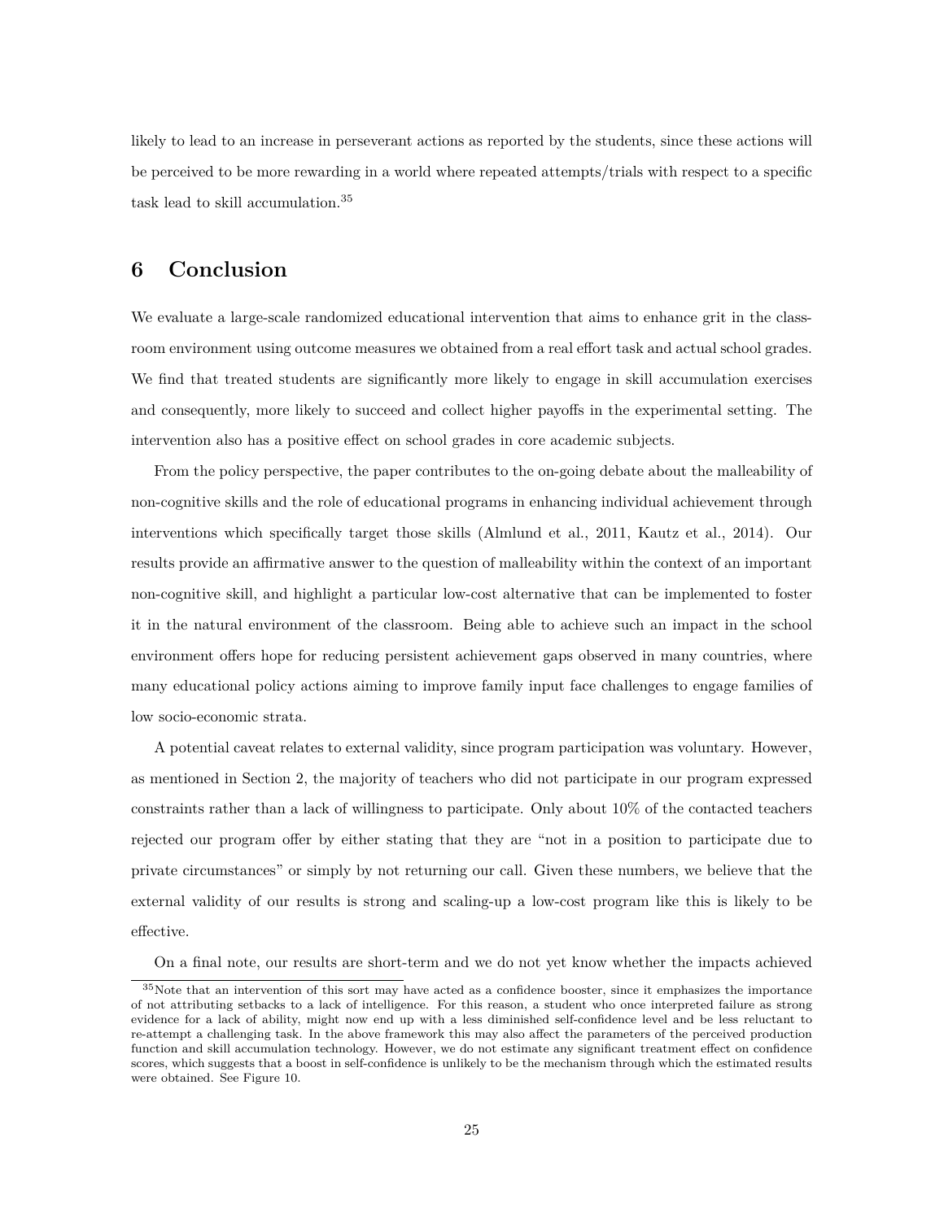likely to lead to an increase in perseverant actions as reported by the students, since these actions will be perceived to be more rewarding in a world where repeated attempts/trials with respect to a specific task lead to skill accumulation.[35]

# 6 Conclusion

We evaluate a large-scale randomized educational intervention that aims to enhance grit in the classroom environment using outcome measures we obtained from a real effort task and actual school grades. We find that treated students are significantly more likely to engage in skill accumulation exercises and consequently, more likely to succeed and collect higher payoffs in the experimental setting. The intervention also has a positive effect on school grades in core academic subjects.

From the policy perspective, the paper contributes to the on-going debate about the malleability of non-cognitive skills and the role of educational programs in enhancing individual achievement through interventions which specifically target those skills (Almlund et al., 2011, Kautz et al., 2014). Our results provide an affirmative answer to the question of malleability within the context of an important non-cognitive skill, and highlight a particular low-cost alternative that can be implemented to foster it in the natural environment of the classroom. Being able to achieve such an impact in the school environment offers hope for reducing persistent achievement gaps observed in many countries, where many educational policy actions aiming to improve family input face challenges to engage families of low socio-economic strata.

A potential caveat relates to external validity, since program participation was voluntary. However, as mentioned in Section 2, the majority of teachers who did not participate in our program expressed constraints rather than a lack of willingness to participate. Only about 10% of the contacted teachers rejected our program offer by either stating that they are "not in a position to participate due to private circumstances" or simply by not returning our call. Given these numbers, we believe that the external validity of our results is strong and scaling-up a low-cost program like this is likely to be effective.

On a final note, our results are short-term and we do not yet know whether the impacts achieved

[35]Note that an intervention of this sort may have acted as a confidence booster, since it emphasizes the importance of not attributing setbacks to a lack of intelligence. For this reason, a student who once interpreted failure as strong evidence for a lack of ability, might now end up with a less diminished self-confidence level and be less reluctant to re-attempt a challenging task. In the above framework this may also affect the parameters of the perceived production function and skill accumulation technology. However, we do not estimate any significant treatment effect on confidence scores, which suggests that a boost in self-confidence is unlikely to be the mechanism through which the estimated results were obtained. See Figure 10.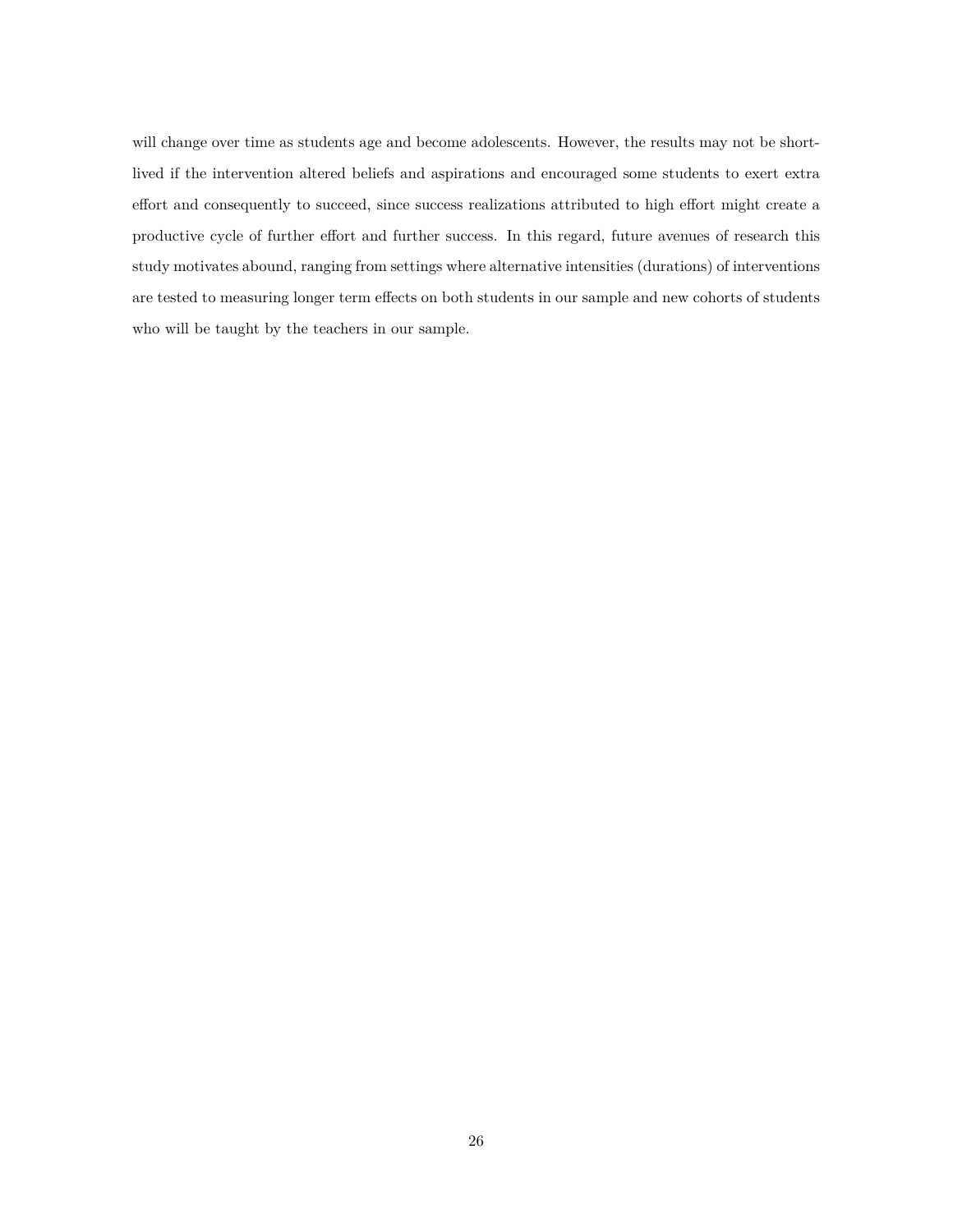will change over time as students age and become adolescents. However, the results may not be short-lived if the intervention altered beliefs and aspirations and encouraged some students to exert extra effort and consequently to succeed, since success realizations attributed to high effort might create a productive cycle of further effort and further success. In this regard, future avenues of research this study motivates abound, ranging from settings where alternative intensities (durations) of interventions are tested to measuring longer term effects on both students in our sample and new cohorts of students who will be taught by the teachers in our sample.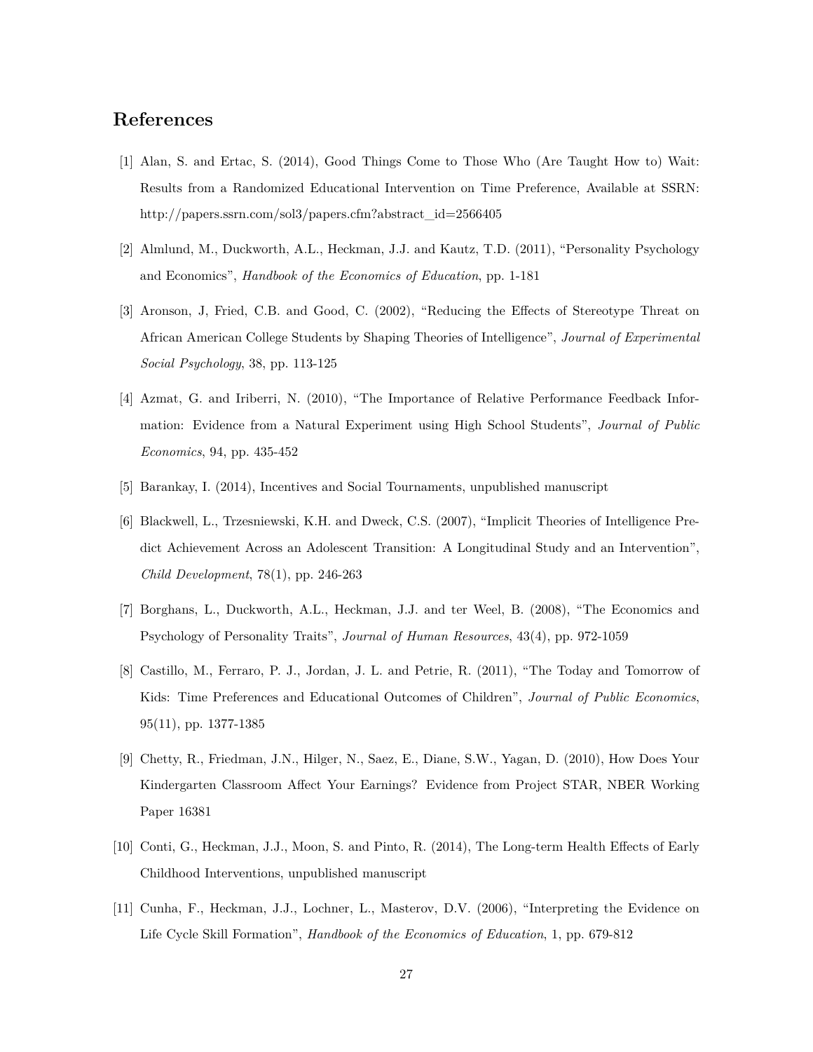## References

[1] Alan, S. and Ertac, S. (2014), Good Things Come to Those Who (Are Taught How to) Wait: Results from a Randomized Educational Intervention on Time Preference, Available at SSRN: http://papers.ssrn.com/sol3/papers.cfm?abstract_id=2566405

[2] Almlund, M., Duckworth, A.L., Heckman, J.J. and Kautz, T.D. (2011), "Personality Psychology and Economics", *Handbook of the Economics of Education*, pp. 1-181

[3] Aronson, J, Fried, C.B. and Good, C. (2002), "Reducing the Effects of Stereotype Threat on African American College Students by Shaping Theories of Intelligence", *Journal of Experimental Social Psychology*, 38, pp. 113-125

[4] Azmat, G. and Iriberri, N. (2010), "The Importance of Relative Performance Feedback Information: Evidence from a Natural Experiment using High School Students", *Journal of Public Economics*, 94, pp. 435-452

[5] Barankay, I. (2014), Incentives and Social Tournaments, unpublished manuscript

[6] Blackwell, L., Trzesniewski, K.H. and Dweck, C.S. (2007), "Implicit Theories of Intelligence Predict Achievement Across an Adolescent Transition: A Longitudinal Study and an Intervention", *Child Development*, 78(1), pp. 246-263

[7] Borghans, L., Duckworth, A.L., Heckman, J.J. and ter Weel, B. (2008), "The Economics and Psychology of Personality Traits", *Journal of Human Resources*, 43(4), pp. 972-1059

[8] Castillo, M., Ferraro, P. J., Jordan, J. L. and Petrie, R. (2011), "The Today and Tomorrow of Kids: Time Preferences and Educational Outcomes of Children", *Journal of Public Economics*, 95(11), pp. 1377-1385

[9] Chetty, R., Friedman, J.N., Hilger, N., Saez, E., Diane, S.W., Yagan, D. (2010), How Does Your Kindergarten Classroom Affect Your Earnings? Evidence from Project STAR, NBER Working Paper 16381

[10] Conti, G., Heckman, J.J., Moon, S. and Pinto, R. (2014), The Long-term Health Effects of Early Childhood Interventions, unpublished manuscript

[11] Cunha, F., Heckman, J.J., Lochner, L., Masterov, D.V. (2006), "Interpreting the Evidence on Life Cycle Skill Formation", *Handbook of the Economics of Education*, 1, pp. 679-812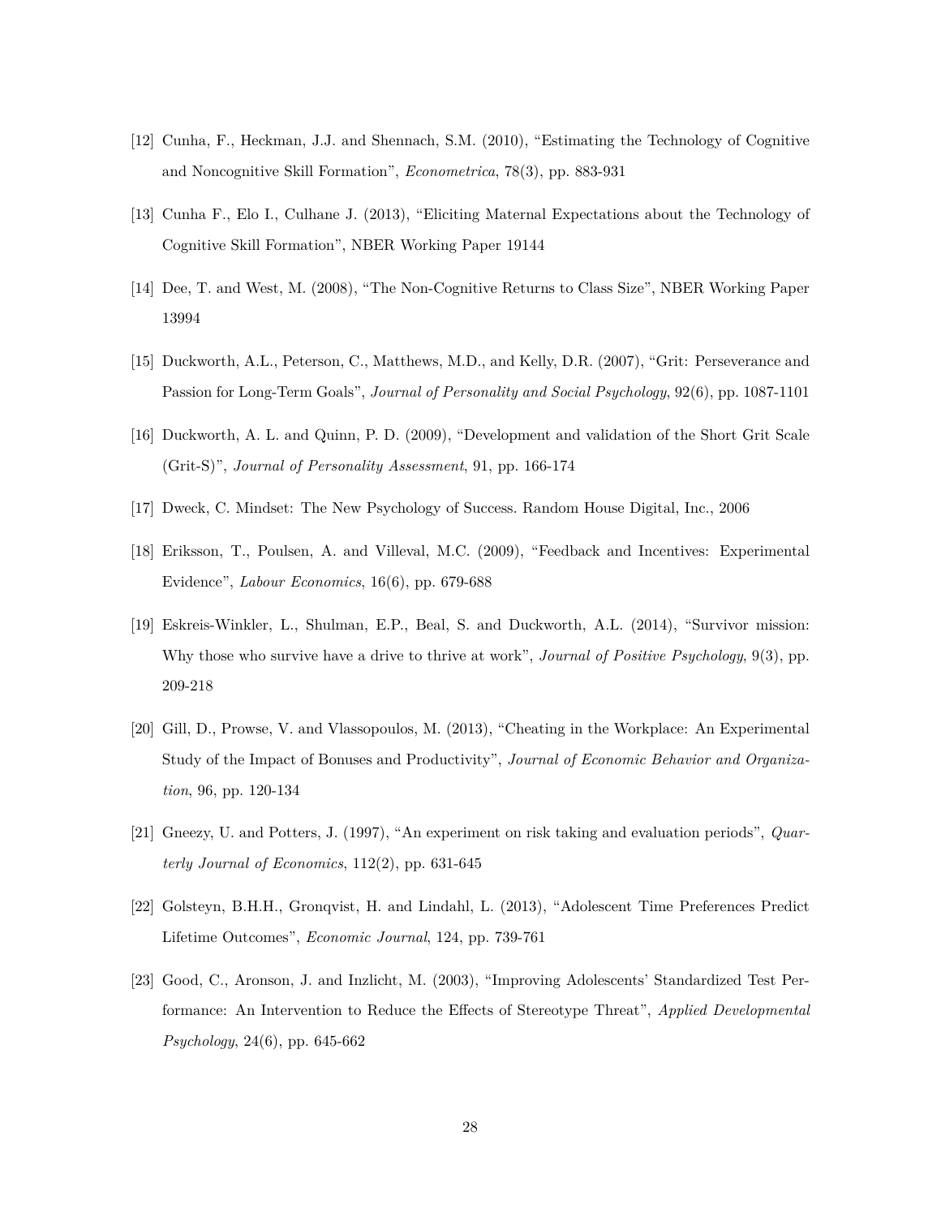[12] Cunha, F., Heckman, J.J. and Shennach, S.M. (2010), "Estimating the Technology of Cognitive and Noncognitive Skill Formation", *Econometrica*, 78(3), pp. 883-931

[13] Cunha F., Elo I., Culhane J. (2013), "Eliciting Maternal Expectations about the Technology of Cognitive Skill Formation", NBER Working Paper 19144

[14] Dee, T. and West, M. (2008), "The Non-Cognitive Returns to Class Size", NBER Working Paper 13994

[15] Duckworth, A.L., Peterson, C., Matthews, M.D., and Kelly, D.R. (2007), "Grit: Perseverance and Passion for Long-Term Goals", *Journal of Personality and Social Psychology*, 92(6), pp. 1087-1101

[16] Duckworth, A. L. and Quinn, P. D. (2009), "Development and validation of the Short Grit Scale (Grit-S)", *Journal of Personality Assessment*, 91, pp. 166-174

[17] Dweck, C. Mindset: The New Psychology of Success. Random House Digital, Inc., 2006

[18] Eriksson, T., Poulsen, A. and Villeval, M.C. (2009), "Feedback and Incentives: Experimental Evidence", *Labour Economics*, 16(6), pp. 679-688

[19] Eskreis-Winkler, L., Shulman, E.P., Beal, S. and Duckworth, A.L. (2014), "Survivor mission: Why those who survive have a drive to thrive at work", *Journal of Positive Psychology*, 9(3), pp. 209-218

[20] Gill, D., Prowse, V. and Vlassopoulos, M. (2013), "Cheating in the Workplace: An Experimental Study of the Impact of Bonuses and Productivity", *Journal of Economic Behavior and Organization*, 96, pp. 120-134

[21] Gneezy, U. and Potters, J. (1997), "An experiment on risk taking and evaluation periods", *Quarterly Journal of Economics*, 112(2), pp. 631-645

[22] Golsteyn, B.H.H., Gronqvist, H. and Lindahl, L. (2013), "Adolescent Time Preferences Predict Lifetime Outcomes", *Economic Journal*, 124, pp. 739-761

[23] Good, C., Aronson, J. and Inzlicht, M. (2003), "Improving Adolescents' Standardized Test Performance: An Intervention to Reduce the Effects of Stereotype Threat", *Applied Developmental Psychology*, 24(6), pp. 645-662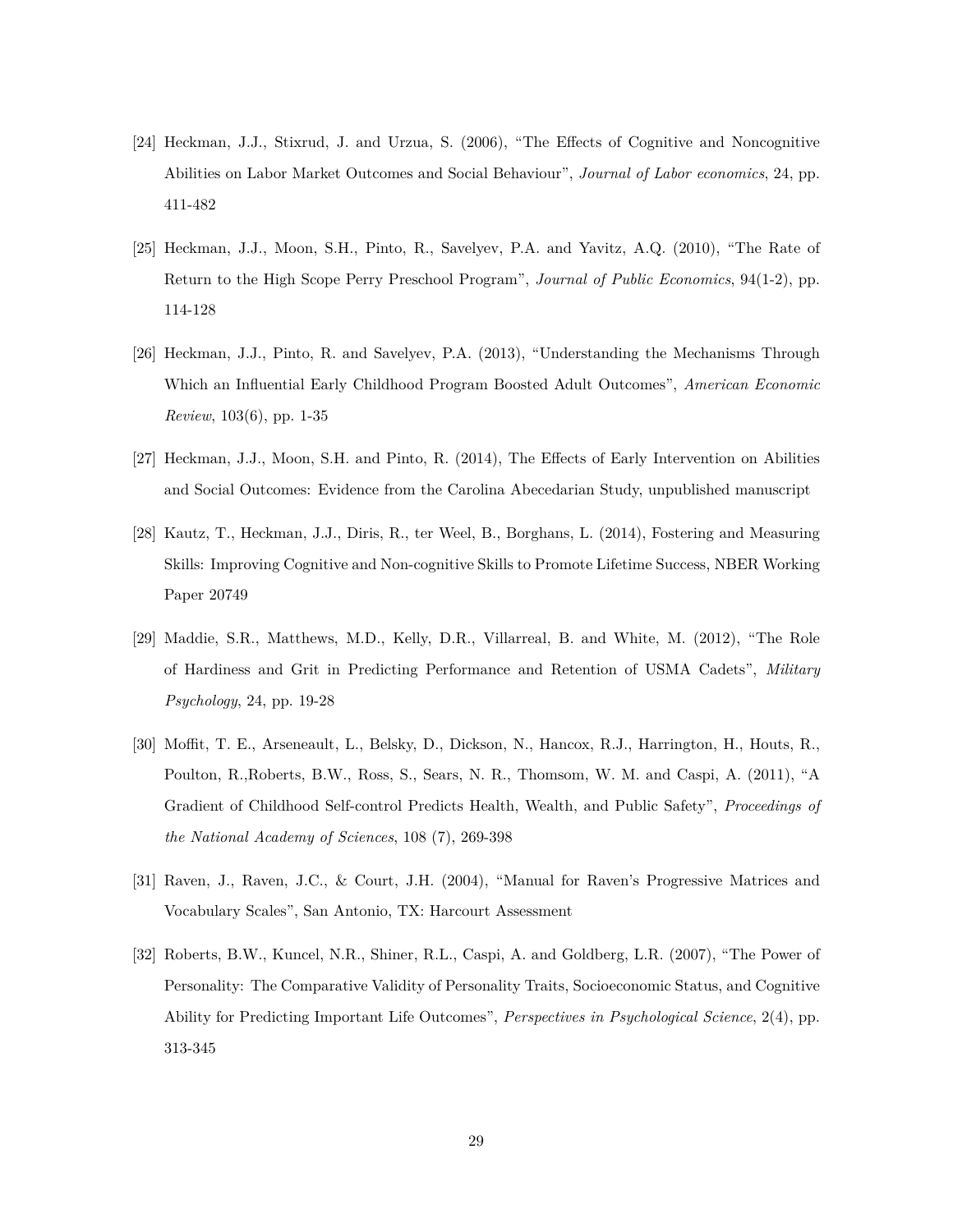[24] Heckman, J.J., Stixrud, J. and Urzua, S. (2006), "The Effects of Cognitive and Noncognitive Abilities on Labor Market Outcomes and Social Behaviour", *Journal of Labor economics*, 24, pp. 411-482

[25] Heckman, J.J., Moon, S.H., Pinto, R., Savelyev, P.A. and Yavitz, A.Q. (2010), "The Rate of Return to the High Scope Perry Preschool Program", *Journal of Public Economics*, 94(1-2), pp. 114-128

[26] Heckman, J.J., Pinto, R. and Savelyev, P.A. (2013), "Understanding the Mechanisms Through Which an Influential Early Childhood Program Boosted Adult Outcomes", *American Economic Review*, 103(6), pp. 1-35

[27] Heckman, J.J., Moon, S.H. and Pinto, R. (2014), The Effects of Early Intervention on Abilities and Social Outcomes: Evidence from the Carolina Abecedarian Study, unpublished manuscript

[28] Kautz, T., Heckman, J.J., Diris, R., ter Weel, B., Borghans, L. (2014), Fostering and Measuring Skills: Improving Cognitive and Non-cognitive Skills to Promote Lifetime Success, NBER Working Paper 20749

[29] Maddie, S.R., Matthews, M.D., Kelly, D.R., Villarreal, B. and White, M. (2012), "The Role of Hardiness and Grit in Predicting Performance and Retention of USMA Cadets", *Military Psychology*, 24, pp. 19-28

[30] Moffit, T. E., Arseneault, L., Belsky, D., Dickson, N., Hancox, R.J., Harrington, H., Houts, R., Poulton, R.,Roberts, B.W., Ross, S., Sears, N. R., Thomsom, W. M. and Caspi, A. (2011), "A Gradient of Childhood Self-control Predicts Health, Wealth, and Public Safety", *Proceedings of the National Academy of Sciences*, 108 (7), 269-398

[31] Raven, J., Raven, J.C., & Court, J.H. (2004), "Manual for Raven's Progressive Matrices and Vocabulary Scales", San Antonio, TX: Harcourt Assessment

[32] Roberts, B.W., Kuncel, N.R., Shiner, R.L., Caspi, A. and Goldberg, L.R. (2007), "The Power of Personality: The Comparative Validity of Personality Traits, Socioeconomic Status, and Cognitive Ability for Predicting Important Life Outcomes", *Perspectives in Psychological Science*, 2(4), pp. 313-345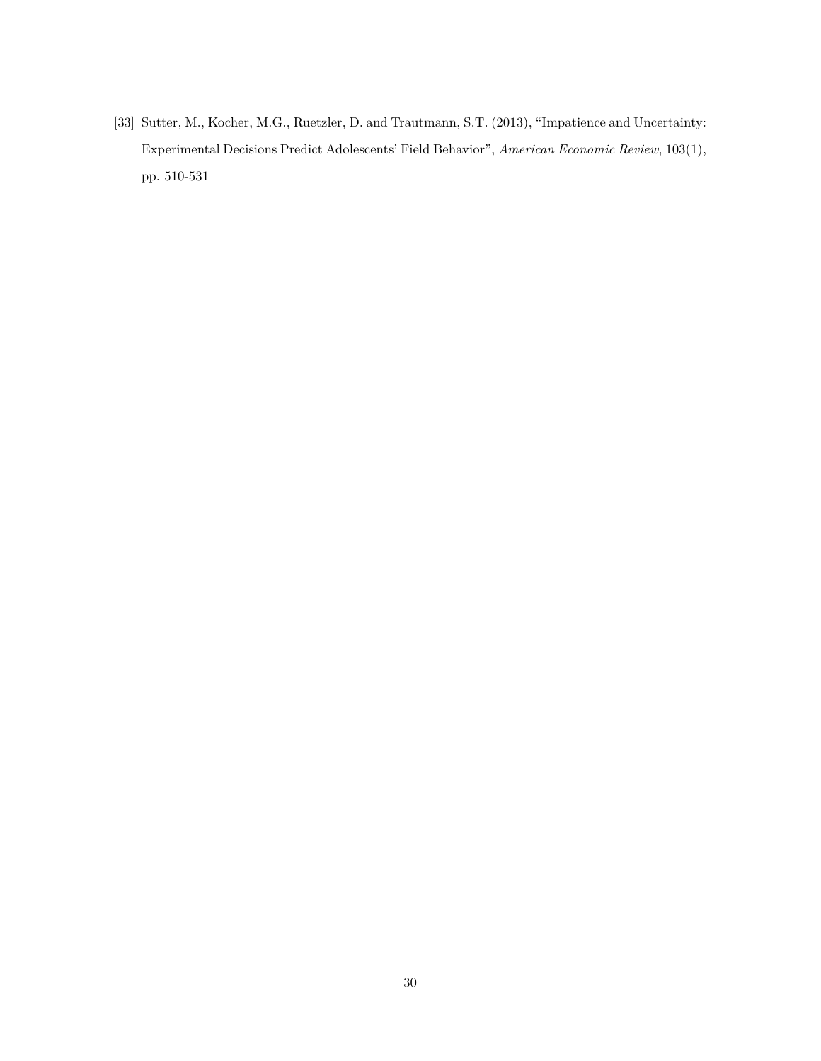[33] Sutter, M., Kocher, M.G., Ruetzler, D. and Trautmann, S.T. (2013), "Impatience and Uncertainty: Experimental Decisions Predict Adolescents' Field Behavior", *American Economic Review*, 103(1), pp. 510-531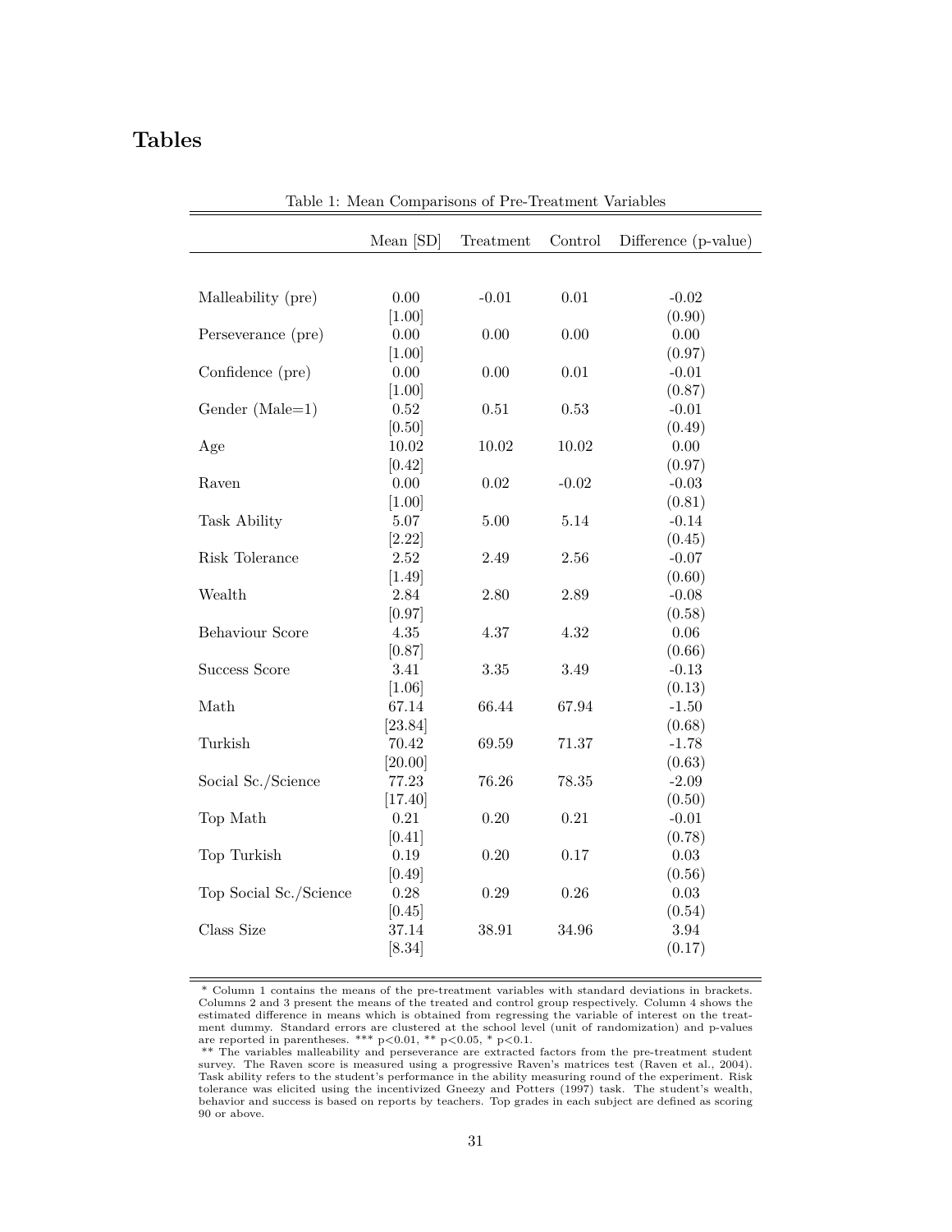# Tables

Table 1: Mean Comparisons of Pre-Treatment Variables

| | Mean [SD] | Treatment | Control | Difference (p-value) |
|---|---|---|---|---|
| Malleability (pre) | 0.00 | -0.01 | 0.01 | -0.02 |
| | [1.00] | | | (0.90) |
| Perseverance (pre) | 0.00 | 0.00 | 0.00 | 0.00 |
| | [1.00] | | | (0.97) |
| Confidence (pre) | 0.00 | 0.00 | 0.01 | -0.01 |
| | [1.00] | | | (0.87) |
| Gender (Male=1) | 0.52 | 0.51 | 0.53 | -0.01 |
| | [0.50] | | | (0.49) |
| Age | 10.02 | 10.02 | 10.02 | 0.00 |
| | [0.42] | | | (0.97) |
| Raven | 0.00 | 0.02 | -0.02 | -0.03 |
| | [1.00] | | | (0.81) |
| Task Ability | 5.07 | 5.00 | 5.14 | -0.14 |
| | [2.22] | | | (0.45) |
| Risk Tolerance | 2.52 | 2.49 | 2.56 | -0.07 |
| | [1.49] | | | (0.60) |
| Wealth | 2.84 | 2.80 | 2.89 | -0.08 |
| | [0.97] | | | (0.58) |
| Behaviour Score | 4.35 | 4.37 | 4.32 | 0.06 |
| | [0.87] | | | (0.66) |
| Success Score | 3.41 | 3.35 | 3.49 | -0.13 |
| | [1.06] | | | (0.13) |
| Math | 67.14 | 66.44 | 67.94 | -1.50 |
| | [23.84] | | | (0.68) |
| Turkish | 70.42 | 69.59 | 71.37 | -1.78 |
| | [20.00] | | | (0.63) |
| Social Sc./Science | 77.23 | 76.26 | 78.35 | -2.09 |
| | [17.40] | | | (0.50) |
| Top Math | 0.21 | 0.20 | 0.21 | -0.01 |
| | [0.41] | | | (0.78) |
| Top Turkish | 0.19 | 0.20 | 0.17 | 0.03 |
| | [0.49] | | | (0.56) |
| Top Social Sc./Science | 0.28 | 0.29 | 0.26 | 0.03 |
| | [0.45] | | | (0.54) |
| Class Size | 37.14 | 38.91 | 34.96 | 3.94 |
| | [8.34] | | | (0.17) |

\* Column 1 contains the means of the pre-treatment variables with standard deviations in brackets. Columns 2 and 3 present the means of the treated and control group respectively. Column 4 shows the estimated difference in means which is obtained from regressing the variable of interest on the treatment dummy. Standard errors are clustered at the school level (unit of randomization) and p-values are reported in parentheses. *** $p<0.01$, ** $p<0.05$, * $p<0.1$.

\*\* The variables malleability and perseverance are extracted factors from the pre-treatment student survey. The Raven score is measured using a progressive Raven's matrices test (Raven et al., 2004). Task ability refers to the student's performance in the ability measuring round of the experiment. Risk tolerance was elicited using the incentivized Gneezy and Potters (1997) task. The student's wealth, behavior and success is based on reports by teachers. Top grades in each subject are defined as scoring 90 or above.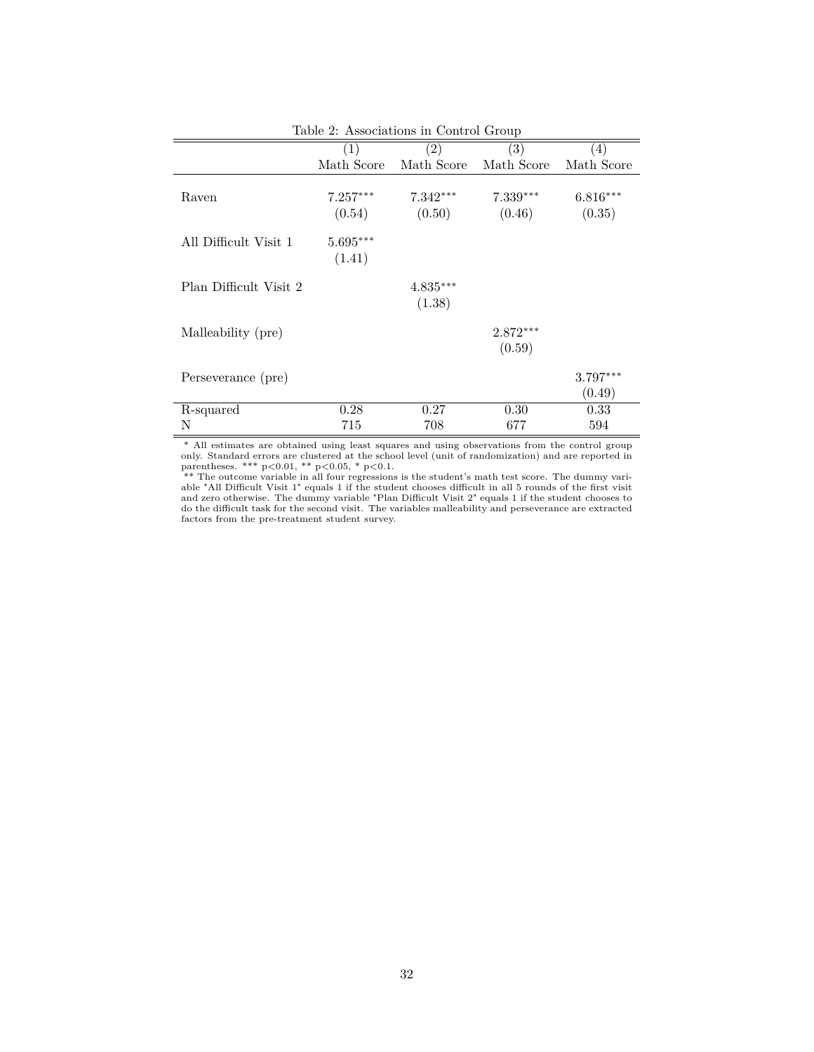Table 2: Associations in Control Group

| | (1) | (2) | (3) | (4) |
|---|---|---|---|---|
| | Math Score | Math Score | Math Score | Math Score |
| Raven | 7.257*** | 7.342*** | 7.339*** | 6.816*** |
| | (0.54) | (0.50) | (0.46) | (0.35) |
| All Difficult Visit 1 | 5.695*** | | | |
| | (1.41) | | | |
| Plan Difficult Visit 2 | | 4.835*** | | |
| | | (1.38) | | |
| Malleability (pre) | | | 2.872*** | |
| | | | (0.59) | |
| Perseverance (pre) | | | | 3.797*** |
| | | | | (0.49) |
| R-squared | 0.28 | 0.27 | 0.30 | 0.33 |
| N | 715 | 708 | 677 | 594 |

* All estimates are obtained using least squares and using observations from the control group only. Standard errors are clustered at the school level (unit of randomization) and are reported in parentheses. *** p<0.01, ** p<0.05, * p<0.1.

** The outcome variable in all four regressions is the student's math test score. The dummy variable "All Difficult Visit 1" equals 1 if the student chooses difficult in all 5 rounds of the first visit and zero otherwise. The dummy variable "Plan Difficult Visit 2" equals 1 if the student chooses to do the difficult task for the second visit. The variables malleability and perseverance are extracted factors from the pre-treatment student survey.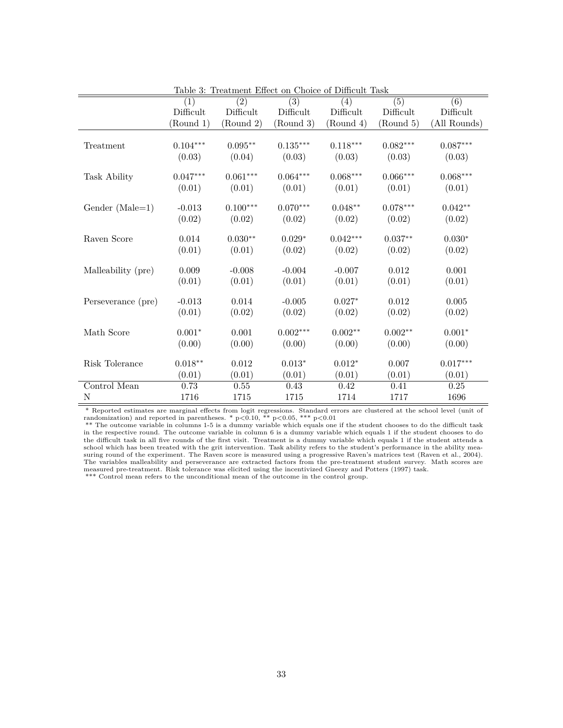Table 3: Treatment Effect on Choice of Difficult Task

| | (1) Difficult (Round 1) | (2) Difficult (Round 2) | (3) Difficult (Round 3) | (4) Difficult (Round 4) | (5) Difficult (Round 5) | (6) Difficult (All Rounds) |
|---|---|---|---|---|---|---|
| Treatment | 0.104*** | 0.095** | 0.135*** | 0.118*** | 0.082*** | 0.087*** |
| | (0.03) | (0.04) | (0.03) | (0.03) | (0.03) | (0.03) |
| Task Ability | 0.047*** | 0.061*** | 0.064*** | 0.068*** | 0.066*** | 0.068*** |
| | (0.01) | (0.01) | (0.01) | (0.01) | (0.01) | (0.01) |
| Gender (Male=1) | -0.013 | 0.100*** | 0.070*** | 0.048** | 0.078*** | 0.042** |
| | (0.02) | (0.02) | (0.02) | (0.02) | (0.02) | (0.02) |
| Raven Score | 0.014 | 0.030** | 0.029* | 0.042*** | 0.037** | 0.030* |
| | (0.01) | (0.01) | (0.02) | (0.02) | (0.02) | (0.02) |
| Malleability (pre) | 0.009 | -0.008 | -0.004 | -0.007 | 0.012 | 0.001 |
| | (0.01) | (0.01) | (0.01) | (0.01) | (0.01) | (0.01) |
| Perseverance (pre) | -0.013 | 0.014 | -0.005 | 0.027* | 0.012 | 0.005 |
| | (0.01) | (0.02) | (0.02) | (0.02) | (0.02) | (0.02) |
| Math Score | 0.001* | 0.001 | 0.002*** | 0.002** | 0.002** | 0.001* |
| | (0.00) | (0.00) | (0.00) | (0.00) | (0.00) | (0.00) |
| Risk Tolerance | 0.018** | 0.012 | 0.013* | 0.012* | 0.007 | 0.017*** |
| | (0.01) | (0.01) | (0.01) | (0.01) | (0.01) | (0.01) |
| Control Mean | 0.73 | 0.55 | 0.43 | 0.42 | 0.41 | 0.25 |
| N | 1716 | 1715 | 1715 | 1714 | 1717 | 1696 |

\* Reported estimates are marginal effects from logit regressions. Standard errors are clustered at the school level (unit of randomization) and reported in parentheses. * $p<0.10$, ** $p<0.05$, *** $p<0.01$

\** The outcome variable in columns 1-5 is a dummy variable which equals one if the student chooses to do the difficult task in the respective round. The outcome variable in column 6 is a dummy variable which equals 1 if the student chooses to do the difficult task in all five rounds of the first visit. Treatment is a dummy variable which equals 1 if the student attends a school which has been treated with the grit intervention. Task ability refers to the student's performance in the ability measuring round of the experiment. The Raven score is measured using a progressive Raven's matrices test (Raven et al., 2004). The variables malleability and perseverance are extracted factors from the pre-treatment student survey. Math scores are measured pre-treatment. Risk tolerance was elicited using the incentivized Gneezy and Potters (1997) task.

\*** Control mean refers to the unconditional mean of the outcome in the control group.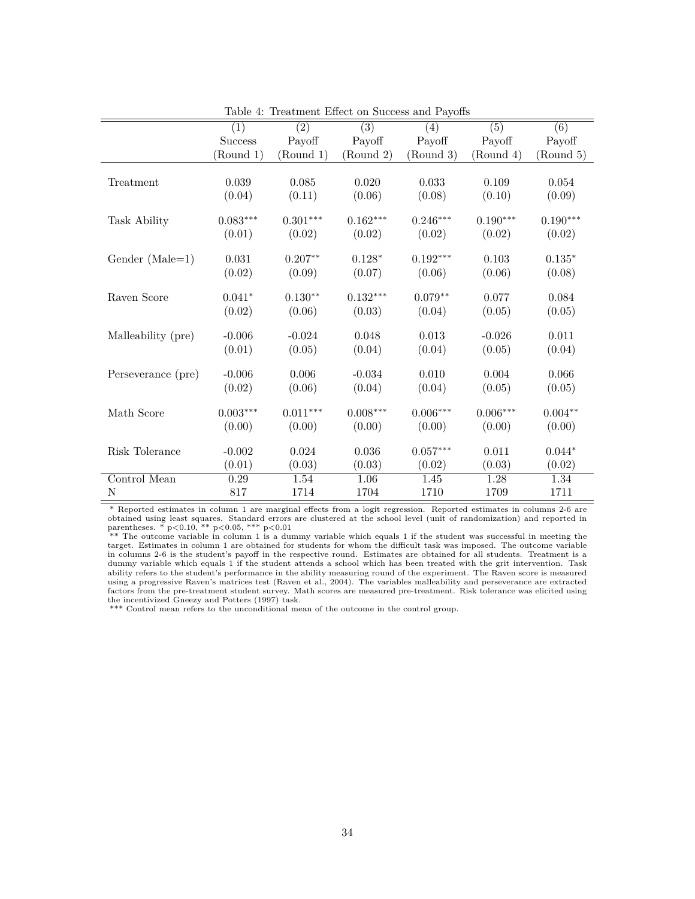Table 4: Treatment Effect on Success and Payoffs

| | (1) Success (Round 1) | (2) Payoff (Round 1) | (3) Payoff (Round 2) | (4) Payoff (Round 3) | (5) Payoff (Round 4) | (6) Payoff (Round 5) |
|---|---|---|---|---|---|---|
| Treatment | 0.039 | 0.085 | 0.020 | 0.033 | 0.109 | 0.054 |
| | (0.04) | (0.11) | (0.06) | (0.08) | (0.10) | (0.09) |
| Task Ability | 0.083*** | 0.301*** | 0.162*** | 0.246*** | 0.190*** | 0.190*** |
| | (0.01) | (0.02) | (0.02) | (0.02) | (0.02) | (0.02) |
| Gender (Male=1) | 0.031 | 0.207** | 0.128* | 0.192*** | 0.103 | 0.135* |
| | (0.02) | (0.09) | (0.07) | (0.06) | (0.06) | (0.08) |
| Raven Score | 0.041* | 0.130** | 0.132*** | 0.079** | 0.077 | 0.084 |
| | (0.02) | (0.06) | (0.03) | (0.04) | (0.05) | (0.05) |
| Malleability (pre) | -0.006 | -0.024 | 0.048 | 0.013 | -0.026 | 0.011 |
| | (0.01) | (0.05) | (0.04) | (0.04) | (0.05) | (0.04) |
| Perseverance (pre) | -0.006 | 0.006 | -0.034 | 0.010 | 0.004 | 0.066 |
| | (0.02) | (0.06) | (0.04) | (0.04) | (0.05) | (0.05) |
| Math Score | 0.003*** | 0.011*** | 0.008*** | 0.006*** | 0.006*** | 0.004** |
| | (0.00) | (0.00) | (0.00) | (0.00) | (0.00) | (0.00) |
| Risk Tolerance | -0.002 | 0.024 | 0.036 | 0.057*** | 0.011 | 0.044* |
| | (0.01) | (0.03) | (0.03) | (0.02) | (0.03) | (0.02) |
| Control Mean | 0.29 | 1.54 | 1.06 | 1.45 | 1.28 | 1.34 |
| N | 817 | 1714 | 1704 | 1710 | 1709 | 1711 |

\* Reported estimates in column 1 are marginal effects from a logit regression. Reported estimates in columns 2-6 are obtained using least squares. Standard errors are clustered at the school level (unit of randomization) and reported in parentheses. * $p<0.10$, ** $p<0.05$, *** $p<0.01$

\*\* The outcome variable in column 1 is a dummy variable which equals 1 if the student was successful in meeting the target. Estimates in column 1 are obtained for students for whom the difficult task was imposed. The outcome variable in columns 2-6 is the student's payoff in the respective round. Estimates are obtained for all students. Treatment is a dummy variable which equals 1 if the student attends a school which has been treated with the grit intervention. Task ability refers to the student's performance in the ability measuring round of the experiment. The Raven score is measured using a progressive Raven's matrices test (Raven et al., 2004). The variables malleability and perseverance are extracted factors from the pre-treatment student survey. Math scores are measured pre-treatment. Risk tolerance was elicited using the incentivized Gneezy and Potters (1997) task.

\*\*\* Control mean refers to the unconditional mean of the outcome in the control group.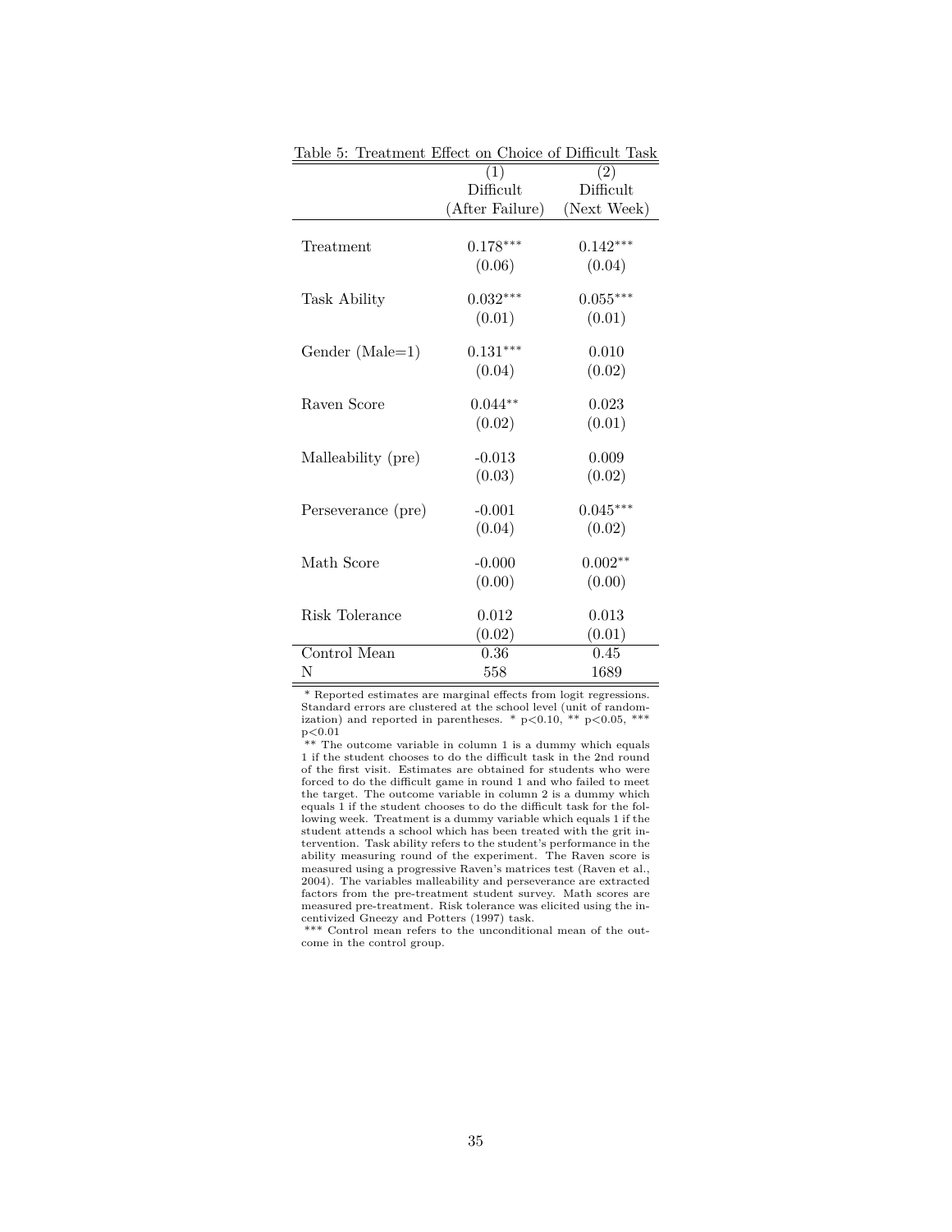Table 5: Treatment Effect on Choice of Difficult Task

| | (1) Difficult (After Failure) | (2) Difficult (Next Week) |
|---|---|---|
| Treatment | $0.178^{***}$ | $0.142^{***}$ |
| | (0.06) | (0.04) |
| Task Ability | $0.032^{***}$ | $0.055^{***}$ |
| | (0.01) | (0.01) |
| Gender (Male=1) | $0.131^{***}$ | 0.010 |
| | (0.04) | (0.02) |
| Raven Score | $0.044^{**}$ | 0.023 |
| | (0.02) | (0.01) |
| Malleability (pre) | -0.013 | 0.009 |
| | (0.03) | (0.02) |
| Perseverance (pre) | -0.001 | $0.045^{***}$ |
| | (0.04) | (0.02) |
| Math Score | -0.000 | $0.002^{**}$ |
| | (0.00) | (0.00) |
| Risk Tolerance | 0.012 | 0.013 |
| | (0.02) | (0.01) |
| Control Mean | 0.36 | 0.45 |
| N | 558 | 1689 |

\* Reported estimates are marginal effects from logit regressions. Standard errors are clustered at the school level (unit of randomization) and reported in parentheses. * $p<0.10$, ** $p<0.05$, *** $p<0.01$

** The outcome variable in column 1 is a dummy which equals 1 if the student chooses to do the difficult task in the 2nd round of the first visit. Estimates are obtained for students who were forced to do the difficult game in round 1 and who failed to meet the target. The outcome variable in column 2 is a dummy which equals 1 if the student chooses to do the difficult task for the following week. Treatment is a dummy variable which equals 1 if the student attends a school which has been treated with the grit intervention. Task ability refers to the student's performance in the ability measuring round of the experiment. The Raven score is measured using a progressive Raven's matrices test (Raven et al., 2004). The variables malleability and perseverance are extracted factors from the pre-treatment student survey. Math scores are measured pre-treatment. Risk tolerance was elicited using the incentivized Gneezy and Potters (1997) task.

*** Control mean refers to the unconditional mean of the outcome in the control group.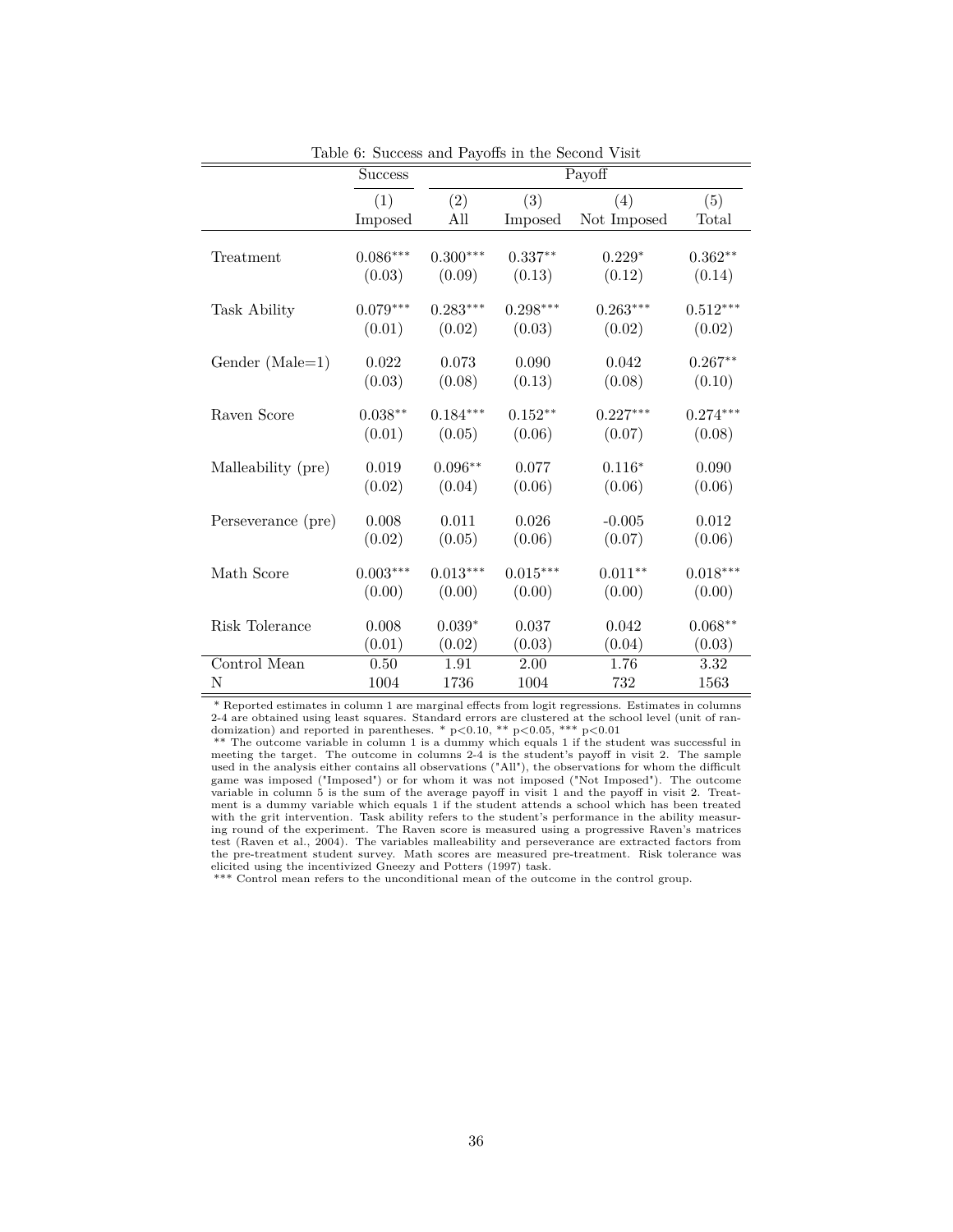Table 6: Success and Payoffs in the Second Visit

| | Success | Payoff | | | |
|---|---|---|---|---|---|
| | (1) | (2) | (3) | (4) | (5) |
| | Imposed | All | Imposed | Not Imposed | Total |
| Treatment | 0.086*** | 0.300*** | 0.337** | 0.229* | 0.362** |
| | (0.03) | (0.09) | (0.13) | (0.12) | (0.14) |
| Task Ability | 0.079*** | 0.283*** | 0.298*** | 0.263*** | 0.512*** |
| | (0.01) | (0.02) | (0.03) | (0.02) | (0.02) |
| Gender (Male=1) | 0.022 | 0.073 | 0.090 | 0.042 | 0.267** |
| | (0.03) | (0.08) | (0.13) | (0.08) | (0.10) |
| Raven Score | 0.038** | 0.184*** | 0.152** | 0.227*** | 0.274*** |
| | (0.01) | (0.05) | (0.06) | (0.07) | (0.08) |
| Malleability (pre) | 0.019 | 0.096** | 0.077 | 0.116* | 0.090 |
| | (0.02) | (0.04) | (0.06) | (0.06) | (0.06) |
| Perseverance (pre) | 0.008 | 0.011 | 0.026 | -0.005 | 0.012 |
| | (0.02) | (0.05) | (0.06) | (0.07) | (0.06) |
| Math Score | 0.003*** | 0.013*** | 0.015*** | 0.011** | 0.018*** |
| | (0.00) | (0.00) | (0.00) | (0.00) | (0.00) |
| Risk Tolerance | 0.008 | 0.039* | 0.037 | 0.042 | 0.068** |
| | (0.01) | (0.02) | (0.03) | (0.04) | (0.03) |
| Control Mean | 0.50 | 1.91 | 2.00 | 1.76 | 3.32 |
| N | 1004 | 1736 | 1004 | 732 | 1563 |

* Reported estimates in column 1 are marginal effects from logit regressions. Estimates in columns 2-4 are obtained using least squares. Standard errors are clustered at the school level (unit of randomization) and reported in parentheses. * $p<0.10$, ** $p<0.05$, *** $p<0.01$

** The outcome variable in column 1 is a dummy which equals 1 if the student was successful in meeting the target. The outcome in columns 2-4 is the student's payoff in visit 2. The sample used in the analysis either contains all observations ("All"), the observations for whom the difficult game was imposed ("Imposed") or for whom it was not imposed ("Not Imposed"). The outcome variable in column 5 is the sum of the average payoff in visit 1 and the payoff in visit 2. Treatment is a dummy variable which equals 1 if the student attends a school which has been treated with the grit intervention. Task ability refers to the student's performance in the ability measuring round of the experiment. The Raven score is measured using a progressive Raven's matrices test (Raven et al., 2004). The variables malleability and perseverance are extracted factors from the pre-treatment student survey. Math scores are measured pre-treatment. Risk tolerance was elicited using the incentivized Gneezy and Potters (1997) task.

*** Control mean refers to the unconditional mean of the outcome in the control group.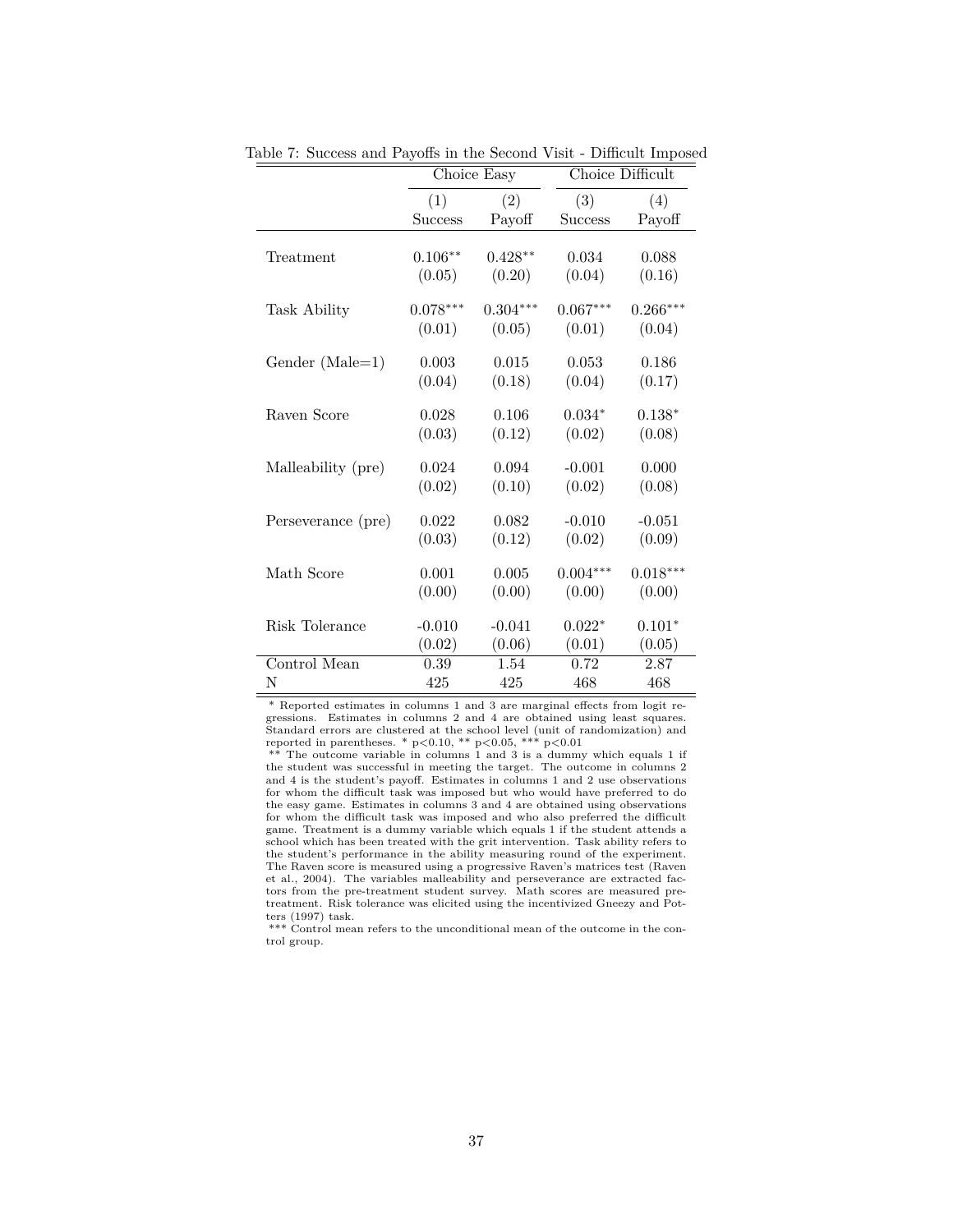Table 7: Success and Payoffs in the Second Visit - Difficult Imposed

| | Choice Easy | | Choice Difficult | |
|---|---|---|---|---|
| | (1) | (2) | (3) | (4) |
| | Success | Payoff | Success | Payoff |
| Treatment | 0.106** | 0.428** | 0.034 | 0.088 |
| | (0.05) | (0.20) | (0.04) | (0.16) |
| Task Ability | 0.078*** | 0.304*** | 0.067*** | 0.266*** |
| | (0.01) | (0.05) | (0.01) | (0.04) |
| Gender (Male=1) | 0.003 | 0.015 | 0.053 | 0.186 |
| | (0.04) | (0.18) | (0.04) | (0.17) |
| Raven Score | 0.028 | 0.106 | 0.034* | 0.138* |
| | (0.03) | (0.12) | (0.02) | (0.08) |
| Malleability (pre) | 0.024 | 0.094 | -0.001 | 0.000 |
| | (0.02) | (0.10) | (0.02) | (0.08) |
| Perseverance (pre) | 0.022 | 0.082 | -0.010 | -0.051 |
| | (0.03) | (0.12) | (0.02) | (0.09) |
| Math Score | 0.001 | 0.005 | 0.004*** | 0.018*** |
| | (0.00) | (0.00) | (0.00) | (0.00) |
| Risk Tolerance | -0.010 | -0.041 | 0.022* | 0.101* |
| | (0.02) | (0.06) | (0.01) | (0.05) |
| Control Mean | 0.39 | 1.54 | 0.72 | 2.87 |
| N | 425 | 425 | 468 | 468 |

* Reported estimates in columns 1 and 3 are marginal effects from logit regressions. Estimates in columns 2 and 4 are obtained using least squares. Standard errors are clustered at the school level (unit of randomization) and reported in parentheses. * $p<0.10$, ** $p<0.05$, *** $p<0.01$

** The outcome variable in columns 1 and 3 is a dummy which equals 1 if the student was successful in meeting the target. The outcome in columns 2 and 4 is the student's payoff. Estimates in columns 1 and 2 use observations for whom the difficult task was imposed but who would have preferred to do the easy game. Estimates in columns 3 and 4 are obtained using observations for whom the difficult task was imposed and who also preferred the difficult game. Treatment is a dummy variable which equals 1 if the student attends a school which has been treated with the grit intervention. Task ability refers to the student's performance in the ability measuring round of the experiment. The Raven score is measured using a progressive Raven's matrices test (Raven et al., 2004). The variables malleability and perseverance are extracted factors from the pre-treatment student survey. Math scores are measured pre-treatment. Risk tolerance was elicited using the incentivized Gneezy and Potters (1997) task.

*** Control mean refers to the unconditional mean of the outcome in the control group.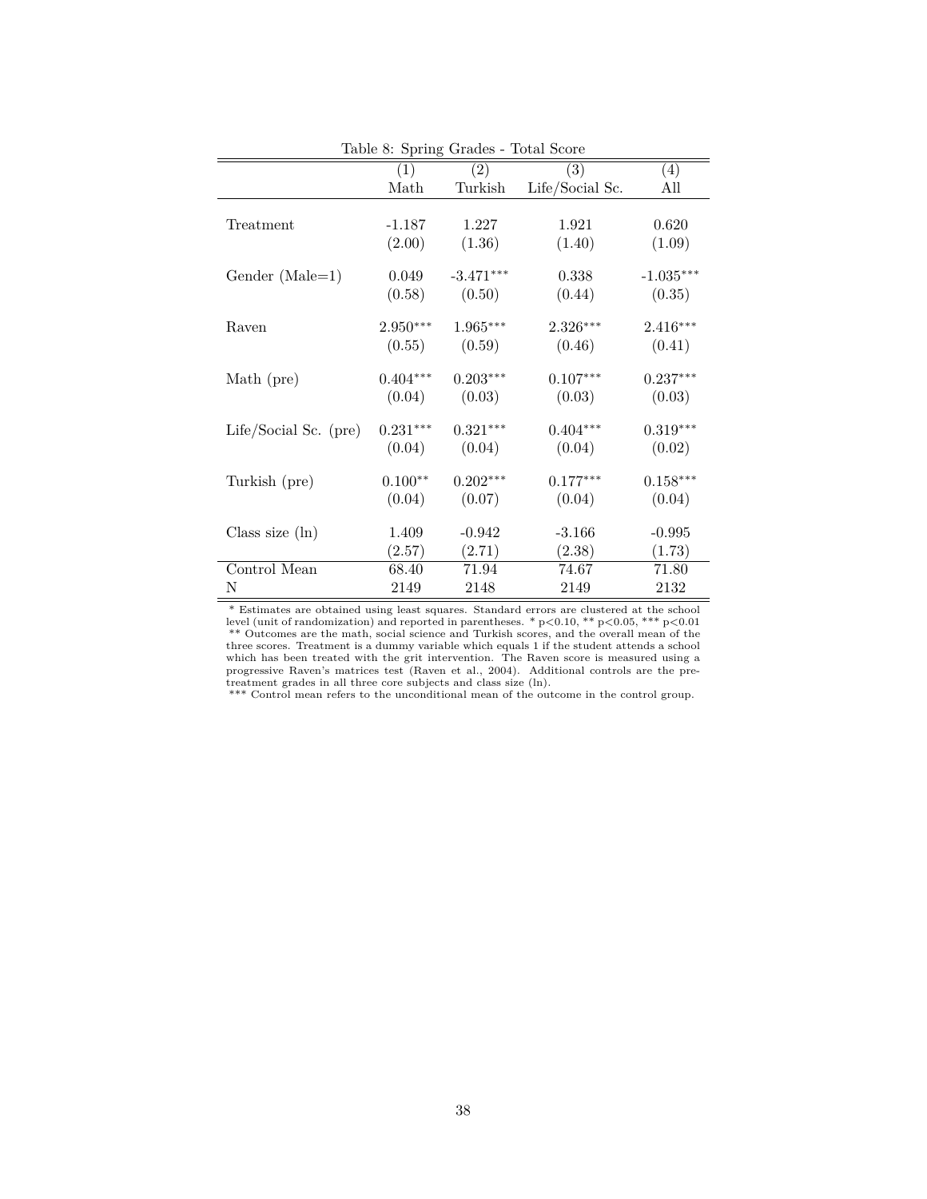Table 8: Spring Grades - Total Score

| | (1) | (2) | (3) | (4) |
|---|---|---|---|---|
| | Math | Turkish | Life/Social Sc. | All |
| Treatment | -1.187 | 1.227 | 1.921 | 0.620 |
| | (2.00) | (1.36) | (1.40) | (1.09) |
| Gender (Male=1) | 0.049 | -3.471*** | 0.338 | -1.035*** |
| | (0.58) | (0.50) | (0.44) | (0.35) |
| Raven | 2.950*** | 1.965*** | 2.326*** | 2.416*** |
| | (0.55) | (0.59) | (0.46) | (0.41) |
| Math (pre) | 0.404*** | 0.203*** | 0.107*** | 0.237*** |
| | (0.04) | (0.03) | (0.03) | (0.03) |
| Life/Social Sc. (pre) | 0.231*** | 0.321*** | 0.404*** | 0.319*** |
| | (0.04) | (0.04) | (0.04) | (0.02) |
| Turkish (pre) | 0.100** | 0.202*** | 0.177*** | 0.158*** |
| | (0.04) | (0.07) | (0.04) | (0.04) |
| Class size (ln) | 1.409 | -0.942 | -3.166 | -0.995 |
| | (2.57) | (2.71) | (2.38) | (1.73) |
| Control Mean | 68.40 | 71.94 | 74.67 | 71.80 |
| N | 2149 | 2148 | 2149 | 2132 |

\* Estimates are obtained using least squares. Standard errors are clustered at the school level (unit of randomization) and reported in parentheses. * $p<0.10$, ** $p<0.05$, *** $p<0.01$
** Outcomes are the math, social science and Turkish scores, and the overall mean of the three scores. Treatment is a dummy variable which equals 1 if the student attends a school which has been treated with the grit intervention. The Raven score is measured using a progressive Raven's matrices test (Raven et al., 2004). Additional controls are the pre-treatment grades in all three core subjects and class size (ln).
*** Control mean refers to the unconditional mean of the outcome in the control group.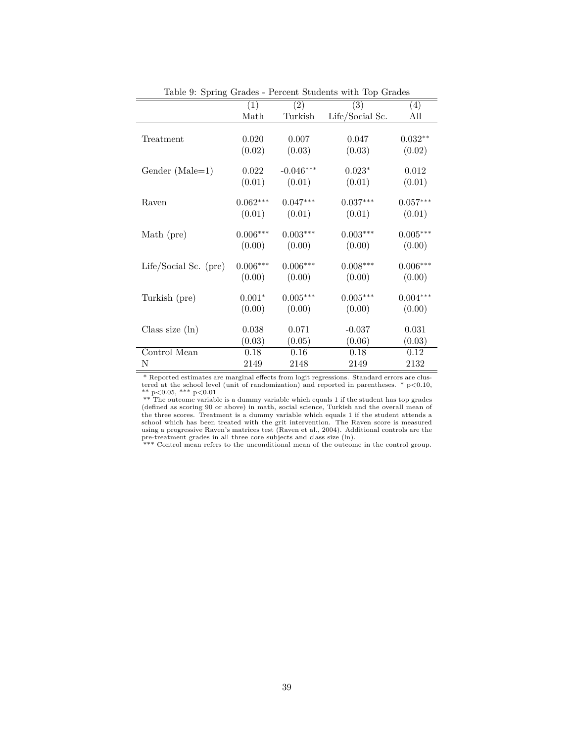Table 9: Spring Grades - Percent Students with Top Grades

| | (1) | (2) | (3) | (4) |
|---|---|---|---|---|
| | Math | Turkish | Life/Social Sc. | All |
| Treatment | 0.020 | 0.007 | 0.047 | 0.032** |
| | (0.02) | (0.03) | (0.03) | (0.02) |
| Gender (Male=1) | 0.022 | -0.046*** | 0.023* | 0.012 |
| | (0.01) | (0.01) | (0.01) | (0.01) |
| Raven | 0.062*** | 0.047*** | 0.037*** | 0.057*** |
| | (0.01) | (0.01) | (0.01) | (0.01) |
| Math (pre) | 0.006*** | 0.003*** | 0.003*** | 0.005*** |
| | (0.00) | (0.00) | (0.00) | (0.00) |
| Life/Social Sc. (pre) | 0.006*** | 0.006*** | 0.008*** | 0.006*** |
| | (0.00) | (0.00) | (0.00) | (0.00) |
| Turkish (pre) | 0.001* | 0.005*** | 0.005*** | 0.004*** |
| | (0.00) | (0.00) | (0.00) | (0.00) |
| Class size (ln) | 0.038 | 0.071 | -0.037 | 0.031 |
| | (0.03) | (0.05) | (0.06) | (0.03) |
| Control Mean | 0.18 | 0.16 | 0.18 | 0.12 |
| N | 2149 | 2148 | 2149 | 2132 |

* Reported estimates are marginal effects from logit regressions. Standard errors are clustered at the school level (unit of randomization) and reported in parentheses. * $p<0.10$, ** $p<0.05$, *** $p<0.01$

** The outcome variable is a dummy variable which equals 1 if the student has top grades (defined as scoring 90 or above) in math, social science, Turkish and the overall mean of the three scores. Treatment is a dummy variable which equals 1 if the student attends a school which has been treated with the grit intervention. The Raven score is measured using a progressive Raven's matrices test (Raven et al., 2004). Additional controls are the pre-treatment grades in all three core subjects and class size (ln).

*** Control mean refers to the unconditional mean of the outcome in the control group.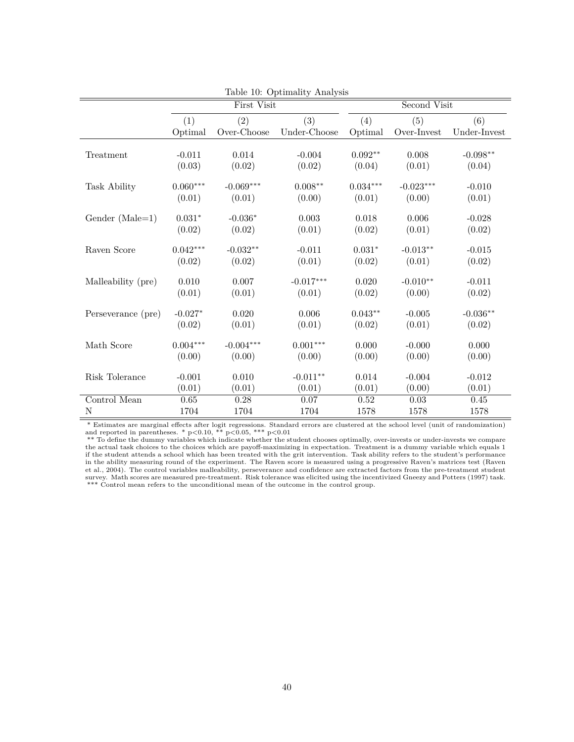Table 10: Optimality Analysis

| | First Visit | | | Second Visit | | |
|---|---|---|---|---|---|---|
| | (1) | (2) | (3) | (4) | (5) | (6) |
| | Optimal | Over-Choose | Under-Choose | Optimal | Over-Invest | Under-Invest |
| Treatment | -0.011 | 0.014 | -0.004 | $0.092^{**}$ | 0.008 | $-0.098^{**}$ |
| | (0.03) | (0.02) | (0.02) | (0.04) | (0.01) | (0.04) |
| Task Ability | $0.060^{***}$ | $-0.069^{***}$ | $0.008^{**}$ | $0.034^{***}$ | $-0.023^{***}$ | -0.010 |
| | (0.01) | (0.01) | (0.00) | (0.01) | (0.00) | (0.01) |
| Gender (Male=1) | $0.031^{*}$ | $-0.036^{*}$ | 0.003 | 0.018 | 0.006 | -0.028 |
| | (0.02) | (0.02) | (0.01) | (0.02) | (0.01) | (0.02) |
| Raven Score | $0.042^{***}$ | $-0.032^{**}$ | -0.011 | $0.031^{*}$ | $-0.013^{**}$ | -0.015 |
| | (0.02) | (0.02) | (0.01) | (0.02) | (0.01) | (0.02) |
| Malleability (pre) | 0.010 | 0.007 | $-0.017^{***}$ | 0.020 | $-0.010^{**}$ | -0.011 |
| | (0.01) | (0.01) | (0.01) | (0.02) | (0.00) | (0.02) |
| Perseverance (pre) | $-0.027^{*}$ | 0.020 | 0.006 | $0.043^{**}$ | -0.005 | $-0.036^{**}$ |
| | (0.02) | (0.01) | (0.01) | (0.02) | (0.01) | (0.02) |
| Math Score | $0.004^{***}$ | $-0.004^{***}$ | $0.001^{***}$ | 0.000 | -0.000 | 0.000 |
| | (0.00) | (0.00) | (0.00) | (0.00) | (0.00) | (0.00) |
| Risk Tolerance | -0.001 | 0.010 | $-0.011^{**}$ | 0.014 | -0.004 | -0.012 |
| | (0.01) | (0.01) | (0.01) | (0.01) | (0.00) | (0.01) |
| Control Mean | 0.65 | 0.28 | 0.07 | 0.52 | 0.03 | 0.45 |
| N | 1704 | 1704 | 1704 | 1578 | 1578 | 1578 |

\* Estimates are marginal effects after logit regressions. Standard errors are clustered at the school level (unit of randomization) and reported in parentheses. * $p<0.10$, ** $p<0.05$, *** $p<0.01$

\** To define the dummy variables which indicate whether the student chooses optimally, over-invests or under-invests we compare the actual task choices to the choices which are payoff-maximizing in expectation. Treatment is a dummy variable which equals 1 if the student attends a school which has been treated with the grit intervention. Task ability refers to the student's performance in the ability measuring round of the experiment. The Raven score is measured using a progressive Raven's matrices test (Raven et al., 2004). The control variables malleability, perseverance and confidence are extracted factors from the pre-treatment student survey. Math scores are measured pre-treatment. Risk tolerance was elicited using the incentivized Gneezy and Potters (1997) task.

\*** Control mean refers to the unconditional mean of the outcome in the control group.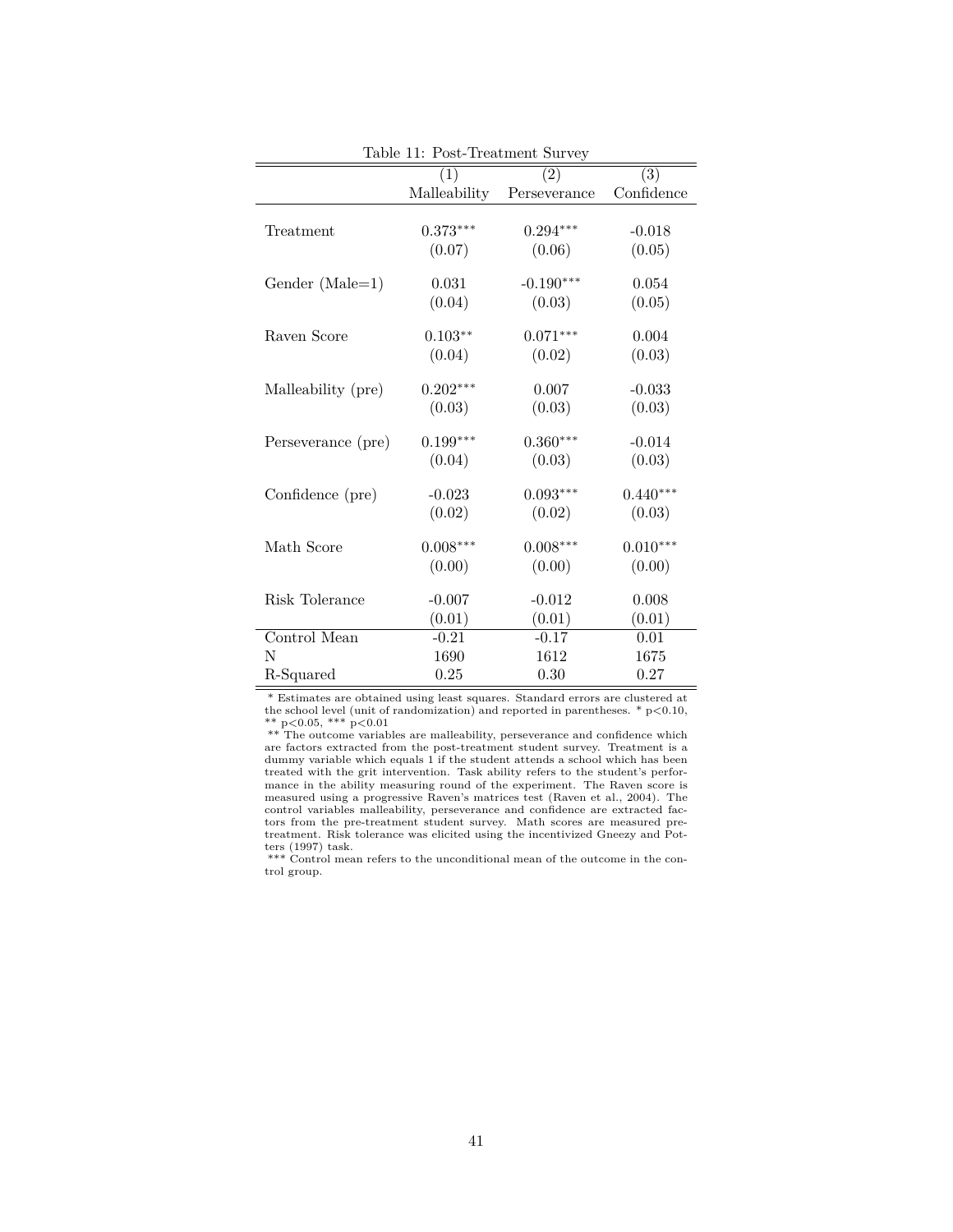Table 11: Post-Treatment Survey

| | (1) Malleability | (2) Perseverance | (3) Confidence |
|---|---|---|---|
| Treatment | 0.373*** | 0.294*** | -0.018 |
| | (0.07) | (0.06) | (0.05) |
| Gender (Male=1) | 0.031 | -0.190*** | 0.054 |
| | (0.04) | (0.03) | (0.05) |
| Raven Score | 0.103** | 0.071*** | 0.004 |
| | (0.04) | (0.02) | (0.03) |
| Malleability (pre) | 0.202*** | 0.007 | -0.033 |
| | (0.03) | (0.03) | (0.03) |
| Perseverance (pre) | 0.199*** | 0.360*** | -0.014 |
| | (0.04) | (0.03) | (0.03) |
| Confidence (pre) | -0.023 | 0.093*** | 0.440*** |
| | (0.02) | (0.02) | (0.03) |
| Math Score | 0.008*** | 0.008*** | 0.010*** |
| | (0.00) | (0.00) | (0.00) |
| Risk Tolerance | -0.007 | -0.012 | 0.008 |
| | (0.01) | (0.01) | (0.01) |
| Control Mean | -0.21 | -0.17 | 0.01 |
| N | 1690 | 1612 | 1675 |
| R-Squared | 0.25 | 0.30 | 0.27 |

* Estimates are obtained using least squares. Standard errors are clustered at the school level (unit of randomization) and reported in parentheses. * $p<0.10$, ** $p<0.05$, *** $p<0.01$

** The outcome variables are malleability, perseverance and confidence which are factors extracted from the post-treatment student survey. Treatment is a dummy variable which equals 1 if the student attends a school which has been treated with the grit intervention. Task ability refers to the student's performance in the ability measuring round of the experiment. The Raven score is measured using a progressive Raven's matrices test (Raven et al., 2004). The control variables malleability, perseverance and confidence are extracted factors from the pre-treatment student survey. Math scores are measured pre-treatment. Risk tolerance was elicited using the incentivized Gneezy and Potters (1997) task.

*** Control mean refers to the unconditional mean of the outcome in the control group.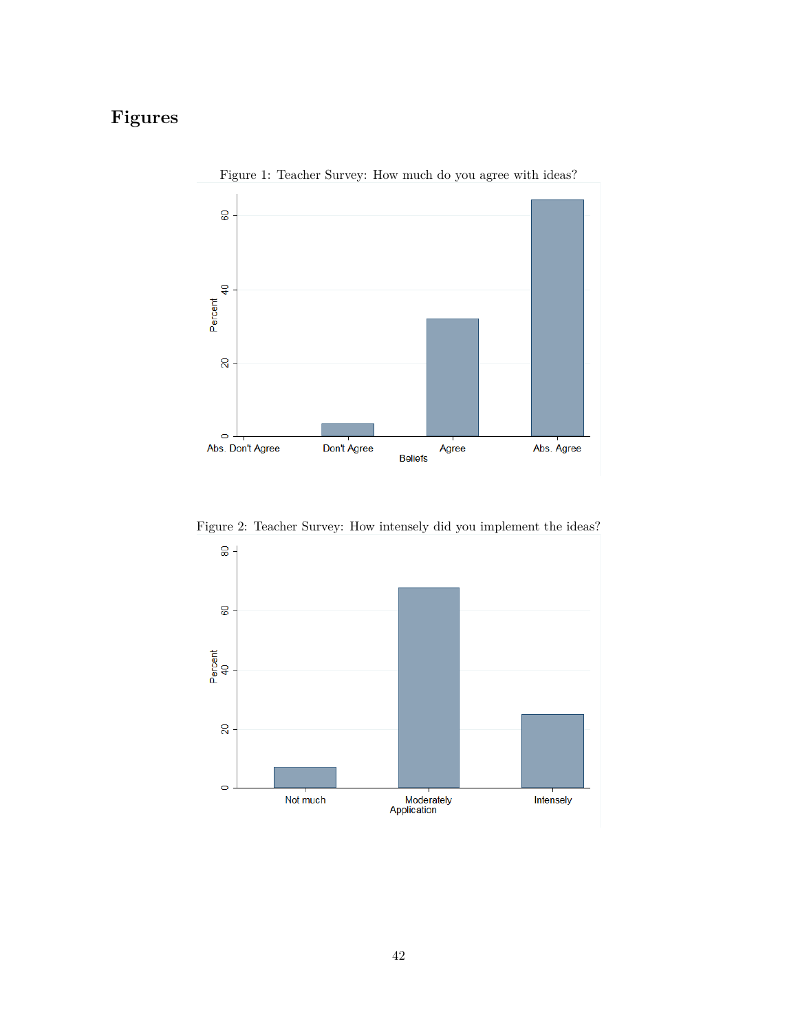# Figures

Figure 1: Teacher Survey: How much do you agree with ideas?

Figure 2: Teacher Survey: How intensely did you implement the ideas?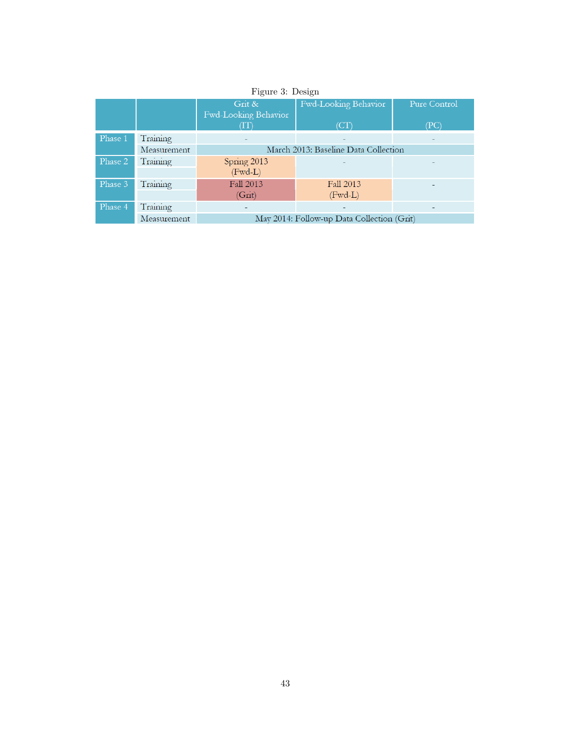Figure 3: Design

| | | Grit & Fwd-Looking Behavior (IT) | Fwd-Looking Behavior (CT) | Pure Control (PC) |
|---|---|---|---|---|
| Phase 1 | Training | - | - | - |
| | Measurement | March 2013: Baseline Data Collection | | |
| Phase 2 | Training | Spring 2013 (Fwd-L) | - | - |
| Phase 3 | Training | Fall 2013 (Grit) | Fall 2013 (Fwd-L) | - |
| Phase 4 | Training | - | - | - |
| | Measurement | May 2014: Follow-up Data Collection (Grit) | | |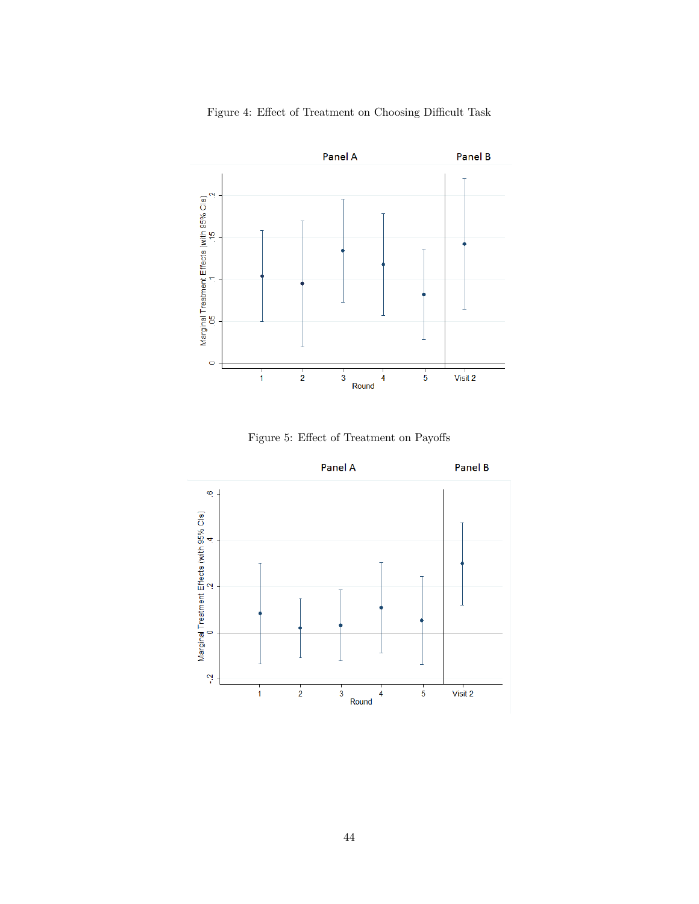Figure 4: Effect of Treatment on Choosing Difficult Task

Figure 5: Effect of Treatment on Payoffs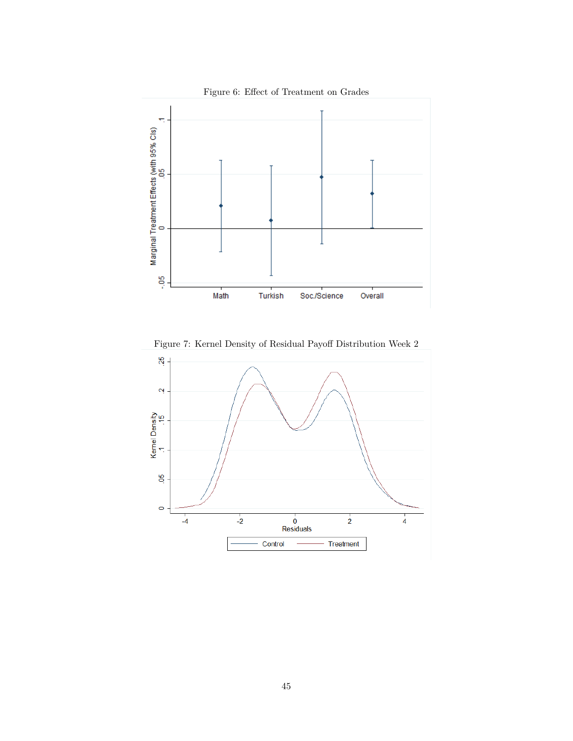Figure 6: Effect of Treatment on Grades

Figure 7: Kernel Density of Residual Payoff Distribution Week 2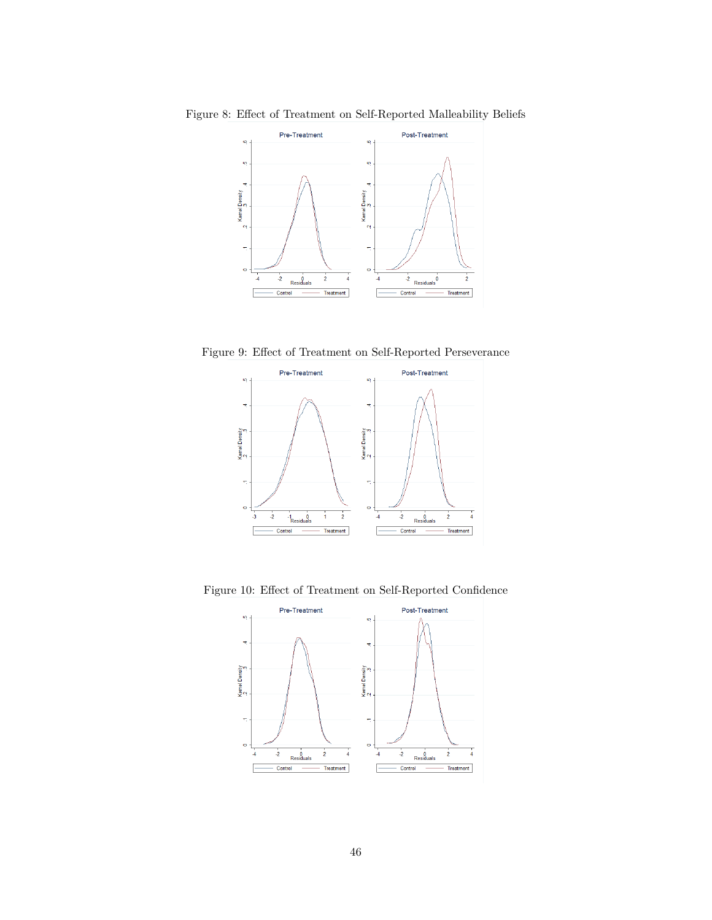Figure 8: Effect of Treatment on Self-Reported Malleability Beliefs

Figure 9: Effect of Treatment on Self-Reported Perseverance

Figure 10: Effect of Treatment on Self-Reported Confidence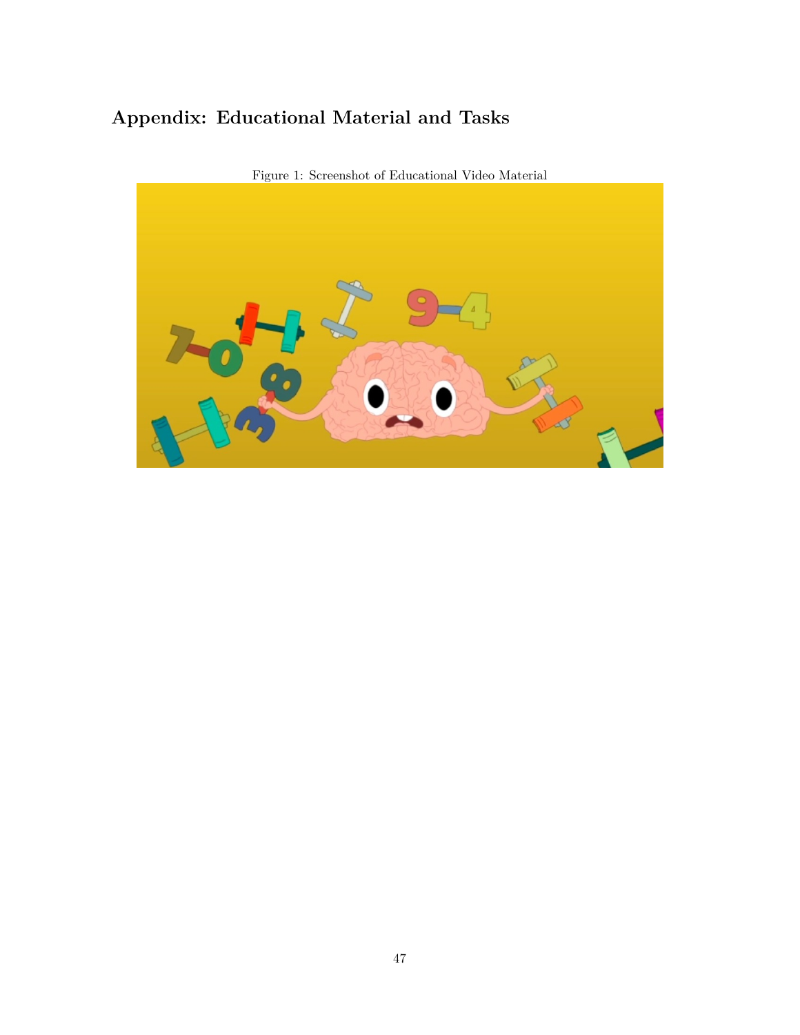# Appendix: Educational Material and Tasks

Figure 1: Screenshot of Educational Video Material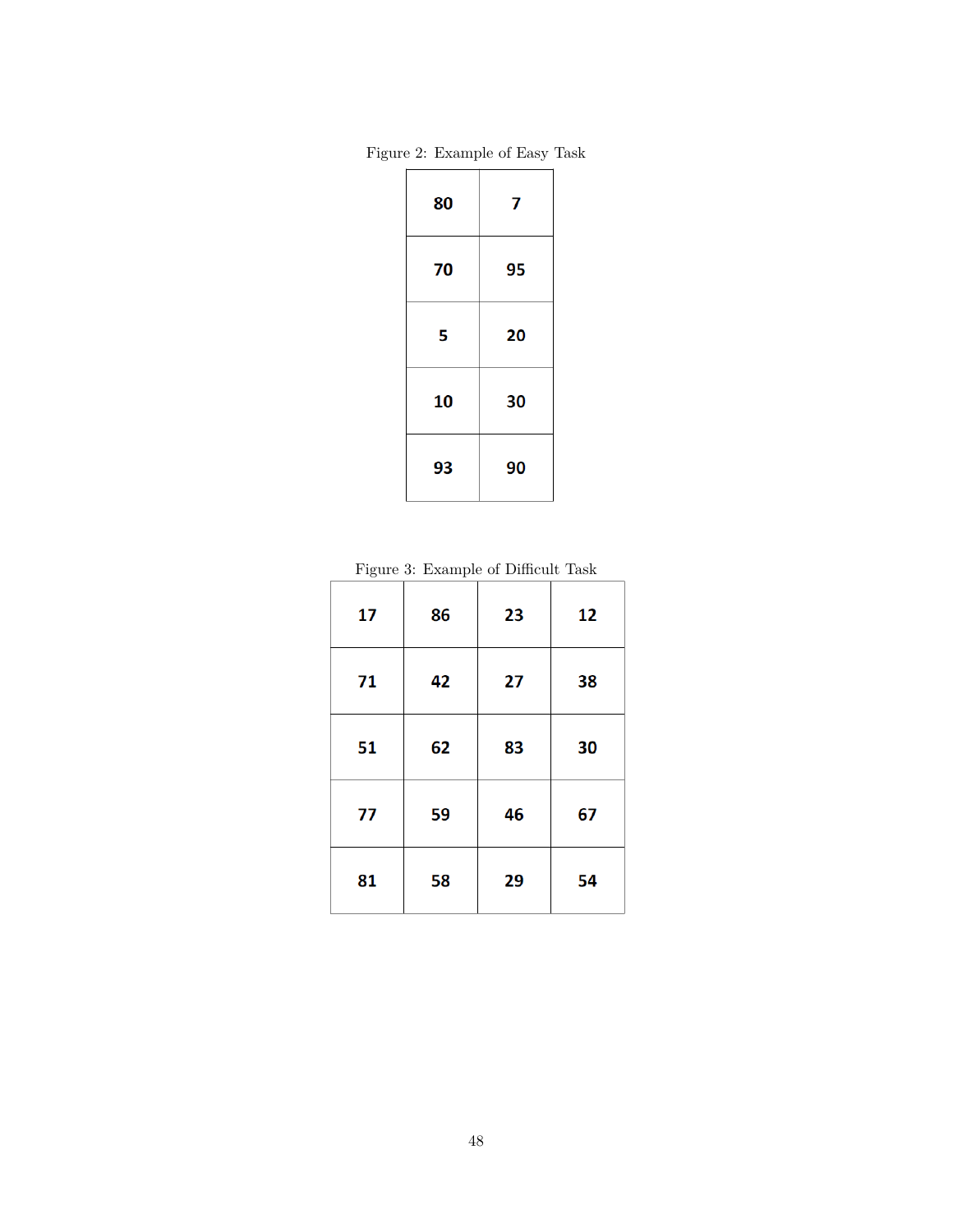Figure 2: Example of Easy Task

| | |
|---|---|
| 80 | 7 |
| 70 | 95 |
| 5 | 20 |
| 10 | 30 |
| 93 | 90 |

Figure 3: Example of Difficult Task

| | | | |
|---|---|---|---|
| 17 | 86 | 23 | 12 |
| 71 | 42 | 27 | 38 |
| 51 | 62 | 83 | 30 |
| 77 | 59 | 46 | 67 |
| 81 | 58 | 29 | 54 |